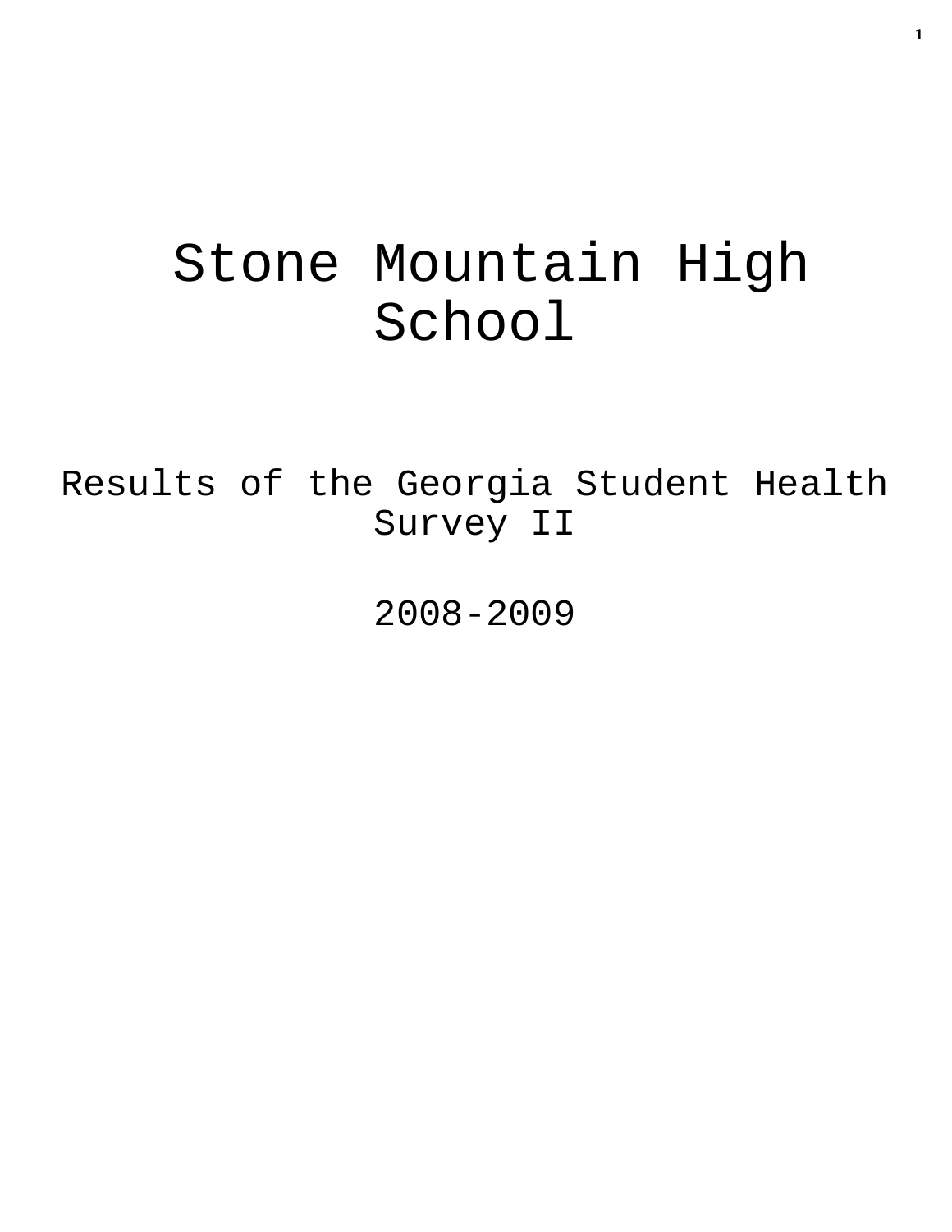# Stone Mountain High School

## Results of the Georgia Student Health Survey II

## 2008-2009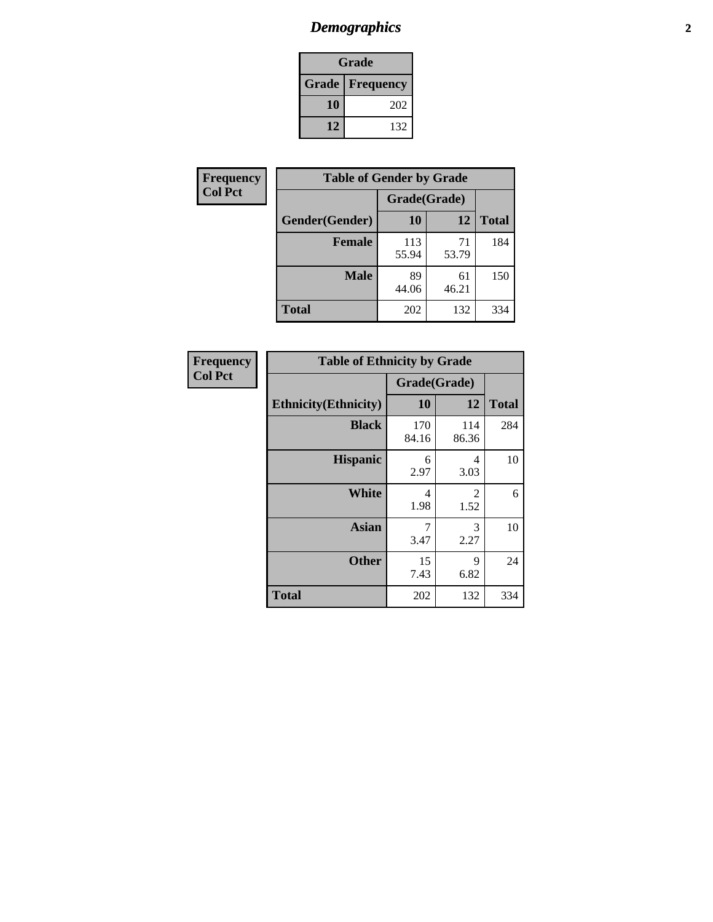# *Demographics*

| Grade | |
|---|---|
| **Grade** | **Frequency** |
| **10** | 202 |
| **12** | 132 |

| Frequency<br>Col Pct |

| Table of Gender by Grade | | | |
|---|---|---|---|
| | Grade(Grade) | | |
| **Gender(Gender)** | **10** | **12** | **Total** |
| **Female** | 113<br>55.94 | 71<br>53.79 | 184 |
| **Male** | 89<br>44.06 | 61<br>46.21 | 150 |
| **Total** | 202 | 132 | 334 |

| Frequency<br>Col Pct |

| Table of Ethnicity by Grade | | | |
|---|---|---|---|
| | Grade(Grade) | | |
| **Ethnicity(Ethnicity)** | **10** | **12** | **Total** |
| **Black** | 170<br>84.16 | 114<br>86.36 | 284 |
| **Hispanic** | 6<br>2.97 | 4<br>3.03 | 10 |
| **White** | 4<br>1.98 | 2<br>1.52 | 6 |
| **Asian** | 7<br>3.47 | 3<br>2.27 | 10 |
| **Other** | 15<br>7.43 | 9<br>6.82 | 24 |
| **Total** | 202 | 132 | 334 |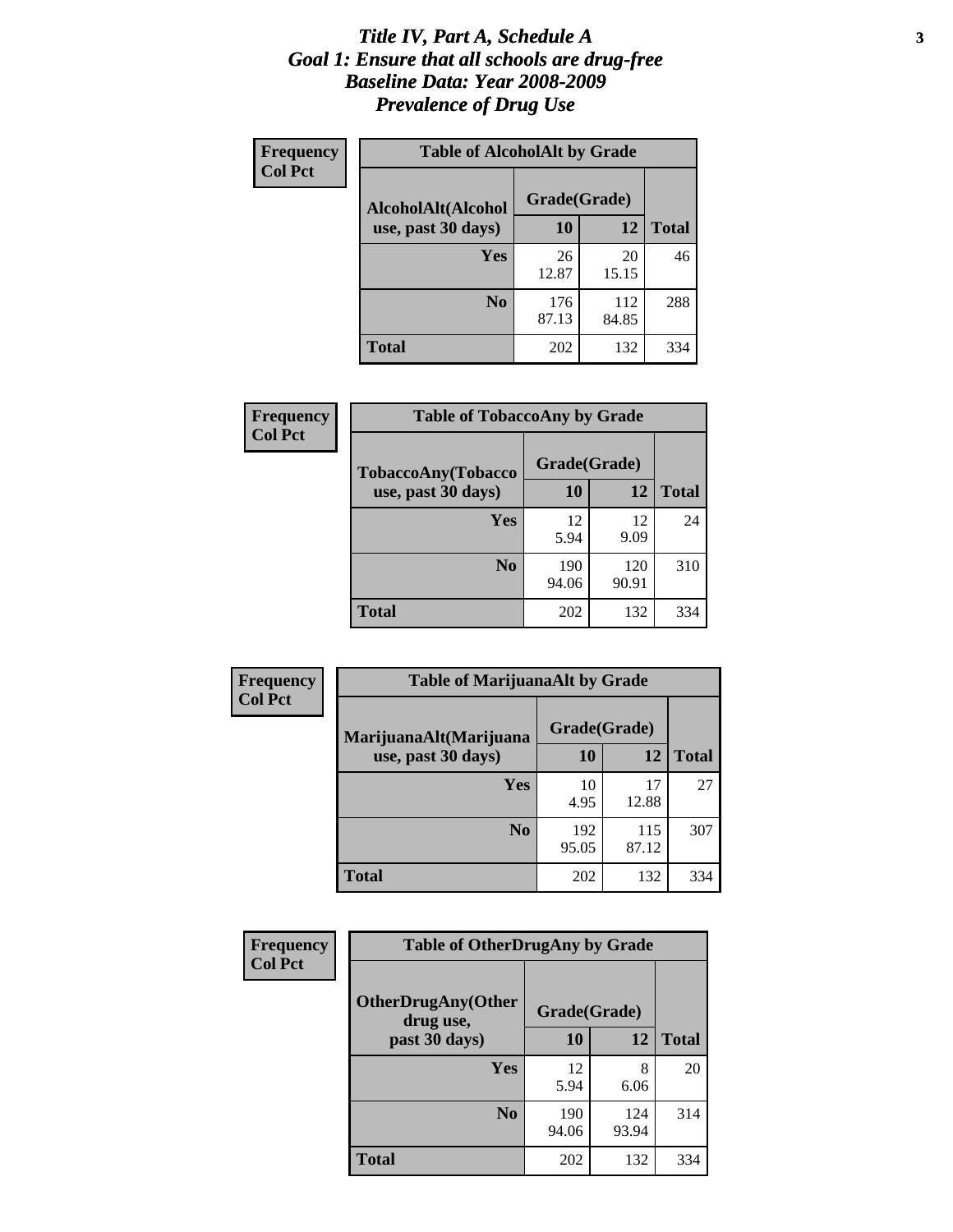# *Title IV, Part A, Schedule A*
# *Goal 1: Ensure that all schools are drug-free*
# *Baseline Data: Year 2008-2009*
# *Prevalence of Drug Use*

**Frequency**
**Col Pct**

**Table of AlcoholAlt by Grade**

| AlcoholAlt(Alcohol use, past 30 days) | Grade(Grade) | | |
|---|---|---|---|
| | **10** | **12** | **Total** |
| **Yes** | 26<br>12.87 | 20<br>15.15 | 46 |
| **No** | 176<br>87.13 | 112<br>84.85 | 288 |
| **Total** | 202 | 132 | 334 |

**Frequency**
**Col Pct**

**Table of TobaccoAny by Grade**

| TobaccoAny(Tobacco use, past 30 days) | Grade(Grade) | | |
|---|---|---|---|
| | **10** | **12** | **Total** |
| **Yes** | 12<br>5.94 | 12<br>9.09 | 24 |
| **No** | 190<br>94.06 | 120<br>90.91 | 310 |
| **Total** | 202 | 132 | 334 |

**Frequency**
**Col Pct**

**Table of MarijuanaAlt by Grade**

| MarijuanaAlt(Marijuana use, past 30 days) | Grade(Grade) | | |
|---|---|---|---|
| | **10** | **12** | **Total** |
| **Yes** | 10<br>4.95 | 17<br>12.88 | 27 |
| **No** | 192<br>95.05 | 115<br>87.12 | 307 |
| **Total** | 202 | 132 | 334 |

**Frequency**
**Col Pct**

**Table of OtherDrugAny by Grade**

| OtherDrugAny(Other drug use, past 30 days) | Grade(Grade) | | |
|---|---|---|---|
| | **10** | **12** | **Total** |
| **Yes** | 12<br>5.94 | 8<br>6.06 | 20 |
| **No** | 190<br>94.06 | 124<br>93.94 | 314 |
| **Total** | 202 | 132 | 334 |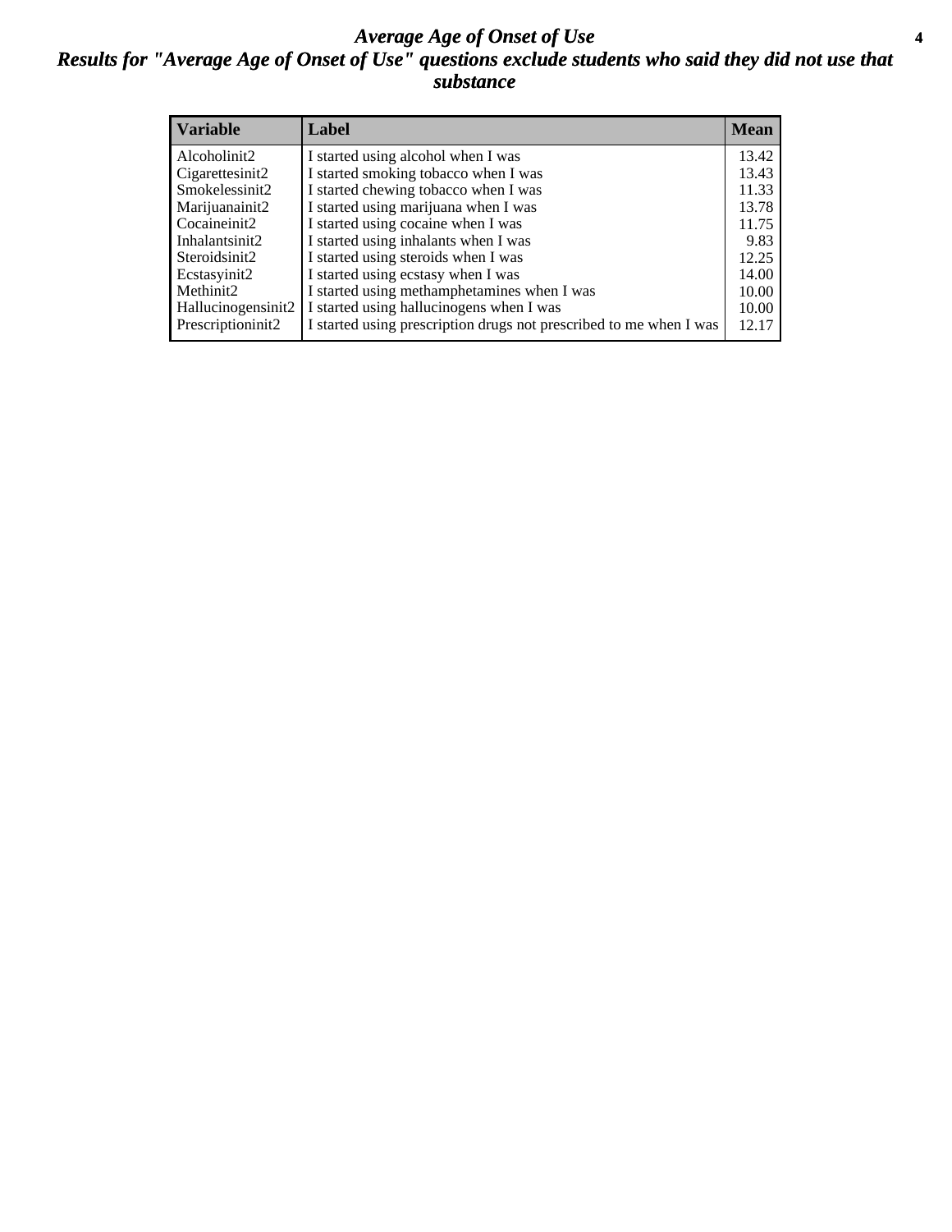## *Average Age of Onset of Use*

## *Results for "Average Age of Onset of Use" questions exclude students who said they did not use that substance*

| Variable | Label | Mean |
|---|---|---|
| Alcoholinit2 | I started using alcohol when I was | 13.42 |
| Cigarettesinit2 | I started smoking tobacco when I was | 13.43 |
| Smokelessinit2 | I started chewing tobacco when I was | 11.33 |
| Marijuanainit2 | I started using marijuana when I was | 13.78 |
| Cocaineinit2 | I started using cocaine when I was | 11.75 |
| Inhalantsinit2 | I started using inhalants when I was | 9.83 |
| Steroidsinit2 | I started using steroids when I was | 12.25 |
| Ecstasyinit2 | I started using ecstasy when I was | 14.00 |
| Methinit2 | I started using methamphetamines when I was | 10.00 |
| Hallucinogensinit2 | I started using hallucinogens when I was | 10.00 |
| Prescriptioninit2 | I started using prescription drugs not prescribed to me when I was | 12.17 |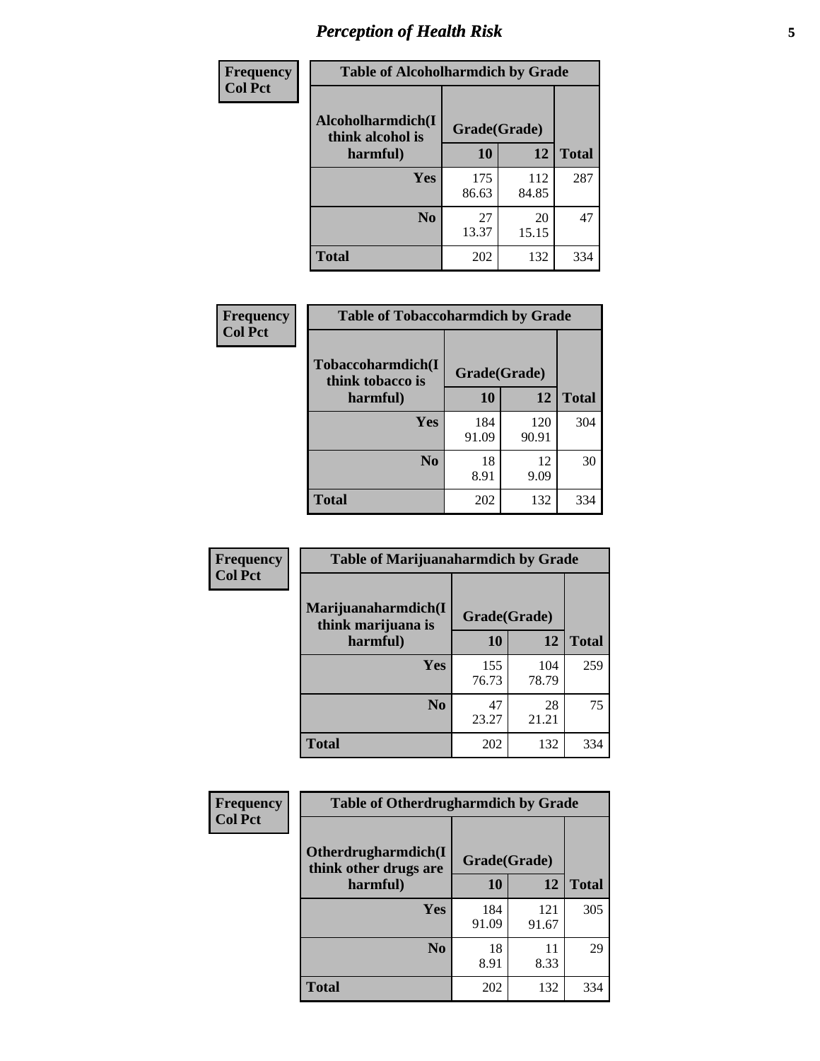# Perception of Health Risk

| Frequency<br>Col Pct | Table of Alcoholharmdich by Grade | | |
|---|---|---|---|
| **Alcoholharmdich(I think alcohol is harmful)** | **Grade(Grade)** | | |
| | **10** | **12** | **Total** |
| **Yes** | 175<br>86.63 | 112<br>84.85 | 287 |
| **No** | 27<br>13.37 | 20<br>15.15 | 47 |
| **Total** | 202 | 132 | 334 |

| Frequency<br>Col Pct | Table of Tobaccoharmdich by Grade | | |
|---|---|---|---|
| **Tobaccoharmdich(I think tobacco is harmful)** | **Grade(Grade)** | | |
| | **10** | **12** | **Total** |
| **Yes** | 184<br>91.09 | 120<br>90.91 | 304 |
| **No** | 18<br>8.91 | 12<br>9.09 | 30 |
| **Total** | 202 | 132 | 334 |

| Frequency<br>Col Pct | Table of Marijuanaharmdich by Grade | | |
|---|---|---|---|
| **Marijuanaharmdich(I think marijuana is harmful)** | **Grade(Grade)** | | |
| | **10** | **12** | **Total** |
| **Yes** | 155<br>76.73 | 104<br>78.79 | 259 |
| **No** | 47<br>23.27 | 28<br>21.21 | 75 |
| **Total** | 202 | 132 | 334 |

| Frequency<br>Col Pct | Table of Otherdrugharmdich by Grade | | |
|---|---|---|---|
| **Otherdrugharmdich(I think other drugs are harmful)** | **Grade(Grade)** | | |
| | **10** | **12** | **Total** |
| **Yes** | 184<br>91.09 | 121<br>91.67 | 305 |
| **No** | 18<br>8.91 | 11<br>8.33 | 29 |
| **Total** | 202 | 132 | 334 |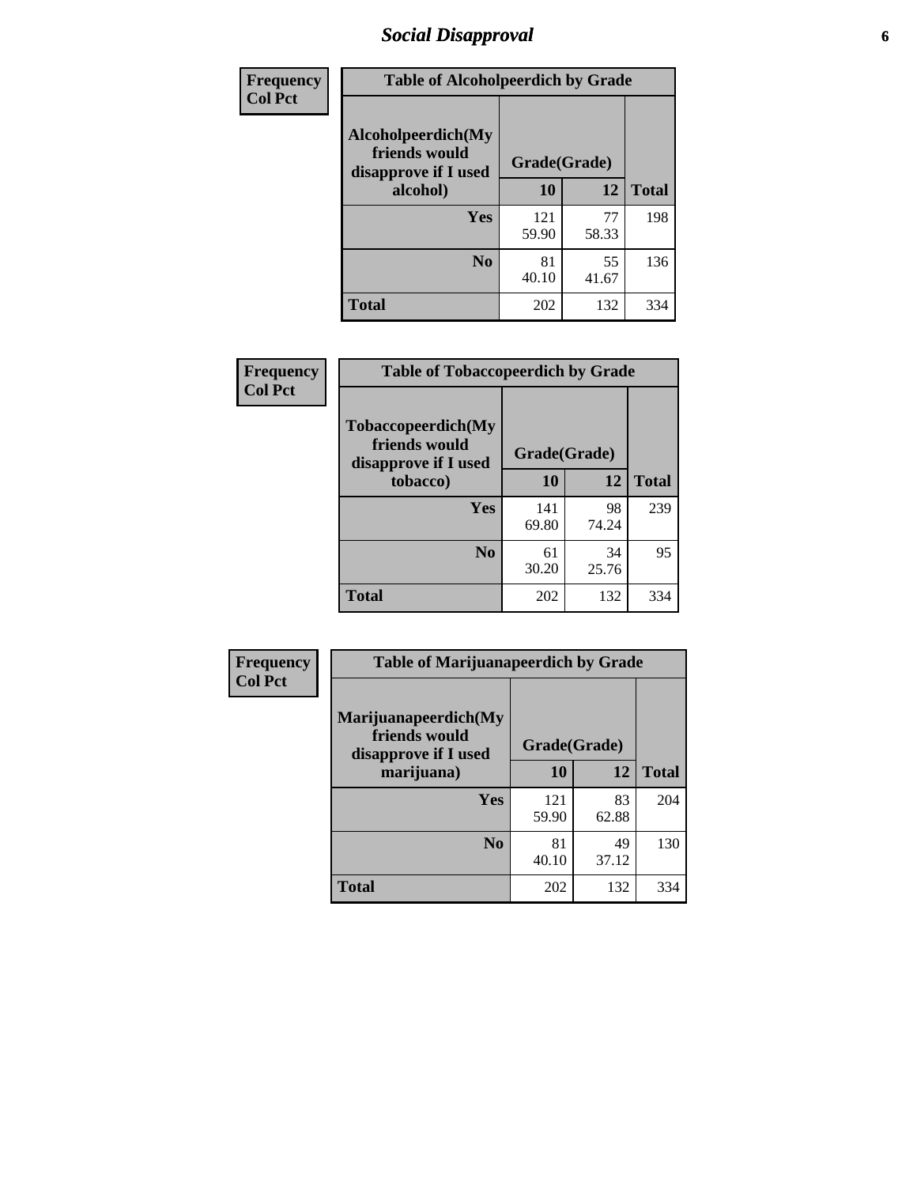# Social Disapproval

| Frequency<br>Col Pct | Table of Alcoholpeerdich by Grade | | |
|---|---|---|---|
| Alcoholpeerdich(My friends would disapprove if I used alcohol) | Grade(Grade) | | |
| | 10 | 12 | Total |
| Yes | 121<br>59.90 | 77<br>58.33 | 198 |
| No | 81<br>40.10 | 55<br>41.67 | 136 |
| Total | 202 | 132 | 334 |

| Frequency<br>Col Pct | Table of Tobaccopeerdich by Grade | | |
|---|---|---|---|
| Tobaccopeerdich(My friends would disapprove if I used tobacco) | Grade(Grade) | | |
| | 10 | 12 | Total |
| Yes | 141<br>69.80 | 98<br>74.24 | 239 |
| No | 61<br>30.20 | 34<br>25.76 | 95 |
| Total | 202 | 132 | 334 |

| Frequency<br>Col Pct | Table of Marijuanapeerdich by Grade | | |
|---|---|---|---|
| Marijuanapeerdich(My friends would disapprove if I used marijuana) | Grade(Grade) | | |
| | 10 | 12 | Total |
| Yes | 121<br>59.90 | 83<br>62.88 | 204 |
| No | 81<br>40.10 | 49<br>37.12 | 130 |
| Total | 202 | 132 | 334 |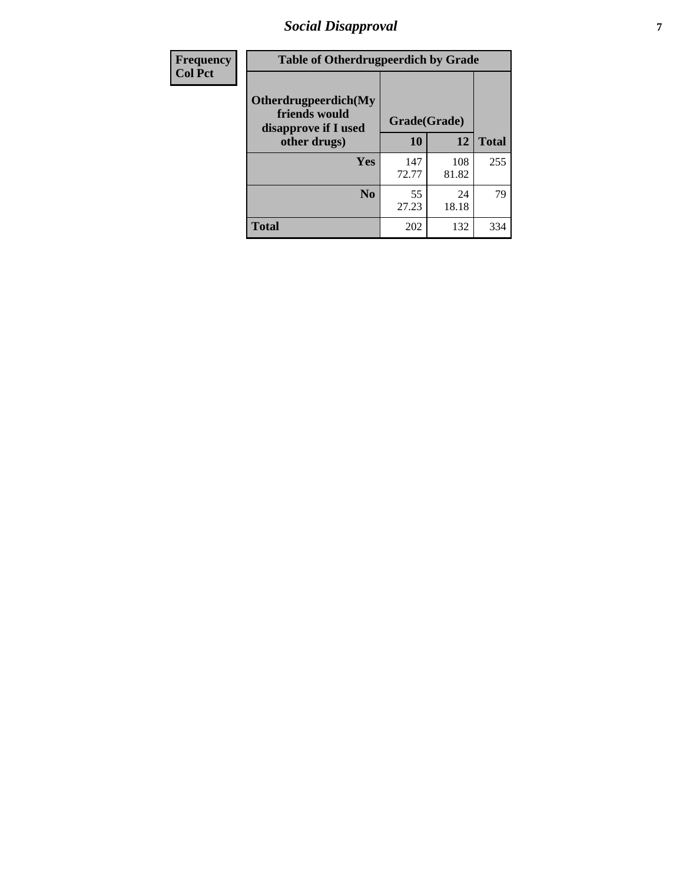| Frequency Col Pct | Table of Otherdrugpeerdich by Grade | | |
|---|---|---|---|
| Otherdrugpeerdich(My friends would disapprove if I used other drugs) | Grade(Grade) | | |
| | 10 | 12 | Total |
| Yes | 147<br>72.77 | 108<br>81.82 | 255 |
| No | 55<br>27.23 | 24<br>18.18 | 79 |
| Total | 202 | 132 | 334 |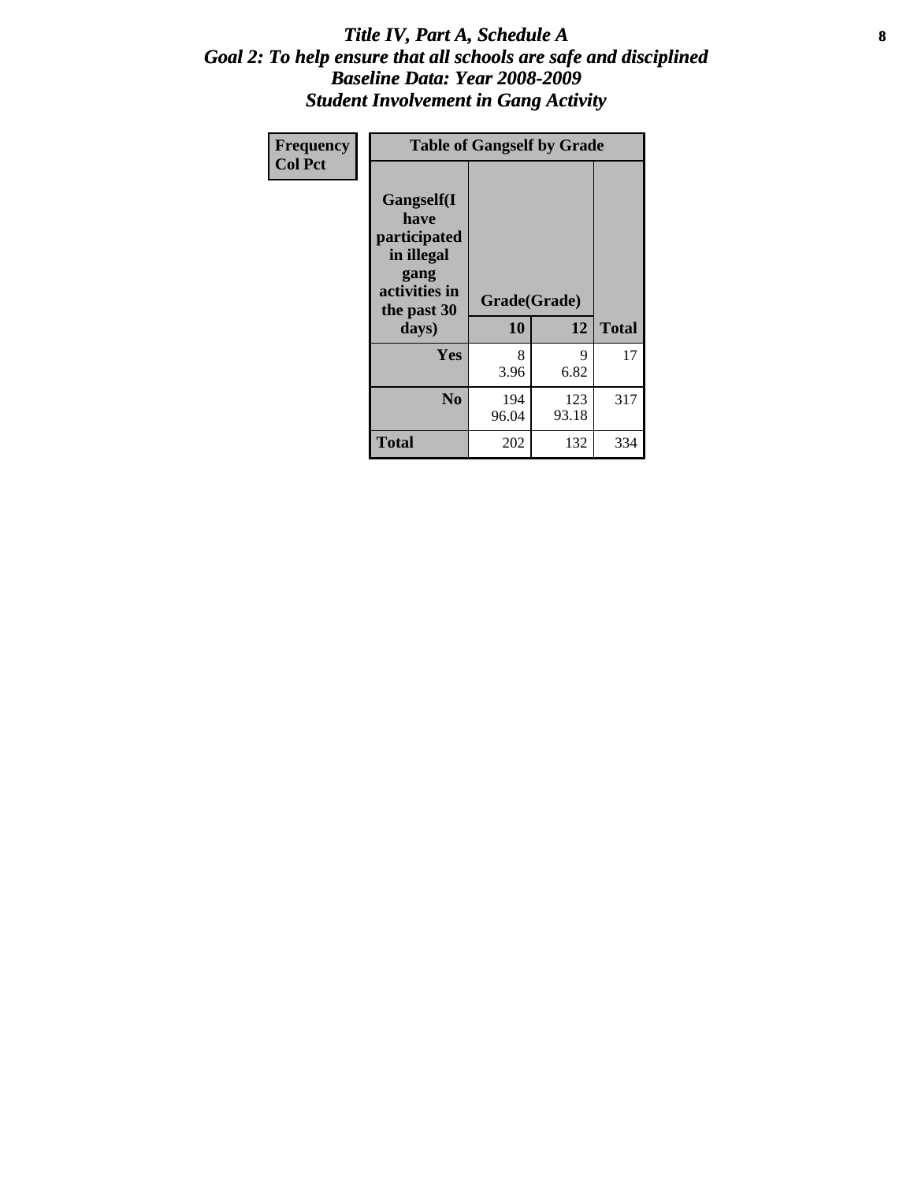# Title IV, Part A, Schedule A
## Goal 2: To help ensure that all schools are safe and disciplined
## Baseline Data: Year 2008-2009
## Student Involvement in Gang Activity

| Frequency<br>Col Pct | Table of Gangself by Grade | | |
|---|---|---|---|
| **Gangself(I have participated in illegal gang activities in the past 30 days)** | **Grade(Grade)** | | |
| | **10** | **12** | **Total** |
| **Yes** | 8<br>3.96 | 9<br>6.82 | 17 |
| **No** | 194<br>96.04 | 123<br>93.18 | 317 |
| **Total** | 202 | 132 | 334 |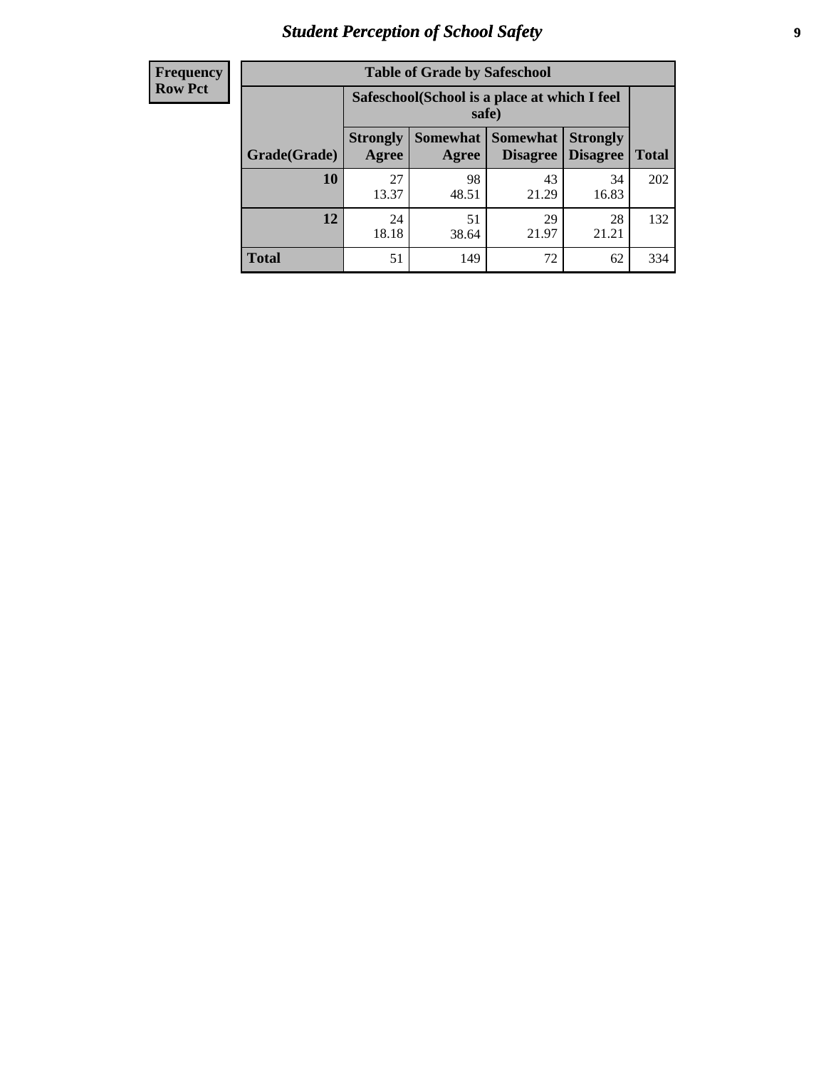# Student Perception of School Safety

| Frequency Row Pct | | | | | |
|---|---|---|---|---|---|
| **Table of Grade by Safeschool** | | | | | |
| | **Safeschool(School is a place at which I feel safe)** | | | | |
| **Grade(Grade)** | **Strongly Agree** | **Somewhat Agree** | **Somewhat Disagree** | **Strongly Disagree** | **Total** |
| **10** | 27<br>13.37 | 98<br>48.51 | 43<br>21.29 | 34<br>16.83 | 202 |
| **12** | 24<br>18.18 | 51<br>38.64 | 29<br>21.97 | 28<br>21.21 | 132 |
| **Total** | 51 | 149 | 72 | 62 | 334 |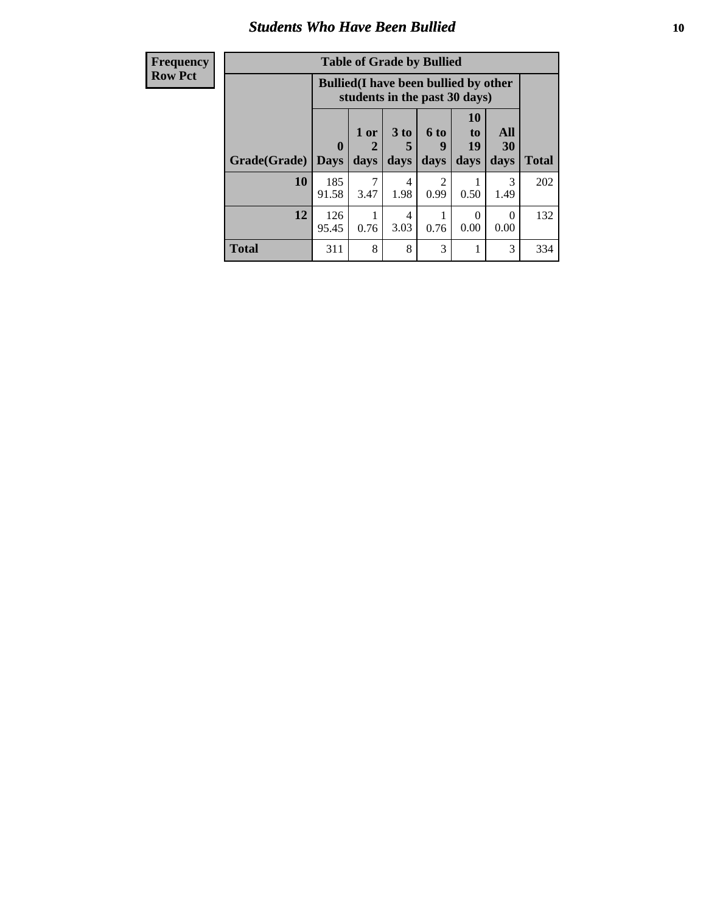## Students Who Have Been Bullied

| Frequency<br>Row Pct |
|---|

**Table of Grade by Bullied**

| Grade(Grade) | Bullied(I have been bullied by other students in the past 30 days) | | | | | | Total |
|---|---|---|---|---|---|---|---|
| | 0 Days | 1 or 2 days | 3 to 5 days | 6 to 9 days | 10 to 19 days | All 30 days | |
| **10** | 185<br>91.58 | 7<br>3.47 | 4<br>1.98 | 2<br>0.99 | 1<br>0.50 | 3<br>1.49 | 202 |
| **12** | 126<br>95.45 | 1<br>0.76 | 4<br>3.03 | 1<br>0.76 | 0<br>0.00 | 0<br>0.00 | 132 |
| **Total** | 311 | 8 | 8 | 3 | 1 | 3 | 334 |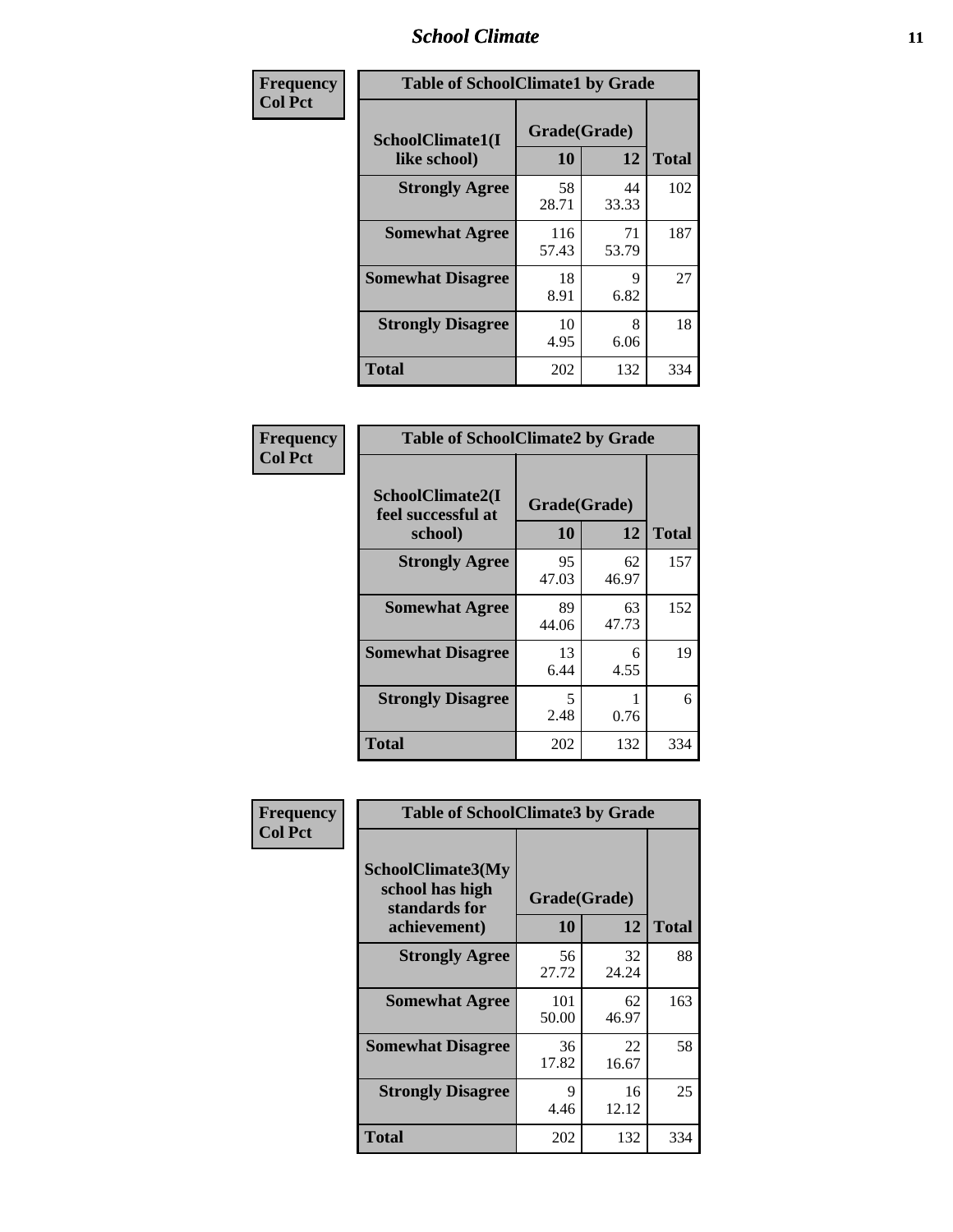| Frequency Col Pct | Table of SchoolClimate1 by Grade | | |
|---|---|---|---|
| SchoolClimate1(I like school) | Grade(Grade) | | Total |
| | 10 | 12 | |
| Strongly Agree | 58<br>28.71 | 44<br>33.33 | 102 |
| Somewhat Agree | 116<br>57.43 | 71<br>53.79 | 187 |
| Somewhat Disagree | 18<br>8.91 | 9<br>6.82 | 27 |
| Strongly Disagree | 10<br>4.95 | 8<br>6.06 | 18 |
| Total | 202 | 132 | 334 |

| Frequency Col Pct | Table of SchoolClimate2 by Grade | | |
|---|---|---|---|
| SchoolClimate2(I feel successful at school) | Grade(Grade) | | Total |
| | 10 | 12 | |
| Strongly Agree | 95<br>47.03 | 62<br>46.97 | 157 |
| Somewhat Agree | 89<br>44.06 | 63<br>47.73 | 152 |
| Somewhat Disagree | 13<br>6.44 | 6<br>4.55 | 19 |
| Strongly Disagree | 5<br>2.48 | 1<br>0.76 | 6 |
| Total | 202 | 132 | 334 |

| Frequency Col Pct | Table of SchoolClimate3 by Grade | | |
|---|---|---|---|
| SchoolClimate3(My school has high standards for achievement) | Grade(Grade) | | Total |
| | 10 | 12 | |
| Strongly Agree | 56<br>27.72 | 32<br>24.24 | 88 |
| Somewhat Agree | 101<br>50.00 | 62<br>46.97 | 163 |
| Somewhat Disagree | 36<br>17.82 | 22<br>16.67 | 58 |
| Strongly Disagree | 9<br>4.46 | 16<br>12.12 | 25 |
| Total | 202 | 132 | 334 |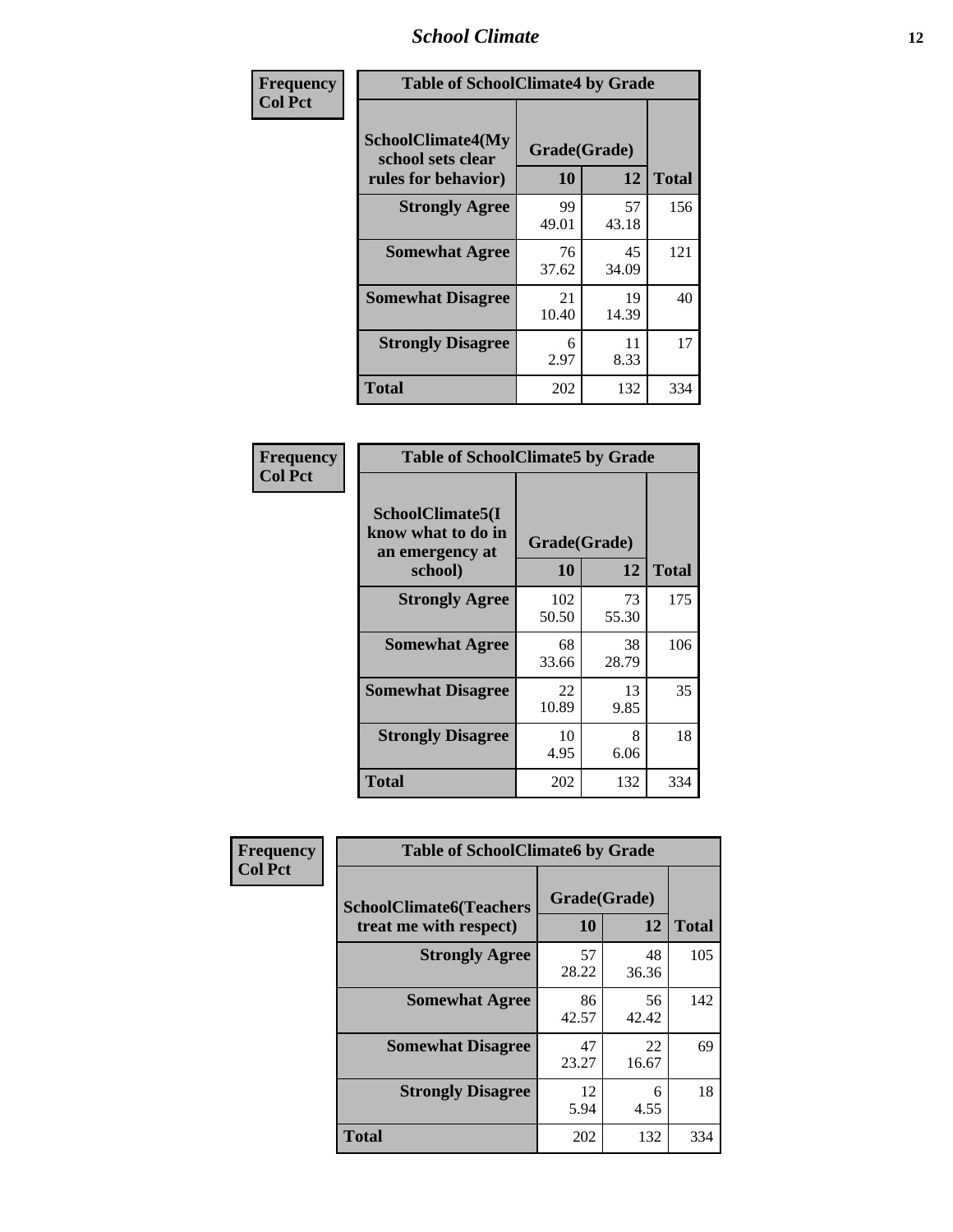| Frequency Col Pct | Table of SchoolClimate4 by Grade | | |
|---|---|---|---|
| SchoolClimate4(My school sets clear rules for behavior) | Grade(Grade) | | |
| | 10 | 12 | Total |
| Strongly Agree | 99<br>49.01 | 57<br>43.18 | 156 |
| Somewhat Agree | 76<br>37.62 | 45<br>34.09 | 121 |
| Somewhat Disagree | 21<br>10.40 | 19<br>14.39 | 40 |
| Strongly Disagree | 6<br>2.97 | 11<br>8.33 | 17 |
| Total | 202 | 132 | 334 |

| Frequency Col Pct | Table of SchoolClimate5 by Grade | | |
|---|---|---|---|
| SchoolClimate5(I know what to do in an emergency at school) | Grade(Grade) | | |
| | 10 | 12 | Total |
| Strongly Agree | 102<br>50.50 | 73<br>55.30 | 175 |
| Somewhat Agree | 68<br>33.66 | 38<br>28.79 | 106 |
| Somewhat Disagree | 22<br>10.89 | 13<br>9.85 | 35 |
| Strongly Disagree | 10<br>4.95 | 8<br>6.06 | 18 |
| Total | 202 | 132 | 334 |

| Frequency Col Pct | Table of SchoolClimate6 by Grade | | |
|---|---|---|---|
| SchoolClimate6(Teachers treat me with respect) | Grade(Grade) | | |
| | 10 | 12 | Total |
| Strongly Agree | 57<br>28.22 | 48<br>36.36 | 105 |
| Somewhat Agree | 86<br>42.57 | 56<br>42.42 | 142 |
| Somewhat Disagree | 47<br>23.27 | 22<br>16.67 | 69 |
| Strongly Disagree | 12<br>5.94 | 6<br>4.55 | 18 |
| Total | 202 | 132 | 334 |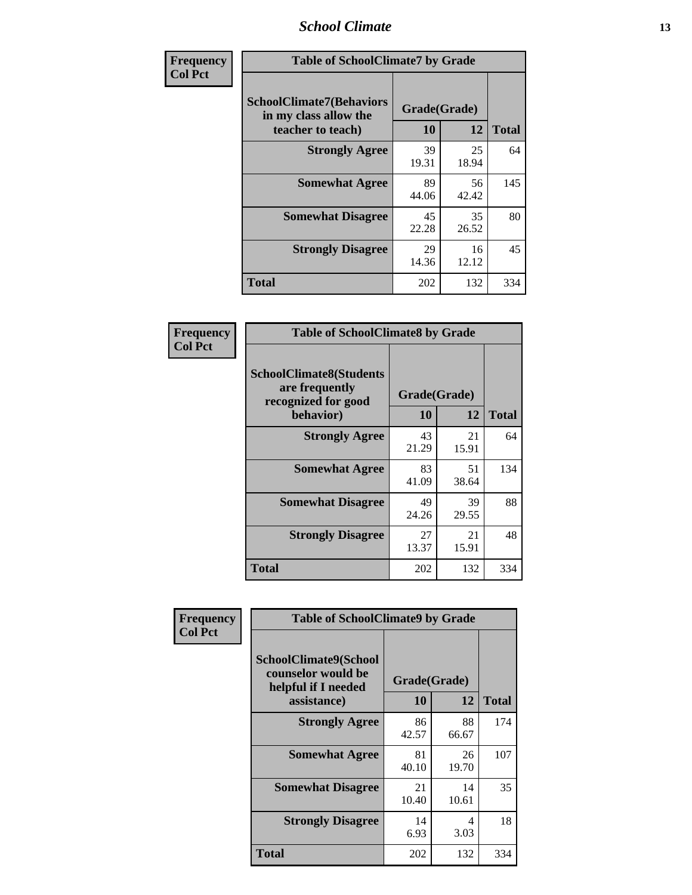| Frequency<br>Col Pct | | | |
|---|---|---|---|

**Table of SchoolClimate7 by Grade**

| SchoolClimate7(Behaviors in my class allow the teacher to teach) | Grade(Grade) | | Total |
|---|---|---|---|
| | 10 | 12 | |
| Strongly Agree | 39<br>19.31 | 25<br>18.94 | 64 |
| Somewhat Agree | 89<br>44.06 | 56<br>42.42 | 145 |
| Somewhat Disagree | 45<br>22.28 | 35<br>26.52 | 80 |
| Strongly Disagree | 29<br>14.36 | 16<br>12.12 | 45 |
| Total | 202 | 132 | 334 |

| Frequency<br>Col Pct | | | |
|---|---|---|---|

**Table of SchoolClimate8 by Grade**

| SchoolClimate8(Students are frequently recognized for good behavior) | Grade(Grade) | | Total |
|---|---|---|---|
| | 10 | 12 | |
| Strongly Agree | 43<br>21.29 | 21<br>15.91 | 64 |
| Somewhat Agree | 83<br>41.09 | 51<br>38.64 | 134 |
| Somewhat Disagree | 49<br>24.26 | 39<br>29.55 | 88 |
| Strongly Disagree | 27<br>13.37 | 21<br>15.91 | 48 |
| Total | 202 | 132 | 334 |

| Frequency<br>Col Pct | | | |
|---|---|---|---|

**Table of SchoolClimate9 by Grade**

| SchoolClimate9(School counselor would be helpful if I needed assistance) | Grade(Grade) | | Total |
|---|---|---|---|
| | 10 | 12 | |
| Strongly Agree | 86<br>42.57 | 88<br>66.67 | 174 |
| Somewhat Agree | 81<br>40.10 | 26<br>19.70 | 107 |
| Somewhat Disagree | 21<br>10.40 | 14<br>10.61 | 35 |
| Strongly Disagree | 14<br>6.93 | 4<br>3.03 | 18 |
| Total | 202 | 132 | 334 |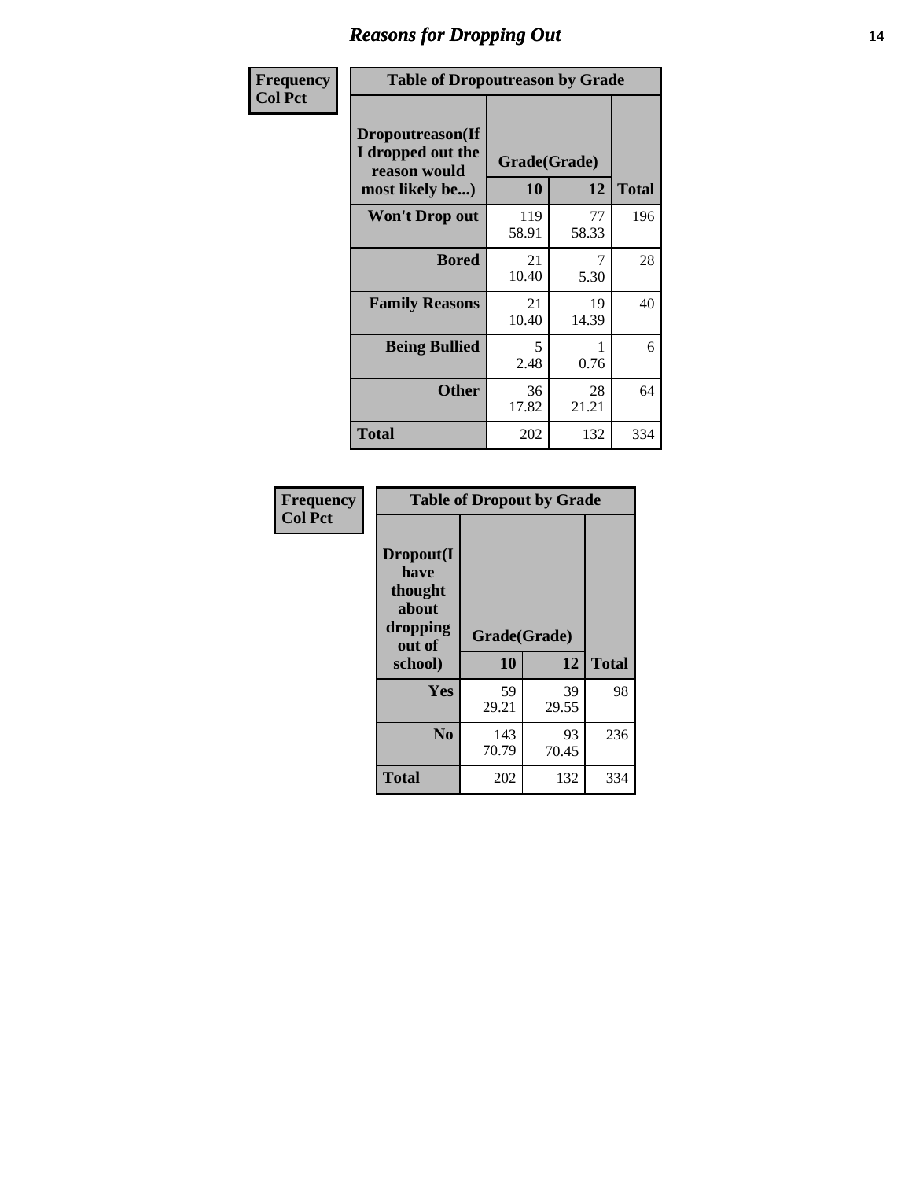# Reasons for Dropping Out

Frequency
Col Pct

**Table of Dropoutreason by Grade**

| Dropoutreason(If I dropped out the reason would most likely be...) | Grade(Grade) | | Total |
|---|---|---|---|
| | 10 | 12 | |
| **Won't Drop out** | 119<br>58.91 | 77<br>58.33 | 196 |
| **Bored** | 21<br>10.40 | 7<br>5.30 | 28 |
| **Family Reasons** | 21<br>10.40 | 19<br>14.39 | 40 |
| **Being Bullied** | 5<br>2.48 | 1<br>0.76 | 6 |
| **Other** | 36<br>17.82 | 28<br>21.21 | 64 |
| **Total** | 202 | 132 | 334 |

Frequency
Col Pct

**Table of Dropout by Grade**

| Dropout(I have thought about dropping out of school) | Grade(Grade) | | Total |
|---|---|---|---|
| | 10 | 12 | |
| **Yes** | 59<br>29.21 | 39<br>29.55 | 98 |
| **No** | 143<br>70.79 | 93<br>70.45 | 236 |
| **Total** | 202 | 132 | 334 |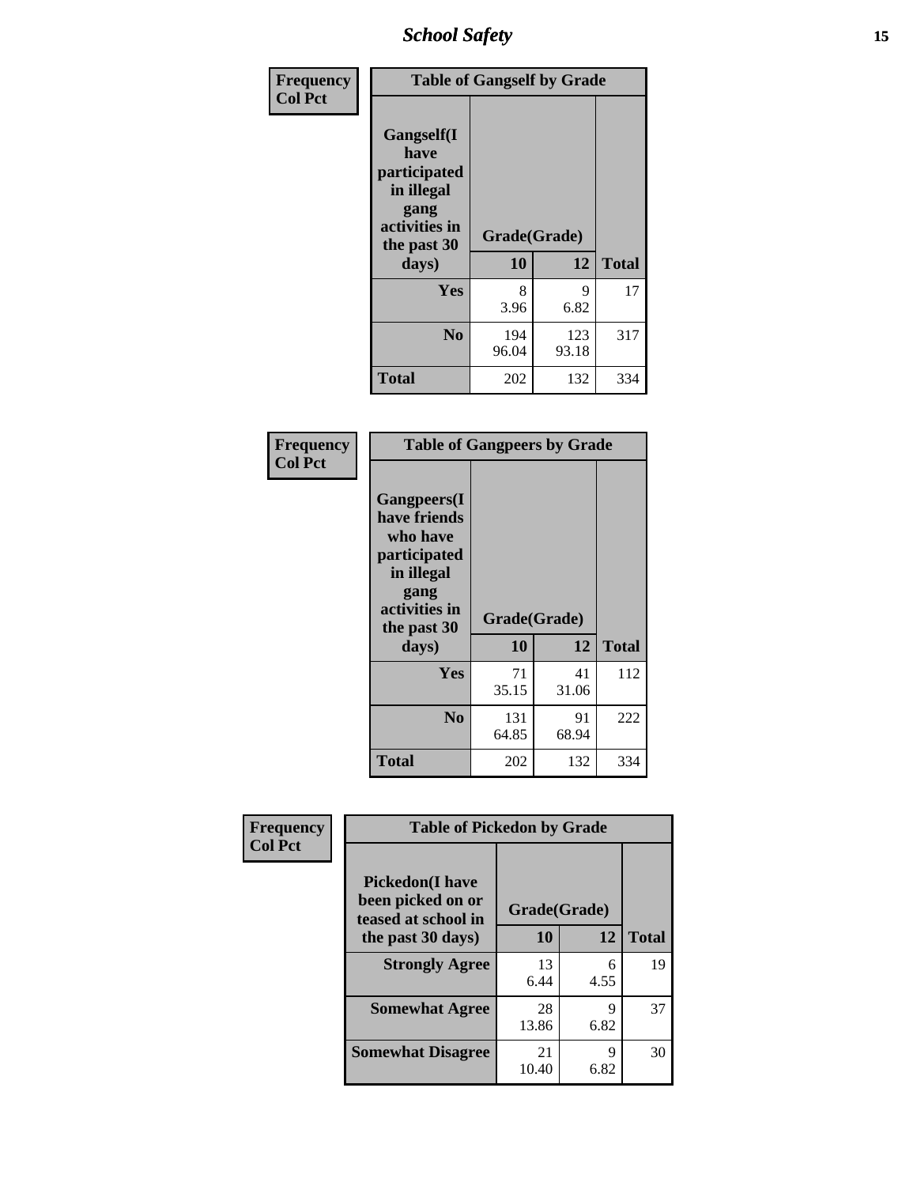| Frequency<br>Col Pct | Table of Gangself by Grade | | |
|---|---|---|---|
| Gangself(I have participated in illegal gang activities in the past 30 days) | Grade(Grade) | | |
| | 10 | 12 | Total |
| Yes | 8<br>3.96 | 9<br>6.82 | 17 |
| No | 194<br>96.04 | 123<br>93.18 | 317 |
| Total | 202 | 132 | 334 |

| Frequency<br>Col Pct | Table of Gangpeers by Grade | | |
|---|---|---|---|
| Gangpeers(I have friends who have participated in illegal gang activities in the past 30 days) | Grade(Grade) | | |
| | 10 | 12 | Total |
| Yes | 71<br>35.15 | 41<br>31.06 | 112 |
| No | 131<br>64.85 | 91<br>68.94 | 222 |
| Total | 202 | 132 | 334 |

| Frequency<br>Col Pct | Table of Pickedon by Grade | | |
|---|---|---|---|
| Pickedon(I have been picked on or teased at school in the past 30 days) | Grade(Grade) | | |
| | 10 | 12 | Total |
| Strongly Agree | 13<br>6.44 | 6<br>4.55 | 19 |
| Somewhat Agree | 28<br>13.86 | 9<br>6.82 | 37 |
| Somewhat Disagree | 21<br>10.40 | 9<br>6.82 | 30 |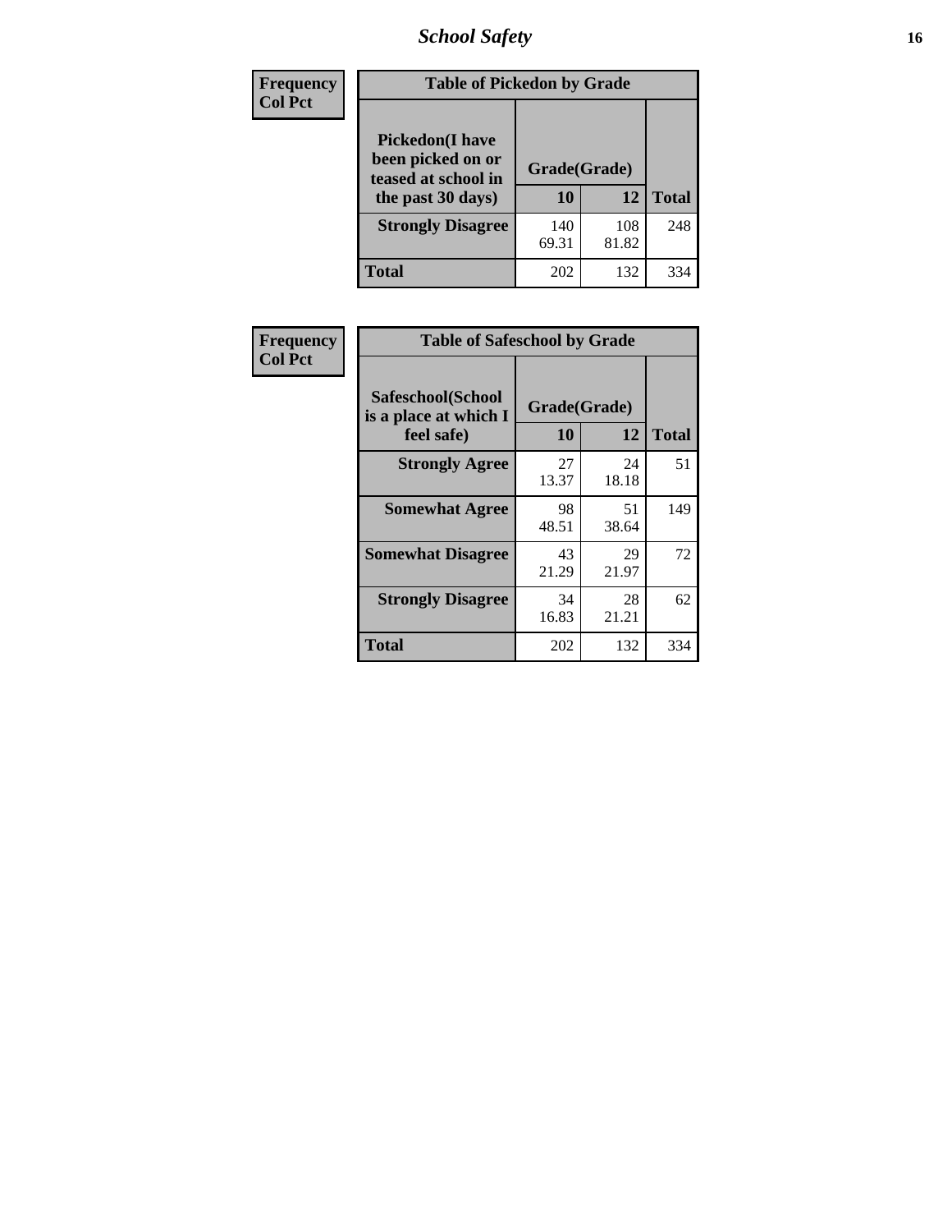| Frequency<br>Col Pct | Table of Pickedon by Grade | | |
|---|---|---|---|
| **Pickedon(I have been picked on or teased at school in the past 30 days)** | **Grade(Grade)** | | |
| | **10** | **12** | **Total** |
| **Strongly Disagree** | 140<br>69.31 | 108<br>81.82 | 248 |
| **Total** | 202 | 132 | 334 |

| Frequency<br>Col Pct | Table of Safeschool by Grade | | |
|---|---|---|---|
| **Safeschool(School is a place at which I feel safe)** | **Grade(Grade)** | | |
| | **10** | **12** | **Total** |
| **Strongly Agree** | 27<br>13.37 | 24<br>18.18 | 51 |
| **Somewhat Agree** | 98<br>48.51 | 51<br>38.64 | 149 |
| **Somewhat Disagree** | 43<br>21.29 | 29<br>21.97 | 72 |
| **Strongly Disagree** | 34<br>16.83 | 28<br>21.21 | 62 |
| **Total** | 202 | 132 | 334 |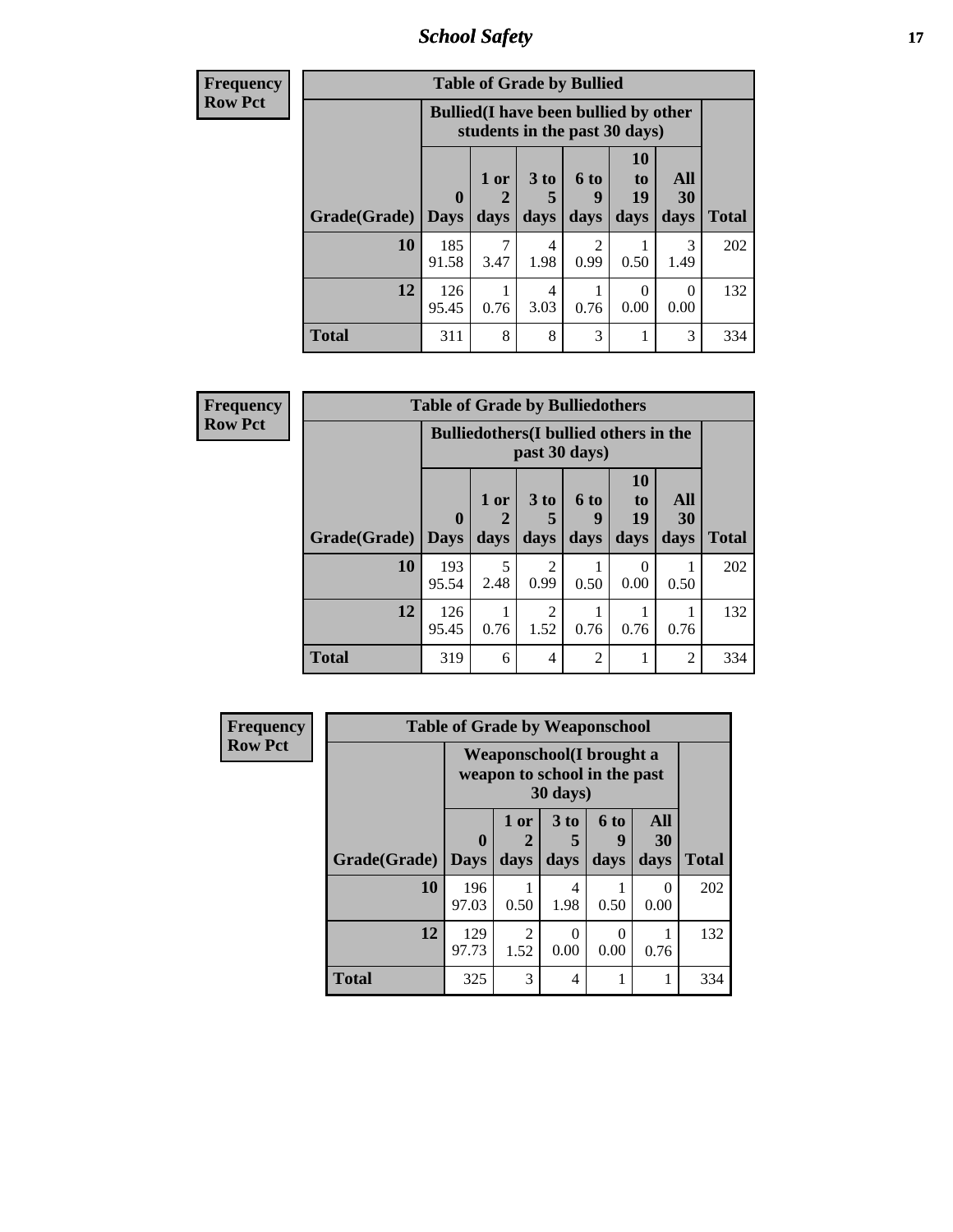## School Safety

| Frequency<br>Row Pct |
|---|

**Table of Grade by Bullied**

| | Bullied(I have been bullied by other students in the past 30 days) | | | | | | |
|---|---|---|---|---|---|---|---|
| Grade(Grade) | 0 Days | 1 or 2 days | 3 to 5 days | 6 to 9 days | 10 to 19 days | All 30 days | Total |
| **10** | 185<br>91.58 | 7<br>3.47 | 4<br>1.98 | 2<br>0.99 | 1<br>0.50 | 3<br>1.49 | 202 |
| **12** | 126<br>95.45 | 1<br>0.76 | 4<br>3.03 | 1<br>0.76 | 0<br>0.00 | 0<br>0.00 | 132 |
| **Total** | 311 | 8 | 8 | 3 | 1 | 3 | 334 |

| Frequency<br>Row Pct |
|---|

**Table of Grade by Bulliedothers**

| | Bulliedothers(I bullied others in the past 30 days) | | | | | | |
|---|---|---|---|---|---|---|---|
| Grade(Grade) | 0 Days | 1 or 2 days | 3 to 5 days | 6 to 9 days | 10 to 19 days | All 30 days | Total |
| **10** | 193<br>95.54 | 5<br>2.48 | 2<br>0.99 | 1<br>0.50 | 0<br>0.00 | 1<br>0.50 | 202 |
| **12** | 126<br>95.45 | 1<br>0.76 | 2<br>1.52 | 1<br>0.76 | 1<br>0.76 | 1<br>0.76 | 132 |
| **Total** | 319 | 6 | 4 | 2 | 1 | 2 | 334 |

| Frequency<br>Row Pct |
|---|

**Table of Grade by Weaponschool**

| | Weaponschool(I brought a weapon to school in the past 30 days) | | | | | |
|---|---|---|---|---|---|---|
| Grade(Grade) | 0 Days | 1 or 2 days | 3 to 5 days | 6 to 9 days | All 30 days | Total |
| **10** | 196<br>97.03 | 1<br>0.50 | 4<br>1.98 | 1<br>0.50 | 0<br>0.00 | 202 |
| **12** | 129<br>97.73 | 2<br>1.52 | 0<br>0.00 | 0<br>0.00 | 1<br>0.76 | 132 |
| **Total** | 325 | 3 | 4 | 1 | 1 | 334 |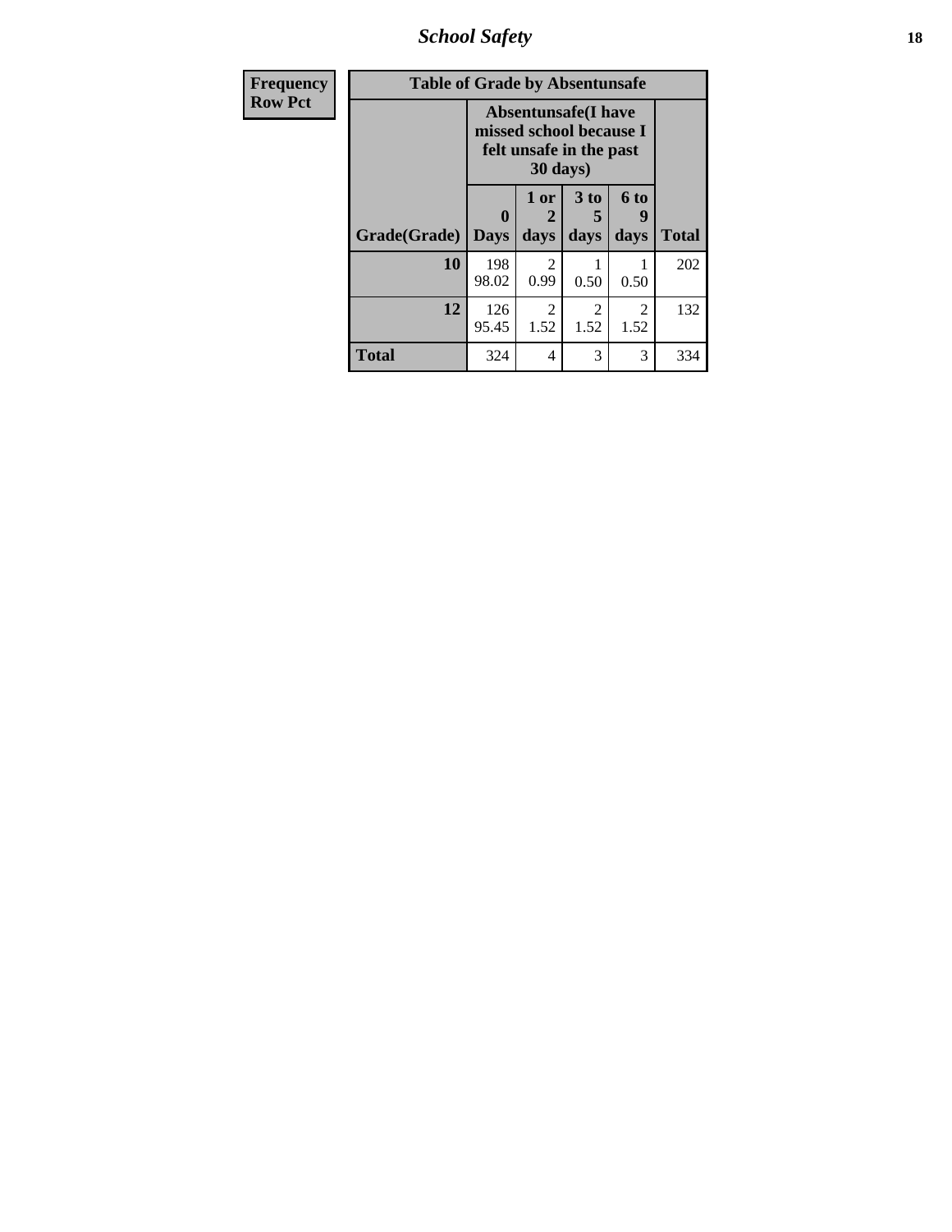| Frequency<br>Row Pct | Table of Grade by Absentunsafe | | | | |
|---|---|---|---|---|---|
| | Absentunsafe(I have missed school because I felt unsafe in the past 30 days) | | | | |
| Grade(Grade) | 0 Days | 1 or 2 days | 3 to 5 days | 6 to 9 days | Total |
| 10 | 198<br>98.02 | 2<br>0.99 | 1<br>0.50 | 1<br>0.50 | 202 |
| 12 | 126<br>95.45 | 2<br>1.52 | 2<br>1.52 | 2<br>1.52 | 132 |
| Total | 324 | 4 | 3 | 3 | 334 |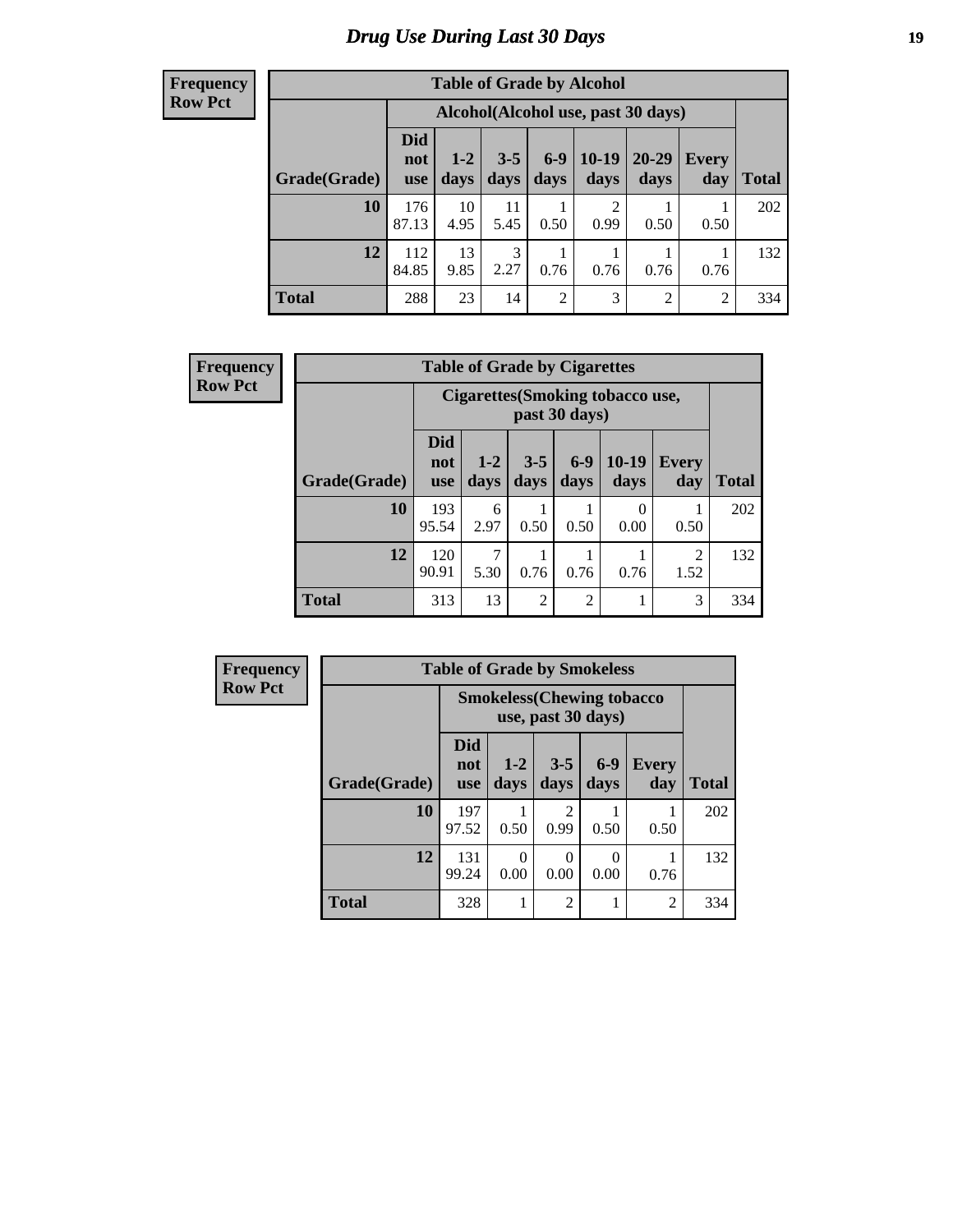# Drug Use During Last 30 Days

**Frequency**
**Row Pct**

| Table of Grade by Alcohol | | | | | | | | |
|---|---|---|---|---|---|---|---|---|
| | Alcohol(Alcohol use, past 30 days) | | | | | | | |
| Grade(Grade) | Did not use | 1-2 days | 3-5 days | 6-9 days | 10-19 days | 20-29 days | Every day | Total |
| 10 | 176<br>87.13 | 10<br>4.95 | 11<br>5.45 | 1<br>0.50 | 2<br>0.99 | 1<br>0.50 | 1<br>0.50 | 202 |
| 12 | 112<br>84.85 | 13<br>9.85 | 3<br>2.27 | 1<br>0.76 | 1<br>0.76 | 1<br>0.76 | 1<br>0.76 | 132 |
| Total | 288 | 23 | 14 | 2 | 3 | 2 | 2 | 334 |

**Frequency**
**Row Pct**

| Table of Grade by Cigarettes | | | | | | | |
|---|---|---|---|---|---|---|---|
| | Cigarettes(Smoking tobacco use, past 30 days) | | | | | | |
| Grade(Grade) | Did not use | 1-2 days | 3-5 days | 6-9 days | 10-19 days | Every day | Total |
| 10 | 193<br>95.54 | 6<br>2.97 | 1<br>0.50 | 1<br>0.50 | 0<br>0.00 | 1<br>0.50 | 202 |
| 12 | 120<br>90.91 | 7<br>5.30 | 1<br>0.76 | 1<br>0.76 | 1<br>0.76 | 2<br>1.52 | 132 |
| Total | 313 | 13 | 2 | 2 | 1 | 3 | 334 |

**Frequency**
**Row Pct**

| Table of Grade by Smokeless | | | | | | |
|---|---|---|---|---|---|---|
| | Smokeless(Chewing tobacco use, past 30 days) | | | | | |
| Grade(Grade) | Did not use | 1-2 days | 3-5 days | 6-9 days | Every day | Total |
| 10 | 197<br>97.52 | 1<br>0.50 | 2<br>0.99 | 1<br>0.50 | 1<br>0.50 | 202 |
| 12 | 131<br>99.24 | 0<br>0.00 | 0<br>0.00 | 0<br>0.00 | 1<br>0.76 | 132 |
| Total | 328 | 1 | 2 | 1 | 2 | 334 |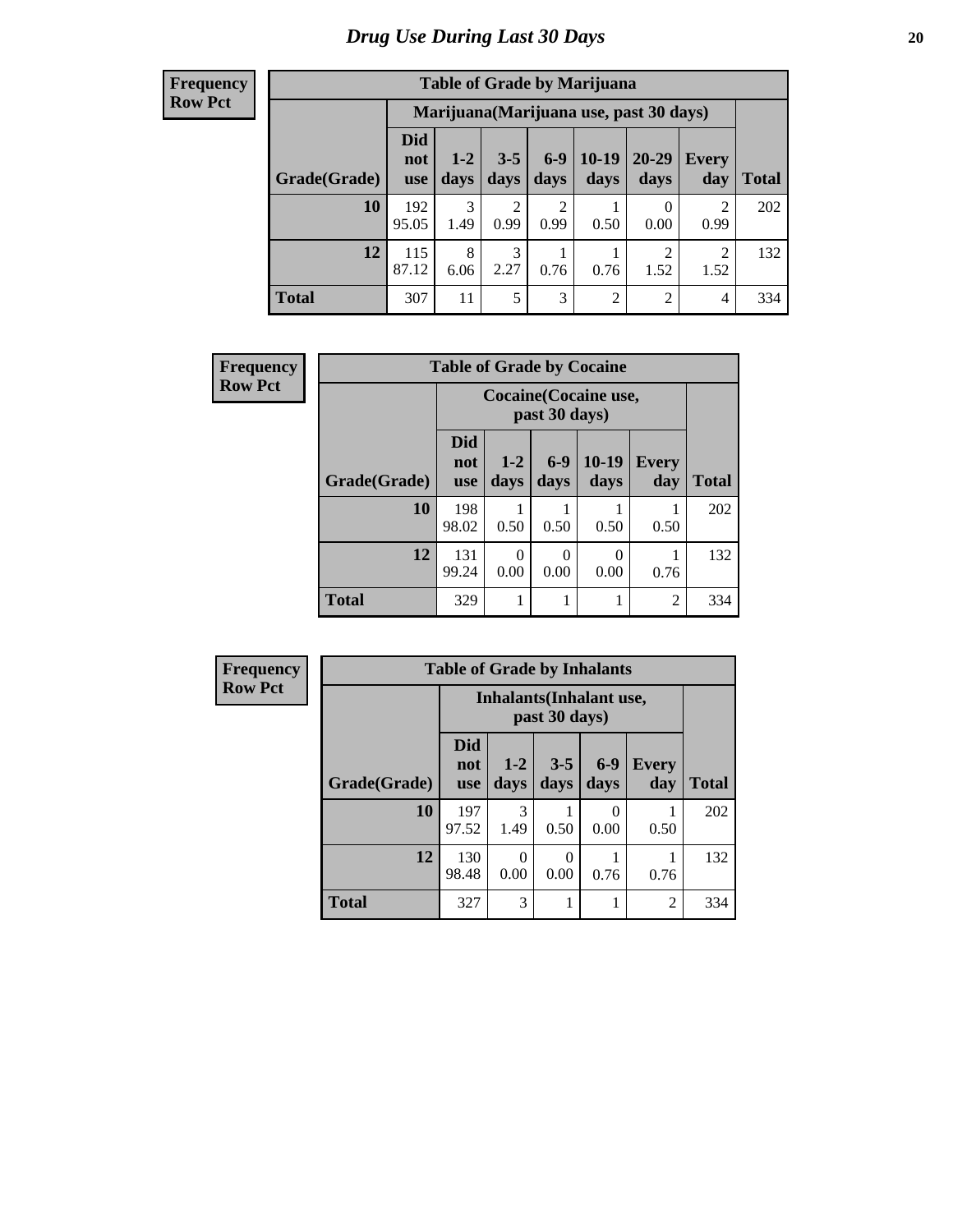# Drug Use During Last 30 Days

**Frequency**
**Row Pct**

| Table of Grade by Marijuana | | | | | | | | |
|---|---|---|---|---|---|---|---|---|
| | Marijuana(Marijuana use, past 30 days) | | | | | | | |
| Grade(Grade) | Did not use | 1-2 days | 3-5 days | 6-9 days | 10-19 days | 20-29 days | Every day | Total |
| 10 | 192<br>95.05 | 3<br>1.49 | 2<br>0.99 | 2<br>0.99 | 1<br>0.50 | 0<br>0.00 | 2<br>0.99 | 202 |
| 12 | 115<br>87.12 | 8<br>6.06 | 3<br>2.27 | 1<br>0.76 | 1<br>0.76 | 2<br>1.52 | 2<br>1.52 | 132 |
| Total | 307 | 11 | 5 | 3 | 2 | 2 | 4 | 334 |

**Frequency**
**Row Pct**

| Table of Grade by Cocaine | | | | | | |
|---|---|---|---|---|---|---|
| | Cocaine(Cocaine use, past 30 days) | | | | | |
| Grade(Grade) | Did not use | 1-2 days | 6-9 days | 10-19 days | Every day | Total |
| 10 | 198<br>98.02 | 1<br>0.50 | 1<br>0.50 | 1<br>0.50 | 1<br>0.50 | 202 |
| 12 | 131<br>99.24 | 0<br>0.00 | 0<br>0.00 | 0<br>0.00 | 1<br>0.76 | 132 |
| Total | 329 | 1 | 1 | 1 | 2 | 334 |

**Frequency**
**Row Pct**

| Table of Grade by Inhalants | | | | | | |
|---|---|---|---|---|---|---|
| | Inhalants(Inhalant use, past 30 days) | | | | | |
| Grade(Grade) | Did not use | 1-2 days | 3-5 days | 6-9 days | Every day | Total |
| 10 | 197<br>97.52 | 3<br>1.49 | 1<br>0.50 | 0<br>0.00 | 1<br>0.50 | 202 |
| 12 | 130<br>98.48 | 0<br>0.00 | 0<br>0.00 | 1<br>0.76 | 1<br>0.76 | 132 |
| Total | 327 | 3 | 1 | 1 | 2 | 334 |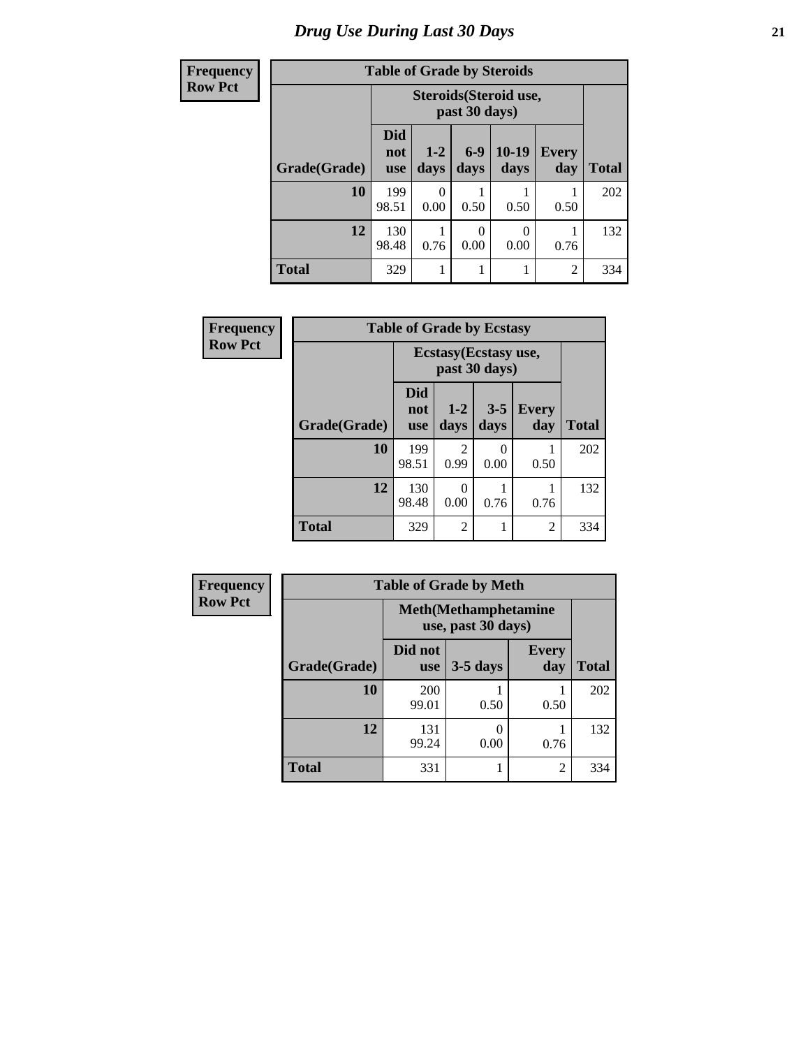# Drug Use During Last 30 Days

| Frequency Row Pct |
|---|

**Table of Grade by Steroids**

| | Steroids(Steroid use, past 30 days) | | | | | |
|---|---|---|---|---|---|---|
| Grade(Grade) | Did not use | 1-2 days | 6-9 days | 10-19 days | Every day | Total |
| 10 | 199<br>98.51 | 0<br>0.00 | 1<br>0.50 | 1<br>0.50 | 1<br>0.50 | 202 |
| 12 | 130<br>98.48 | 1<br>0.76 | 0<br>0.00 | 0<br>0.00 | 1<br>0.76 | 132 |
| Total | 329 | 1 | 1 | 1 | 2 | 334 |

| Frequency Row Pct |
|---|

**Table of Grade by Ecstasy**

| | Ecstasy(Ecstasy use, past 30 days) | | | | |
|---|---|---|---|---|---|
| Grade(Grade) | Did not use | 1-2 days | 3-5 days | Every day | Total |
| 10 | 199<br>98.51 | 2<br>0.99 | 0<br>0.00 | 1<br>0.50 | 202 |
| 12 | 130<br>98.48 | 0<br>0.00 | 1<br>0.76 | 1<br>0.76 | 132 |
| Total | 329 | 2 | 1 | 2 | 334 |

| Frequency Row Pct |
|---|

**Table of Grade by Meth**

| | Meth(Methamphetamine use, past 30 days) | | | |
|---|---|---|---|---|
| Grade(Grade) | Did not use | 3-5 days | Every day | Total |
| 10 | 200<br>99.01 | 1<br>0.50 | 1<br>0.50 | 202 |
| 12 | 131<br>99.24 | 0<br>0.00 | 1<br>0.76 | 132 |
| Total | 331 | 1 | 2 | 334 |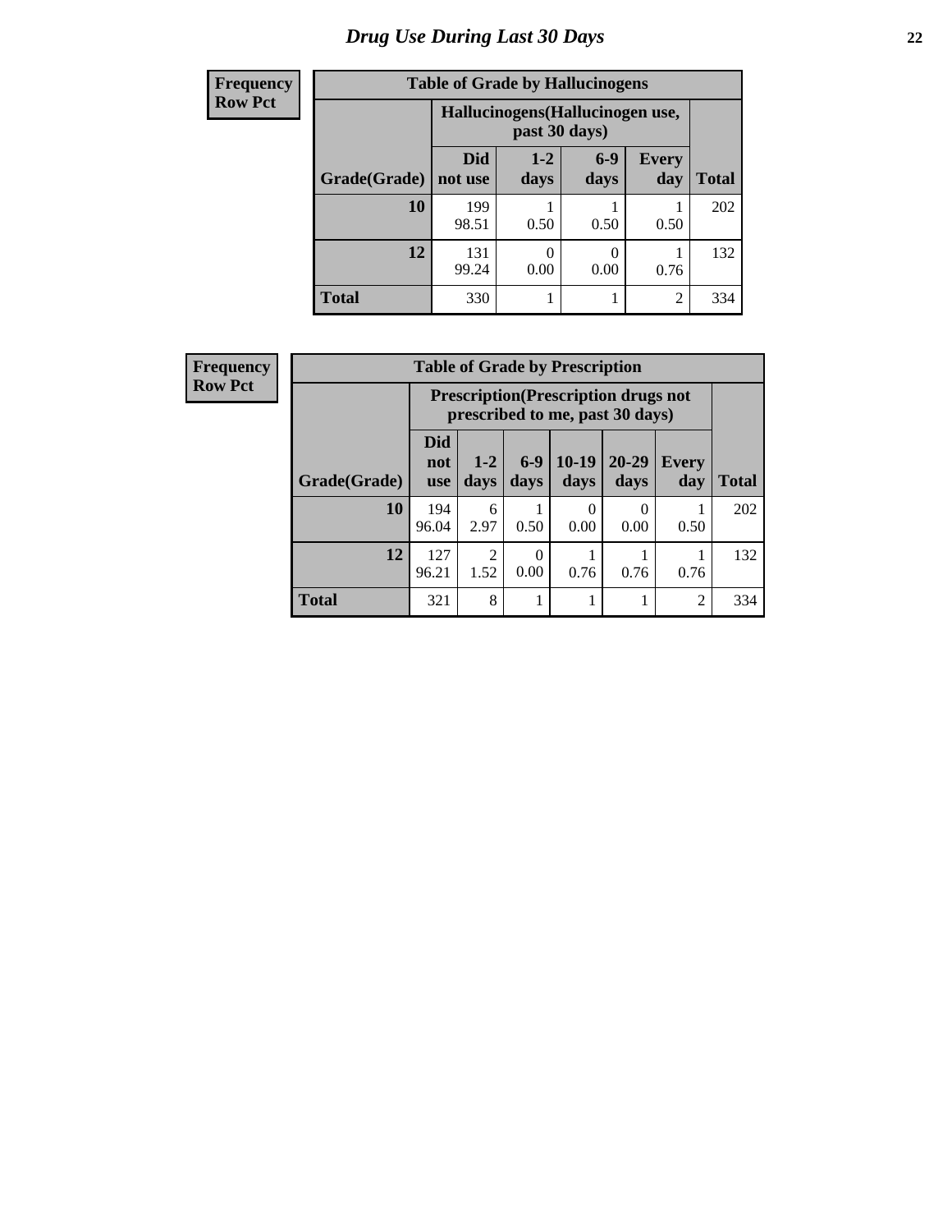# Drug Use During Last 30 Days

| Frequency |
|---|
| Row Pct |

**Table of Grade by Hallucinogens**

| | Hallucinogens(Hallucinogen use, past 30 days) | | | | |
|---|---|---|---|---|---|
| Grade(Grade) | Did not use | 1-2 days | 6-9 days | Every day | Total |
| 10 | 199<br>98.51 | 1<br>0.50 | 1<br>0.50 | 1<br>0.50 | 202 |
| 12 | 131<br>99.24 | 0<br>0.00 | 0<br>0.00 | 1<br>0.76 | 132 |
| Total | 330 | 1 | 1 | 2 | 334 |

| Frequency |
|---|
| Row Pct |

**Table of Grade by Prescription**

| | Prescription(Prescription drugs not prescribed to me, past 30 days) | | | | | | |
|---|---|---|---|---|---|---|---|
| Grade(Grade) | Did not use | 1-2 days | 6-9 days | 10-19 days | 20-29 days | Every day | Total |
| 10 | 194<br>96.04 | 6<br>2.97 | 1<br>0.50 | 0<br>0.00 | 0<br>0.00 | 1<br>0.50 | 202 |
| 12 | 127<br>96.21 | 2<br>1.52 | 0<br>0.00 | 1<br>0.76 | 1<br>0.76 | 1<br>0.76 | 132 |
| Total | 321 | 8 | 1 | 1 | 1 | 2 | 334 |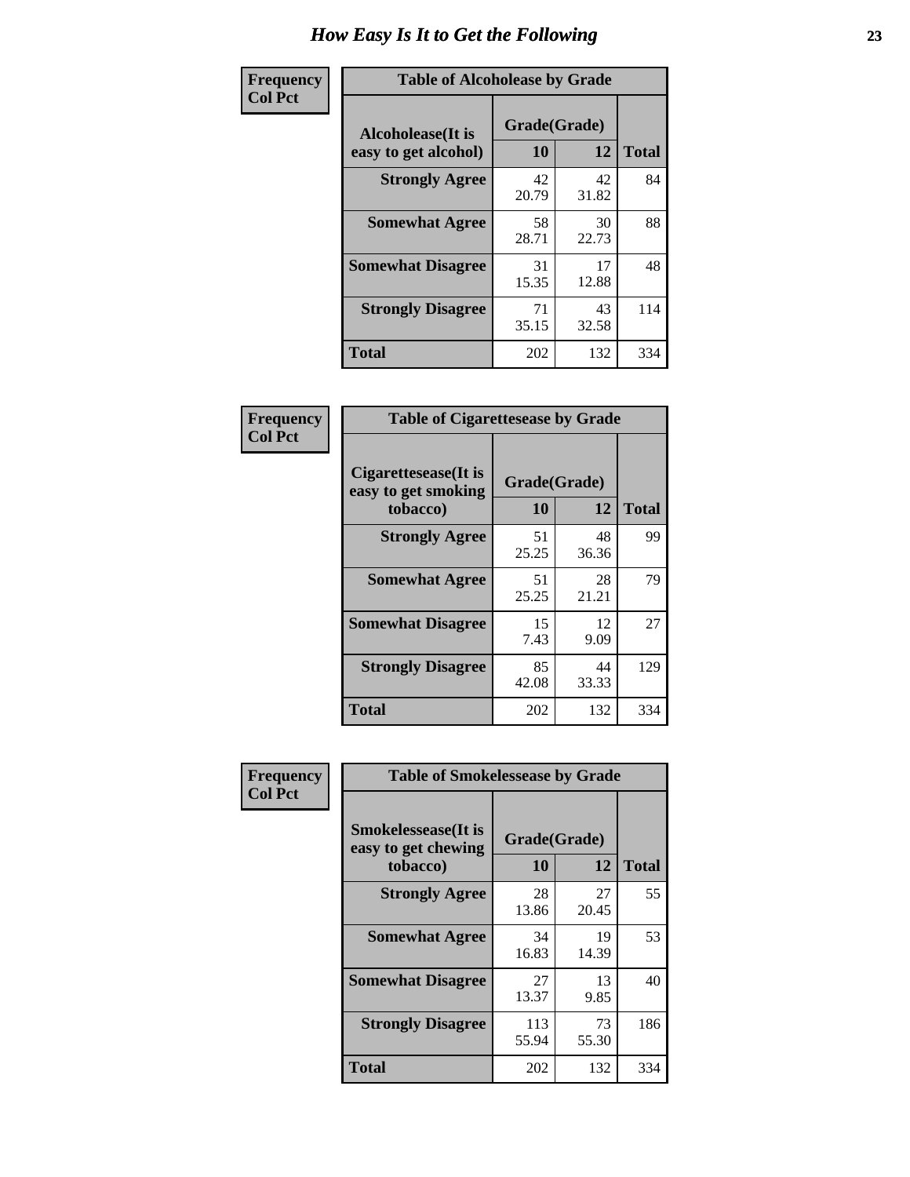# How Easy Is It to Get the Following

**Frequency**
**Col Pct**

**Table of Alcoholease by Grade**

| Alcoholease(It is easy to get alcohol) | Grade(Grade) | | Total |
|---|---|---|---|
| | 10 | 12 | |
| **Strongly Agree** | 42<br>20.79 | 42<br>31.82 | 84 |
| **Somewhat Agree** | 58<br>28.71 | 30<br>22.73 | 88 |
| **Somewhat Disagree** | 31<br>15.35 | 17<br>12.88 | 48 |
| **Strongly Disagree** | 71<br>35.15 | 43<br>32.58 | 114 |
| **Total** | 202 | 132 | 334 |

**Frequency**
**Col Pct**

**Table of Cigarettesease by Grade**

| Cigarettesease(It is easy to get smoking tobacco) | Grade(Grade) | | Total |
|---|---|---|---|
| | 10 | 12 | |
| **Strongly Agree** | 51<br>25.25 | 48<br>36.36 | 99 |
| **Somewhat Agree** | 51<br>25.25 | 28<br>21.21 | 79 |
| **Somewhat Disagree** | 15<br>7.43 | 12<br>9.09 | 27 |
| **Strongly Disagree** | 85<br>42.08 | 44<br>33.33 | 129 |
| **Total** | 202 | 132 | 334 |

**Frequency**
**Col Pct**

**Table of Smokelessease by Grade**

| Smokelessease(It is easy to get chewing tobacco) | Grade(Grade) | | Total |
|---|---|---|---|
| | 10 | 12 | |
| **Strongly Agree** | 28<br>13.86 | 27<br>20.45 | 55 |
| **Somewhat Agree** | 34<br>16.83 | 19<br>14.39 | 53 |
| **Somewhat Disagree** | 27<br>13.37 | 13<br>9.85 | 40 |
| **Strongly Disagree** | 113<br>55.94 | 73<br>55.30 | 186 |
| **Total** | 202 | 132 | 334 |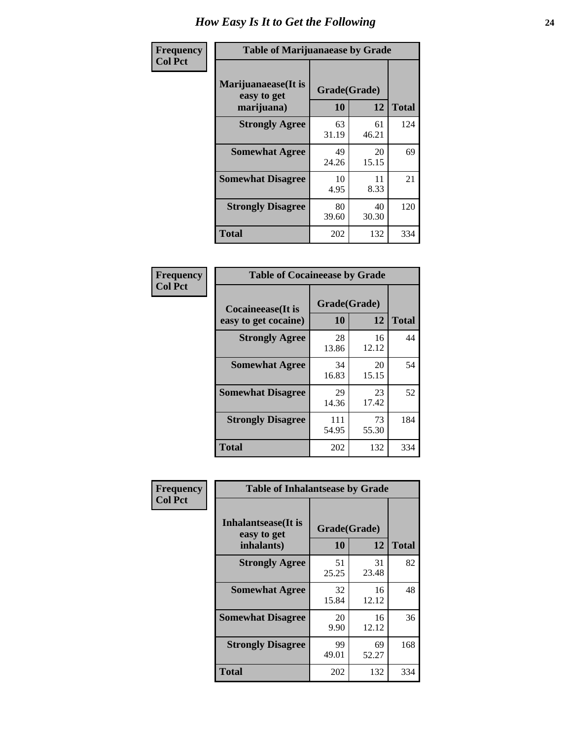# How Easy Is It to Get the Following

**Frequency**
**Col Pct**

**Table of Marijuanaease by Grade**

| Marijuanaease(It is easy to get marijuana) | Grade(Grade) | | Total |
|---|---|---|---|
| | 10 | 12 | |
| Strongly Agree | 63<br>31.19 | 61<br>46.21 | 124 |
| Somewhat Agree | 49<br>24.26 | 20<br>15.15 | 69 |
| Somewhat Disagree | 10<br>4.95 | 11<br>8.33 | 21 |
| Strongly Disagree | 80<br>39.60 | 40<br>30.30 | 120 |
| Total | 202 | 132 | 334 |

**Frequency**
**Col Pct**

**Table of Cocaineease by Grade**

| Cocaineease(It is easy to get cocaine) | Grade(Grade) | | Total |
|---|---|---|---|
| | 10 | 12 | |
| Strongly Agree | 28<br>13.86 | 16<br>12.12 | 44 |
| Somewhat Agree | 34<br>16.83 | 20<br>15.15 | 54 |
| Somewhat Disagree | 29<br>14.36 | 23<br>17.42 | 52 |
| Strongly Disagree | 111<br>54.95 | 73<br>55.30 | 184 |
| Total | 202 | 132 | 334 |

**Frequency**
**Col Pct**

**Table of Inhalantsease by Grade**

| Inhalantsease(It is easy to get inhalants) | Grade(Grade) | | Total |
|---|---|---|---|
| | 10 | 12 | |
| Strongly Agree | 51<br>25.25 | 31<br>23.48 | 82 |
| Somewhat Agree | 32<br>15.84 | 16<br>12.12 | 48 |
| Somewhat Disagree | 20<br>9.90 | 16<br>12.12 | 36 |
| Strongly Disagree | 99<br>49.01 | 69<br>52.27 | 168 |
| Total | 202 | 132 | 334 |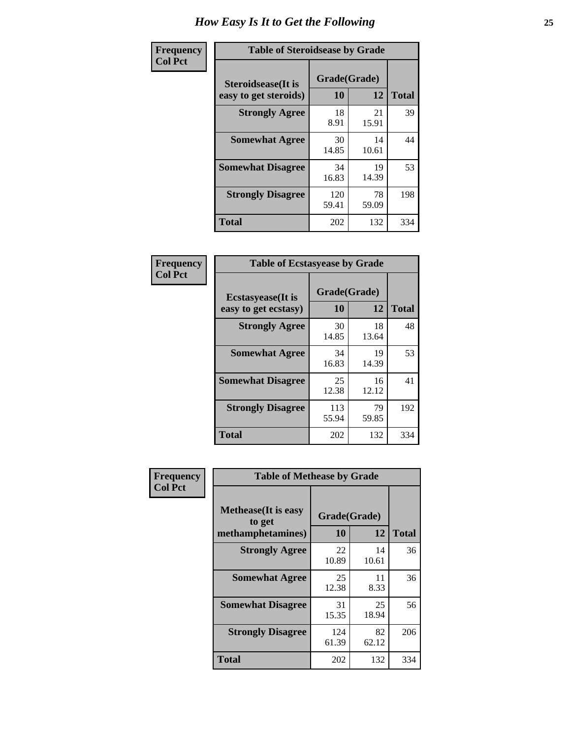# How Easy Is It to Get the Following

**Frequency**
**Col Pct**

| Table of Steroidsease by Grade | | | |
|---|---|---|---|
| Steroidsease(It is easy to get steroids) | Grade(Grade) | | Total |
| | 10 | 12 | |
| **Strongly Agree** | 18<br>8.91 | 21<br>15.91 | 39 |
| **Somewhat Agree** | 30<br>14.85 | 14<br>10.61 | 44 |
| **Somewhat Disagree** | 34<br>16.83 | 19<br>14.39 | 53 |
| **Strongly Disagree** | 120<br>59.41 | 78<br>59.09 | 198 |
| **Total** | 202 | 132 | 334 |

**Frequency**
**Col Pct**

| Table of Ecstasyease by Grade | | | |
|---|---|---|---|
| Ecstasyease(It is easy to get ecstasy) | Grade(Grade) | | Total |
| | 10 | 12 | |
| **Strongly Agree** | 30<br>14.85 | 18<br>13.64 | 48 |
| **Somewhat Agree** | 34<br>16.83 | 19<br>14.39 | 53 |
| **Somewhat Disagree** | 25<br>12.38 | 16<br>12.12 | 41 |
| **Strongly Disagree** | 113<br>55.94 | 79<br>59.85 | 192 |
| **Total** | 202 | 132 | 334 |

**Frequency**
**Col Pct**

| Table of Methease by Grade | | | |
|---|---|---|---|
| Methease(It is easy to get methamphetamines) | Grade(Grade) | | Total |
| | 10 | 12 | |
| **Strongly Agree** | 22<br>10.89 | 14<br>10.61 | 36 |
| **Somewhat Agree** | 25<br>12.38 | 11<br>8.33 | 36 |
| **Somewhat Disagree** | 31<br>15.35 | 25<br>18.94 | 56 |
| **Strongly Disagree** | 124<br>61.39 | 82<br>62.12 | 206 |
| **Total** | 202 | 132 | 334 |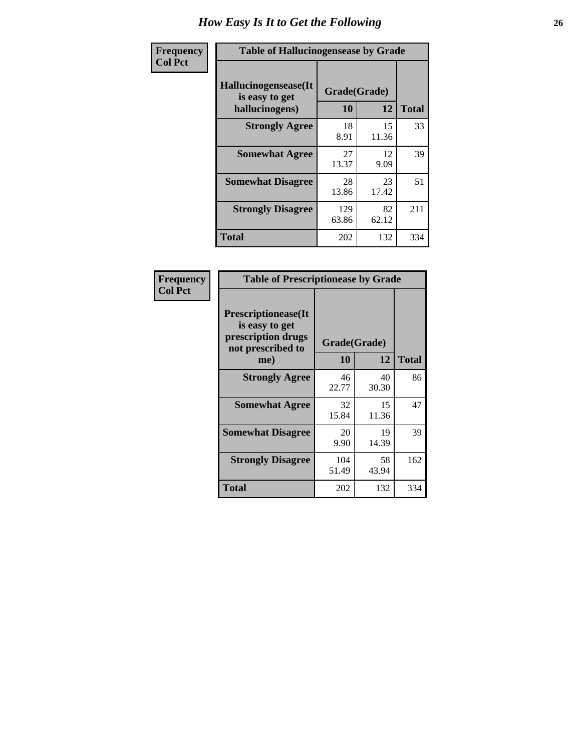# How Easy Is It to Get the Following

| Frequency Col Pct | | | |
|---|---|---|---|

**Table of Hallucinogensease by Grade**

| Hallucinogensease(It is easy to get hallucinogens) | Grade(Grade) 10 | 12 | Total |
|---|---|---|---|
| **Strongly Agree** | 18<br>8.91 | 15<br>11.36 | 33 |
| **Somewhat Agree** | 27<br>13.37 | 12<br>9.09 | 39 |
| **Somewhat Disagree** | 28<br>13.86 | 23<br>17.42 | 51 |
| **Strongly Disagree** | 129<br>63.86 | 82<br>62.12 | 211 |
| **Total** | 202 | 132 | 334 |

| Frequency Col Pct | | | |
|---|---|---|---|

**Table of Prescriptionease by Grade**

| Prescriptionease(It is easy to get prescription drugs not prescribed to me) | Grade(Grade) 10 | 12 | Total |
|---|---|---|---|
| **Strongly Agree** | 46<br>22.77 | 40<br>30.30 | 86 |
| **Somewhat Agree** | 32<br>15.84 | 15<br>11.36 | 47 |
| **Somewhat Disagree** | 20<br>9.90 | 19<br>14.39 | 39 |
| **Strongly Disagree** | 104<br>51.49 | 58<br>43.94 | 162 |
| **Total** | 202 | 132 | 334 |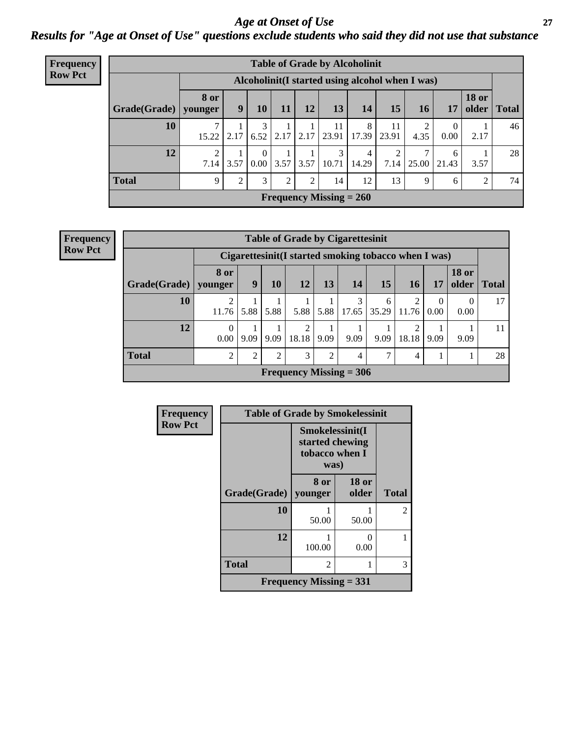# *Age at Onset of Use*

## *Results for "Age at Onset of Use" questions exclude students who said they did not use that substance*

**Frequency Row Pct**

| Table of Grade by Alcoholinit | | | | | | | | | | | | |
|---|---|---|---|---|---|---|---|---|---|---|---|---|
| | Alcoholinit(I started using alcohol when I was) | | | | | | | | | | | |
| Grade(Grade) | 8 or younger | 9 | 10 | 11 | 12 | 13 | 14 | 15 | 16 | 17 | 18 or older | Total |
| 10 | 7<br>15.22 | 1<br>2.17 | 3<br>6.52 | 1<br>2.17 | 1<br>2.17 | 11<br>23.91 | 8<br>17.39 | 11<br>23.91 | 2<br>4.35 | 0<br>0.00 | 1<br>2.17 | 46 |
| 12 | 2<br>7.14 | 1<br>3.57 | 0<br>0.00 | 1<br>3.57 | 1<br>3.57 | 3<br>10.71 | 4<br>14.29 | 2<br>7.14 | 7<br>25.00 | 6<br>21.43 | 1<br>3.57 | 28 |
| Total | 9 | 2 | 3 | 2 | 2 | 14 | 12 | 13 | 9 | 6 | 2 | 74 |
| Frequency Missing = 260 | | | | | | | | | | | | |

**Frequency Row Pct**

| Table of Grade by Cigarettesinit | | | | | | | | | | | |
|---|---|---|---|---|---|---|---|---|---|---|---|
| | Cigarettesinit(I started smoking tobacco when I was) | | | | | | | | | | |
| Grade(Grade) | 8 or younger | 9 | 10 | 12 | 13 | 14 | 15 | 16 | 17 | 18 or older | Total |
| 10 | 2<br>11.76 | 1<br>5.88 | 1<br>5.88 | 1<br>5.88 | 1<br>5.88 | 3<br>17.65 | 6<br>35.29 | 2<br>11.76 | 0<br>0.00 | 0<br>0.00 | 17 |
| 12 | 0<br>0.00 | 1<br>9.09 | 1<br>9.09 | 2<br>18.18 | 1<br>9.09 | 1<br>9.09 | 1<br>9.09 | 2<br>18.18 | 1<br>9.09 | 1<br>9.09 | 11 |
| Total | 2 | 2 | 2 | 3 | 2 | 4 | 7 | 4 | 1 | 1 | 28 |
| Frequency Missing = 306 | | | | | | | | | | | |

**Frequency Row Pct**

| Table of Grade by Smokelessinit | | | |
|---|---|---|---|
| | Smokelessinit(I started chewing tobacco when I was) | | |
| Grade(Grade) | 8 or younger | 18 or older | Total |
| 10 | 1<br>50.00 | 1<br>50.00 | 2 |
| 12 | 1<br>100.00 | 0<br>0.00 | 1 |
| Total | 2 | 1 | 3 |
| Frequency Missing = 331 | | | |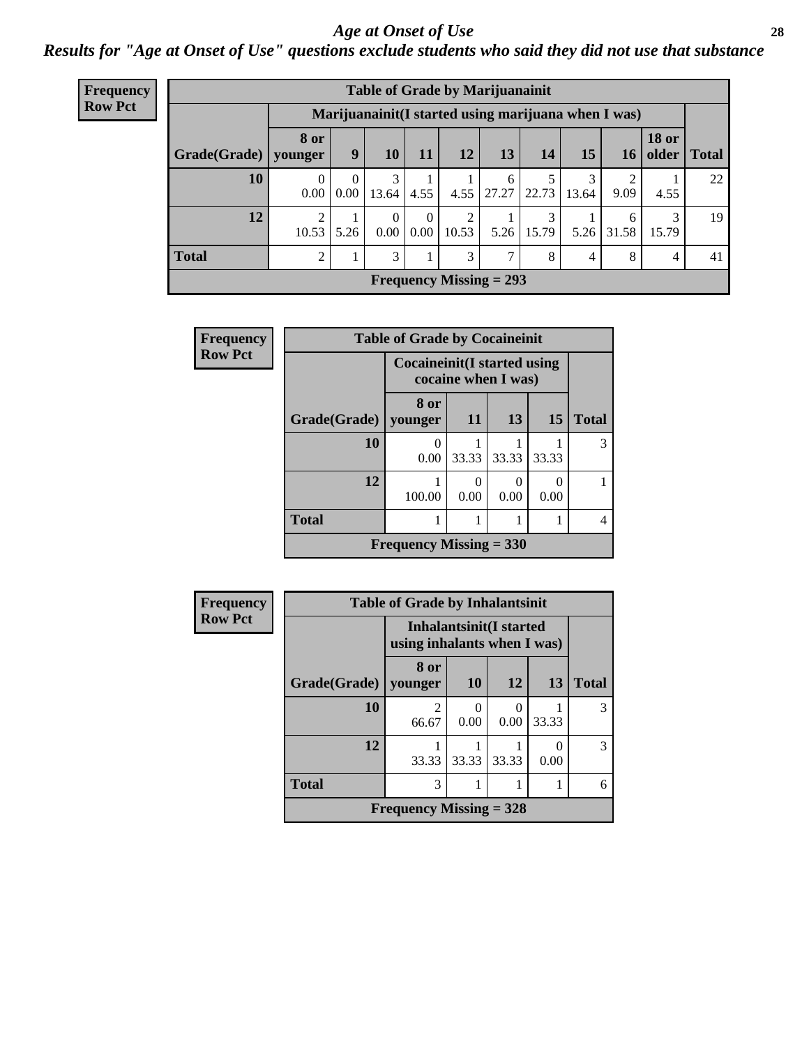# Age at Onset of Use

## Results for "Age at Onset of Use" questions exclude students who said they did not use that substance

**Frequency**
**Row Pct**

| Table of Grade by Marijuanainit | | | | | | | | | | | |
|---|---|---|---|---|---|---|---|---|---|---|---|
| | Marijuanainit(I started using marijuana when I was) | | | | | | | | | | |
| Grade(Grade) | 8 or younger | 9 | 10 | 11 | 12 | 13 | 14 | 15 | 16 | 18 or older | Total |
| 10 | 0<br>0.00 | 0<br>0.00 | 3<br>13.64 | 1<br>4.55 | 1<br>4.55 | 6<br>27.27 | 5<br>22.73 | 3<br>13.64 | 2<br>9.09 | 1<br>4.55 | 22 |
| 12 | 2<br>10.53 | 1<br>5.26 | 0<br>0.00 | 0<br>0.00 | 2<br>10.53 | 1<br>5.26 | 3<br>15.79 | 1<br>5.26 | 6<br>31.58 | 3<br>15.79 | 19 |
| Total | 2 | 1 | 3 | 1 | 3 | 7 | 8 | 4 | 8 | 4 | 41 |
| Frequency Missing = 293 | | | | | | | | | | | |

**Frequency**
**Row Pct**

| Table of Grade by Cocaineinit | | | | | |
|---|---|---|---|---|---|
| | Cocaineinit(I started using cocaine when I was) | | | | |
| Grade(Grade) | 8 or younger | 11 | 13 | 15 | Total |
| 10 | 0<br>0.00 | 1<br>33.33 | 1<br>33.33 | 1<br>33.33 | 3 |
| 12 | 1<br>100.00 | 0<br>0.00 | 0<br>0.00 | 0<br>0.00 | 1 |
| Total | 1 | 1 | 1 | 1 | 4 |
| Frequency Missing = 330 | | | | | |

**Frequency**
**Row Pct**

| Table of Grade by Inhalantsinit | | | | | |
|---|---|---|---|---|---|
| | Inhalantsinit(I started using inhalants when I was) | | | | |
| Grade(Grade) | 8 or younger | 10 | 12 | 13 | Total |
| 10 | 2<br>66.67 | 0<br>0.00 | 0<br>0.00 | 1<br>33.33 | 3 |
| 12 | 1<br>33.33 | 1<br>33.33 | 1<br>33.33 | 0<br>0.00 | 3 |
| Total | 3 | 1 | 1 | 1 | 6 |
| Frequency Missing = 328 | | | | | |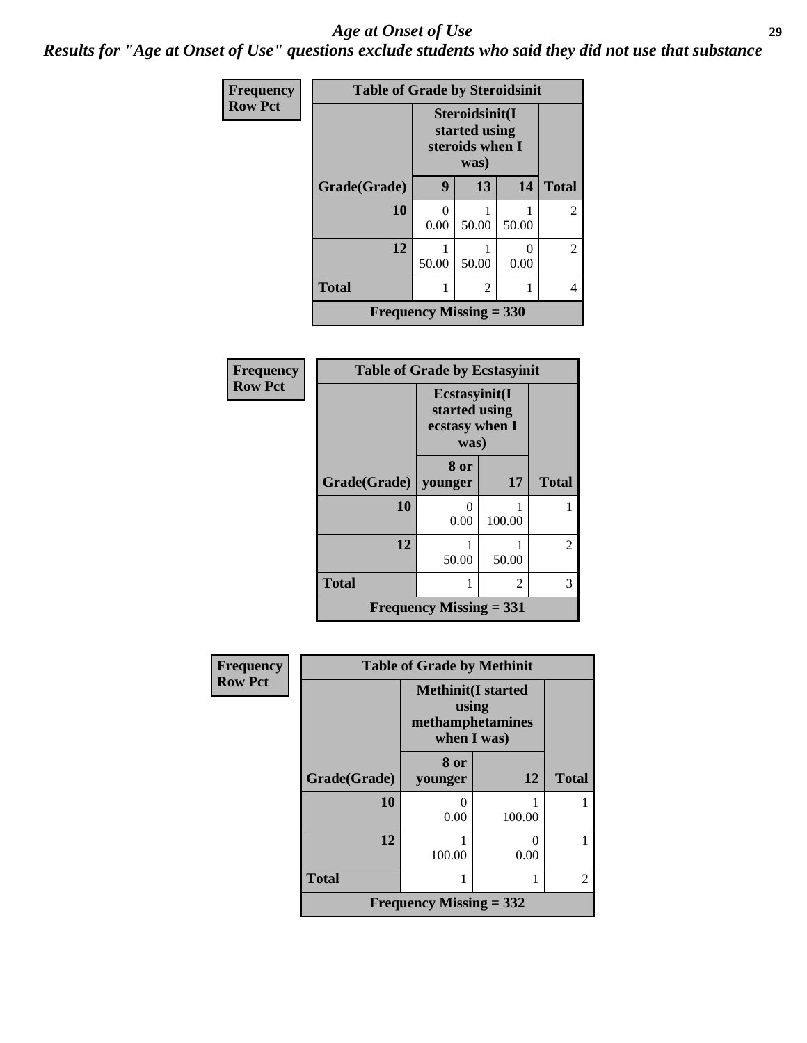*Age at Onset of Use*

***Results for "Age at Onset of Use" questions exclude students who said they did not use that substance***

**Frequency**
**Row Pct**

**Table of Grade by Steroidsinit**

| Grade(Grade) | Steroidsinit(I started using steroids when I was) 9 | 13 | 14 | Total |
|---|---|---|---|---|
| **10** | 0<br>0.00 | 1<br>50.00 | 1<br>50.00 | 2 |
| **12** | 1<br>50.00 | 1<br>50.00 | 0<br>0.00 | 2 |
| **Total** | 1 | 2 | 1 | 4 |

**Frequency Missing = 330**

**Frequency**
**Row Pct**

**Table of Grade by Ecstasyinit**

| Grade(Grade) | Ecstasyinit(I started using ecstasy when I was) 8 or younger | 17 | Total |
|---|---|---|---|
| **10** | 0<br>0.00 | 1<br>100.00 | 1 |
| **12** | 1<br>50.00 | 1<br>50.00 | 2 |
| **Total** | 1 | 2 | 3 |

**Frequency Missing = 331**

**Frequency**
**Row Pct**

**Table of Grade by Methinit**

| Grade(Grade) | Methinit(I started using methamphetamines when I was) 8 or younger | 12 | Total |
|---|---|---|---|
| **10** | 0<br>0.00 | 1<br>100.00 | 1 |
| **12** | 1<br>100.00 | 0<br>0.00 | 1 |
| **Total** | 1 | 1 | 2 |

**Frequency Missing = 332**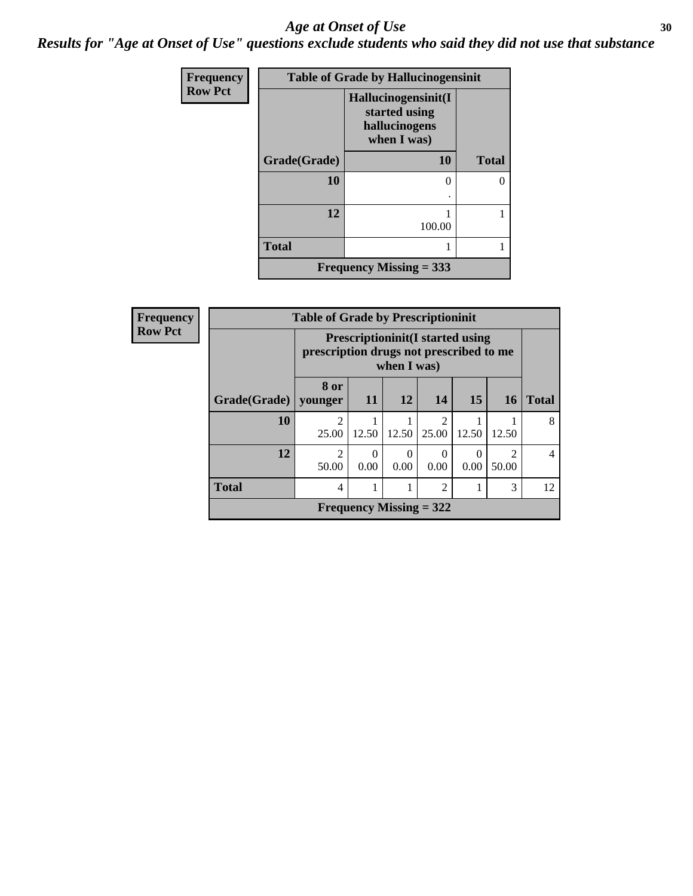# *Age at Onset of Use*

## *Results for "Age at Onset of Use" questions exclude students who said they did not use that substance*

**Frequency**
**Row Pct**

| Table of Grade by Hallucinogensinit | | |
|---|---|---|
| | Hallucinogensinit(I started using hallucinogens when I was) | |
| Grade(Grade) | 10 | Total |
| 10 | 0<br>. | 0 |
| 12 | 1<br>100.00 | 1 |
| Total | 1 | 1 |
| Frequency Missing = 333 | | |

**Frequency**
**Row Pct**

| Table of Grade by Prescriptioninit | | | | | | | |
|---|---|---|---|---|---|---|---|
| | Prescriptioninit(I started using prescription drugs not prescribed to me when I was) | | | | | | |
| Grade(Grade) | 8 or younger | 11 | 12 | 14 | 15 | 16 | Total |
| 10 | 2<br>25.00 | 1<br>12.50 | 1<br>12.50 | 2<br>25.00 | 1<br>12.50 | 1<br>12.50 | 8 |
| 12 | 2<br>50.00 | 0<br>0.00 | 0<br>0.00 | 0<br>0.00 | 0<br>0.00 | 2<br>50.00 | 4 |
| Total | 4 | 1 | 1 | 2 | 1 | 3 | 12 |
| Frequency Missing = 322 | | | | | | | |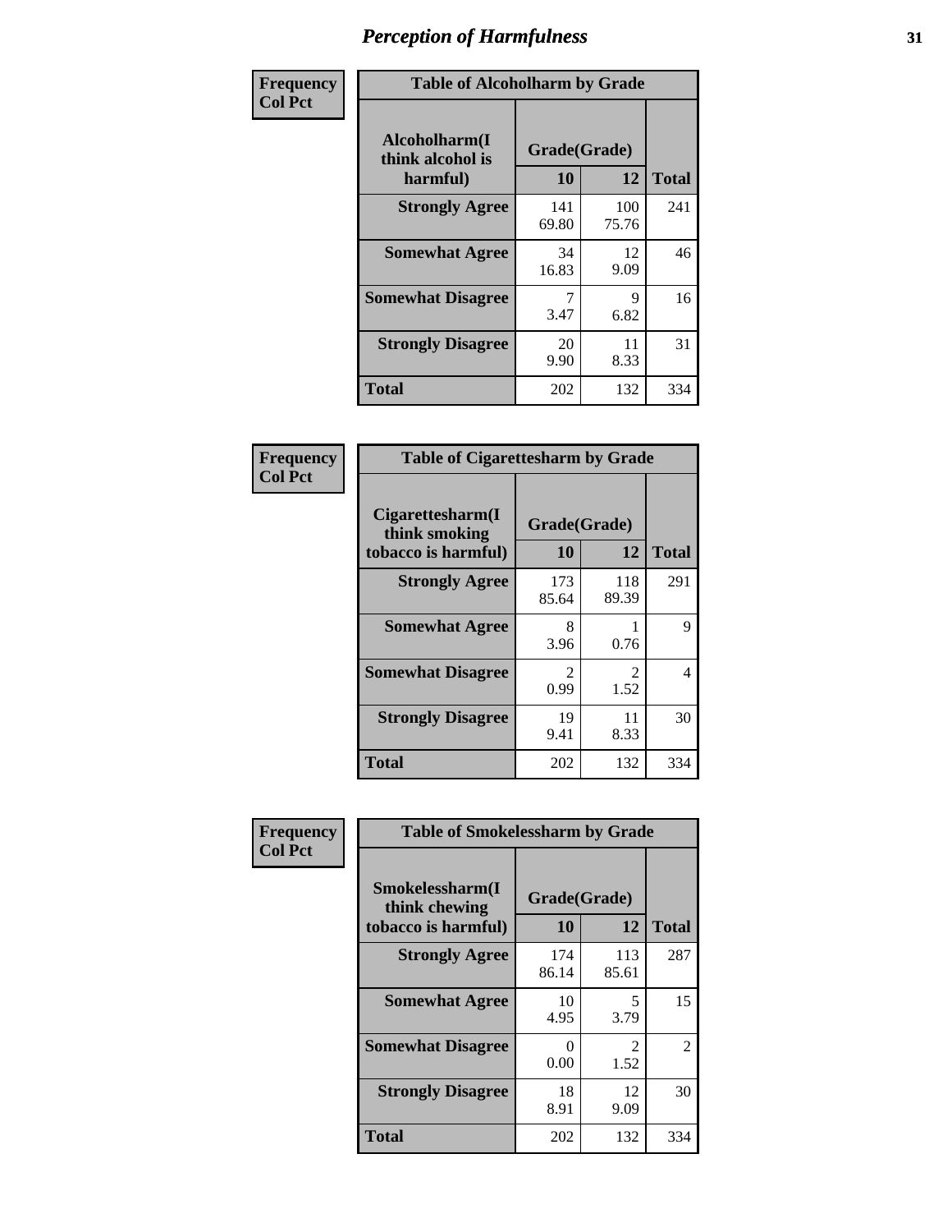# Perception of Harmfulness

**Frequency**
**Col Pct**

| Table of Alcoholharm by Grade | | | |
|---|---|---|---|
| Alcoholharm(I think alcohol is harmful) | Grade(Grade) | | Total |
| | 10 | 12 | |
| **Strongly Agree** | 141<br>69.80 | 100<br>75.76 | 241 |
| **Somewhat Agree** | 34<br>16.83 | 12<br>9.09 | 46 |
| **Somewhat Disagree** | 7<br>3.47 | 9<br>6.82 | 16 |
| **Strongly Disagree** | 20<br>9.90 | 11<br>8.33 | 31 |
| **Total** | 202 | 132 | 334 |

**Frequency**
**Col Pct**

| Table of Cigarettesharm by Grade | | | |
|---|---|---|---|
| Cigarettesharm(I think smoking tobacco is harmful) | Grade(Grade) | | Total |
| | 10 | 12 | |
| **Strongly Agree** | 173<br>85.64 | 118<br>89.39 | 291 |
| **Somewhat Agree** | 8<br>3.96 | 1<br>0.76 | 9 |
| **Somewhat Disagree** | 2<br>0.99 | 2<br>1.52 | 4 |
| **Strongly Disagree** | 19<br>9.41 | 11<br>8.33 | 30 |
| **Total** | 202 | 132 | 334 |

**Frequency**
**Col Pct**

| Table of Smokelessharm by Grade | | | |
|---|---|---|---|
| Smokelessharm(I think chewing tobacco is harmful) | Grade(Grade) | | Total |
| | 10 | 12 | |
| **Strongly Agree** | 174<br>86.14 | 113<br>85.61 | 287 |
| **Somewhat Agree** | 10<br>4.95 | 5<br>3.79 | 15 |
| **Somewhat Disagree** | 0<br>0.00 | 2<br>1.52 | 2 |
| **Strongly Disagree** | 18<br>8.91 | 12<br>9.09 | 30 |
| **Total** | 202 | 132 | 334 |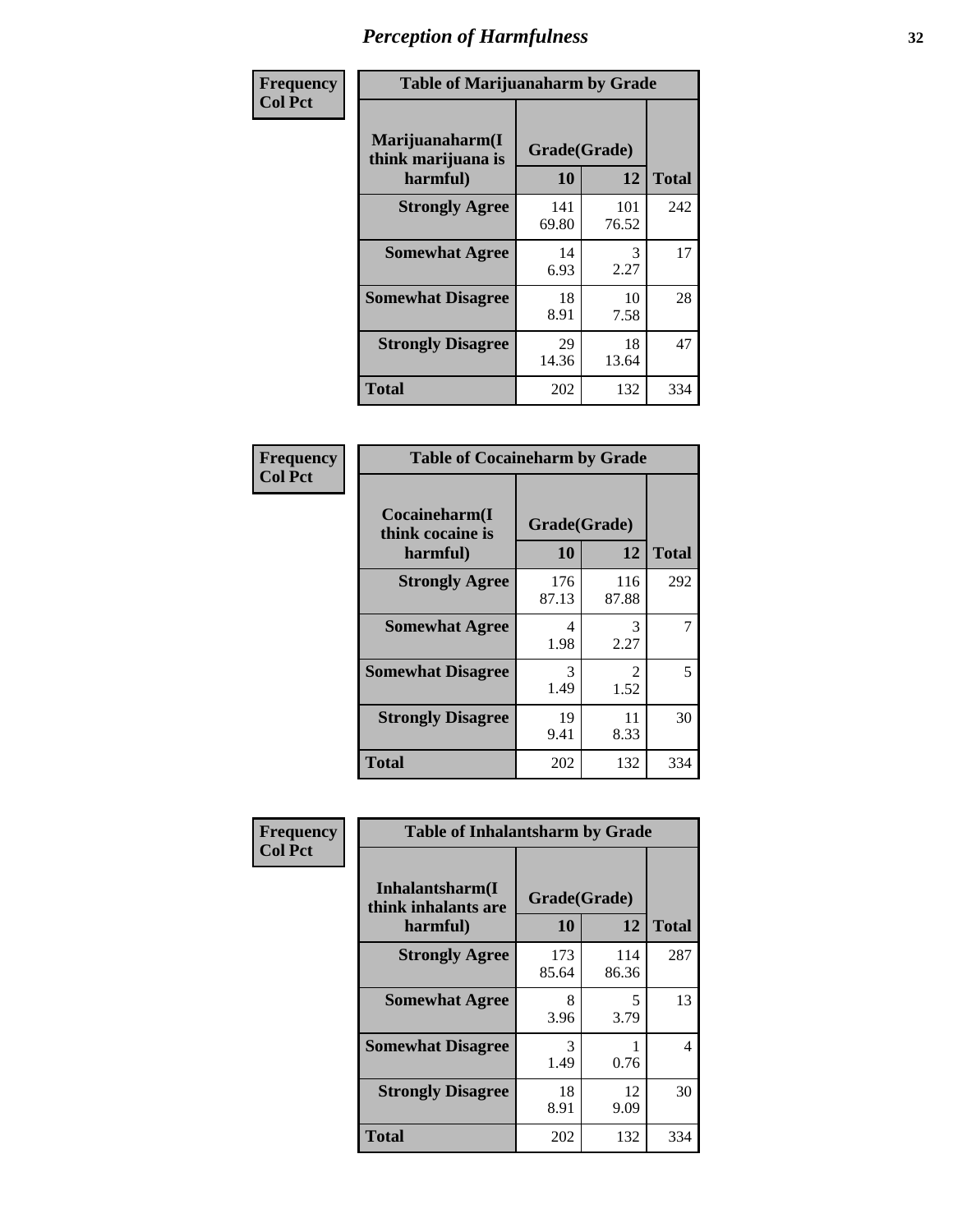# Perception of Harmfulness

**Frequency**
**Col Pct**

| Table of Marijuanaharm by Grade | | | |
|---|---|---|---|
| Marijuanaharm(I think marijuana is harmful) | Grade(Grade) | | |
| | 10 | 12 | Total |
| **Strongly Agree** | 141<br>69.80 | 101<br>76.52 | 242 |
| **Somewhat Agree** | 14<br>6.93 | 3<br>2.27 | 17 |
| **Somewhat Disagree** | 18<br>8.91 | 10<br>7.58 | 28 |
| **Strongly Disagree** | 29<br>14.36 | 18<br>13.64 | 47 |
| **Total** | 202 | 132 | 334 |

**Frequency**
**Col Pct**

| Table of Cocaineharm by Grade | | | |
|---|---|---|---|
| Cocaineharm(I think cocaine is harmful) | Grade(Grade) | | |
| | 10 | 12 | Total |
| **Strongly Agree** | 176<br>87.13 | 116<br>87.88 | 292 |
| **Somewhat Agree** | 4<br>1.98 | 3<br>2.27 | 7 |
| **Somewhat Disagree** | 3<br>1.49 | 2<br>1.52 | 5 |
| **Strongly Disagree** | 19<br>9.41 | 11<br>8.33 | 30 |
| **Total** | 202 | 132 | 334 |

**Frequency**
**Col Pct**

| Table of Inhalantsharm by Grade | | | |
|---|---|---|---|
| Inhalantsharm(I think inhalants are harmful) | Grade(Grade) | | |
| | 10 | 12 | Total |
| **Strongly Agree** | 173<br>85.64 | 114<br>86.36 | 287 |
| **Somewhat Agree** | 8<br>3.96 | 5<br>3.79 | 13 |
| **Somewhat Disagree** | 3<br>1.49 | 1<br>0.76 | 4 |
| **Strongly Disagree** | 18<br>8.91 | 12<br>9.09 | 30 |
| **Total** | 202 | 132 | 334 |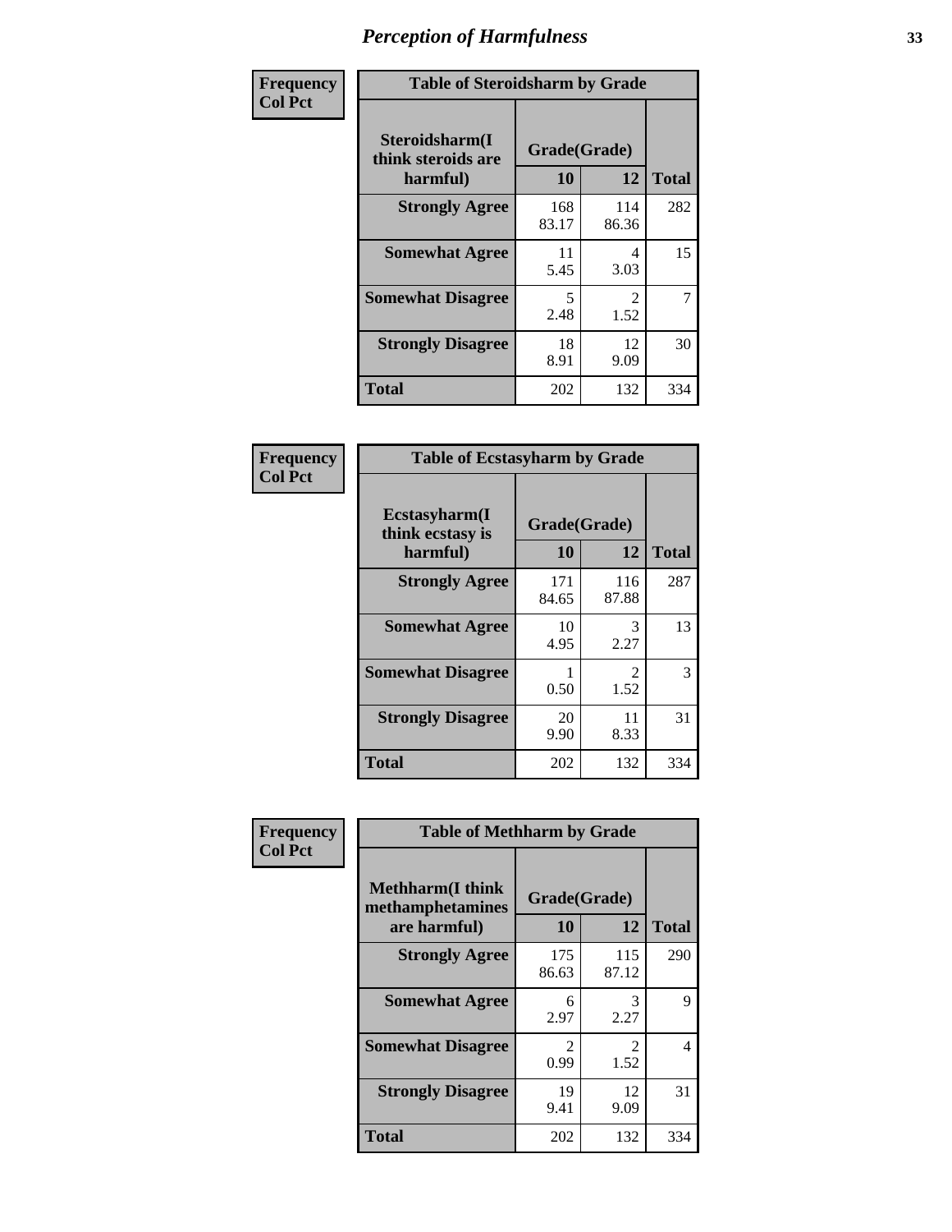# Perception of Harmfulness

**Frequency / Col Pct**

**Table of Steroidsharm by Grade**

| Steroidsharm(I think steroids are harmful) | Grade(Grade) 10 | 12 | Total |
|---|---|---|---|
| **Strongly Agree** | 168<br>83.17 | 114<br>86.36 | 282 |
| **Somewhat Agree** | 11<br>5.45 | 4<br>3.03 | 15 |
| **Somewhat Disagree** | 5<br>2.48 | 2<br>1.52 | 7 |
| **Strongly Disagree** | 18<br>8.91 | 12<br>9.09 | 30 |
| **Total** | 202 | 132 | 334 |

**Frequency / Col Pct**

**Table of Ecstasyharm by Grade**

| Ecstasyharm(I think ecstasy is harmful) | Grade(Grade) 10 | 12 | Total |
|---|---|---|---|
| **Strongly Agree** | 171<br>84.65 | 116<br>87.88 | 287 |
| **Somewhat Agree** | 10<br>4.95 | 3<br>2.27 | 13 |
| **Somewhat Disagree** | 1<br>0.50 | 2<br>1.52 | 3 |
| **Strongly Disagree** | 20<br>9.90 | 11<br>8.33 | 31 |
| **Total** | 202 | 132 | 334 |

**Frequency / Col Pct**

**Table of Methharm by Grade**

| Methharm(I think methamphetamines are harmful) | Grade(Grade) 10 | 12 | Total |
|---|---|---|---|
| **Strongly Agree** | 175<br>86.63 | 115<br>87.12 | 290 |
| **Somewhat Agree** | 6<br>2.97 | 3<br>2.27 | 9 |
| **Somewhat Disagree** | 2<br>0.99 | 2<br>1.52 | 4 |
| **Strongly Disagree** | 19<br>9.41 | 12<br>9.09 | 31 |
| **Total** | 202 | 132 | 334 |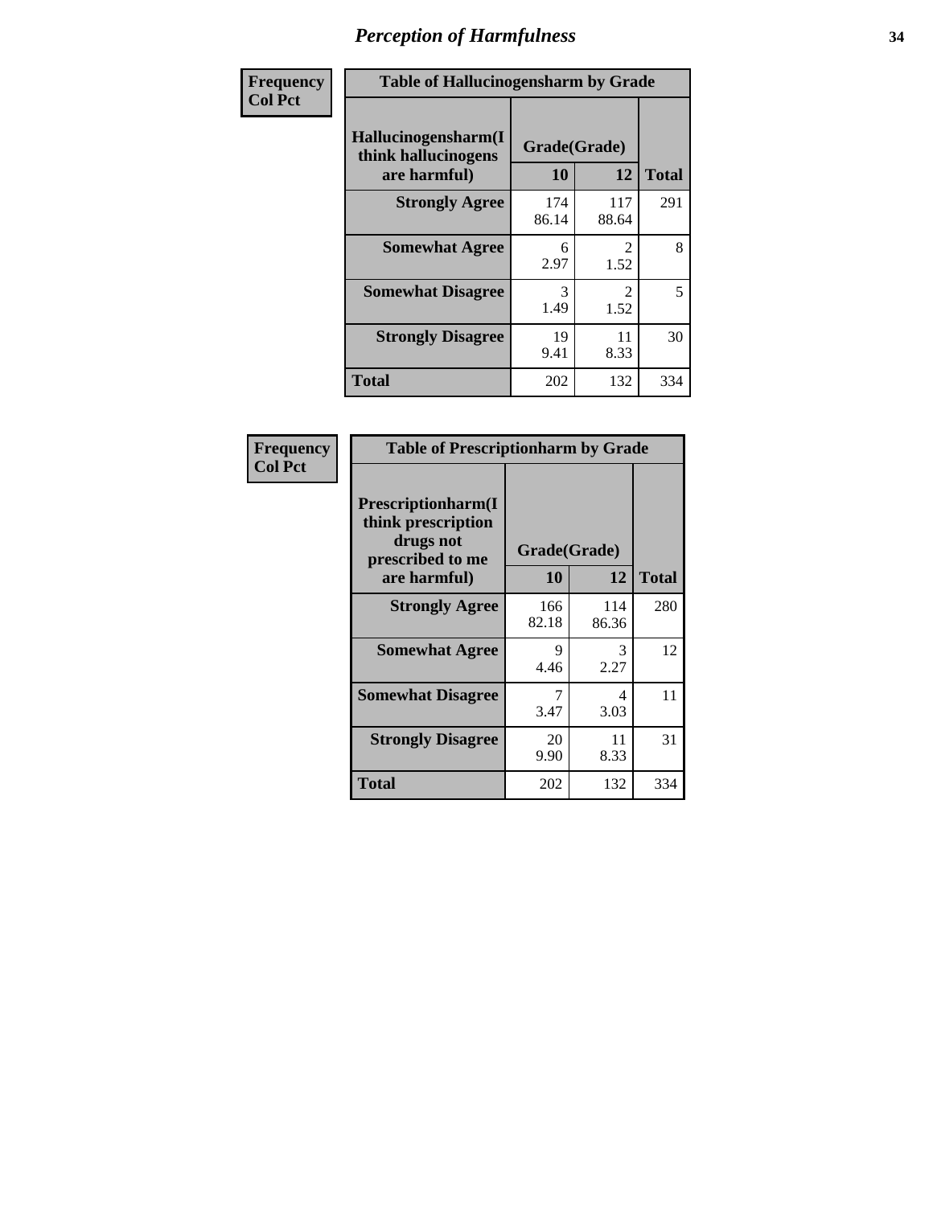# Perception of Harmfulness

| Frequency Col Pct | Table of Hallucinogensharm by Grade | | |
|---|---|---|---|
| Hallucinogensharm(I think hallucinogens are harmful) | Grade(Grade) | | |
| | 10 | 12 | Total |
| Strongly Agree | 174<br>86.14 | 117<br>88.64 | 291 |
| Somewhat Agree | 6<br>2.97 | 2<br>1.52 | 8 |
| Somewhat Disagree | 3<br>1.49 | 2<br>1.52 | 5 |
| Strongly Disagree | 19<br>9.41 | 11<br>8.33 | 30 |
| Total | 202 | 132 | 334 |

| Frequency Col Pct | Table of Prescriptionharm by Grade | | |
|---|---|---|---|
| Prescriptionharm(I think prescription drugs not prescribed to me are harmful) | Grade(Grade) | | |
| | 10 | 12 | Total |
| Strongly Agree | 166<br>82.18 | 114<br>86.36 | 280 |
| Somewhat Agree | 9<br>4.46 | 3<br>2.27 | 12 |
| Somewhat Disagree | 7<br>3.47 | 4<br>3.03 | 11 |
| Strongly Disagree | 20<br>9.90 | 11<br>8.33 | 31 |
| Total | 202 | 132 | 334 |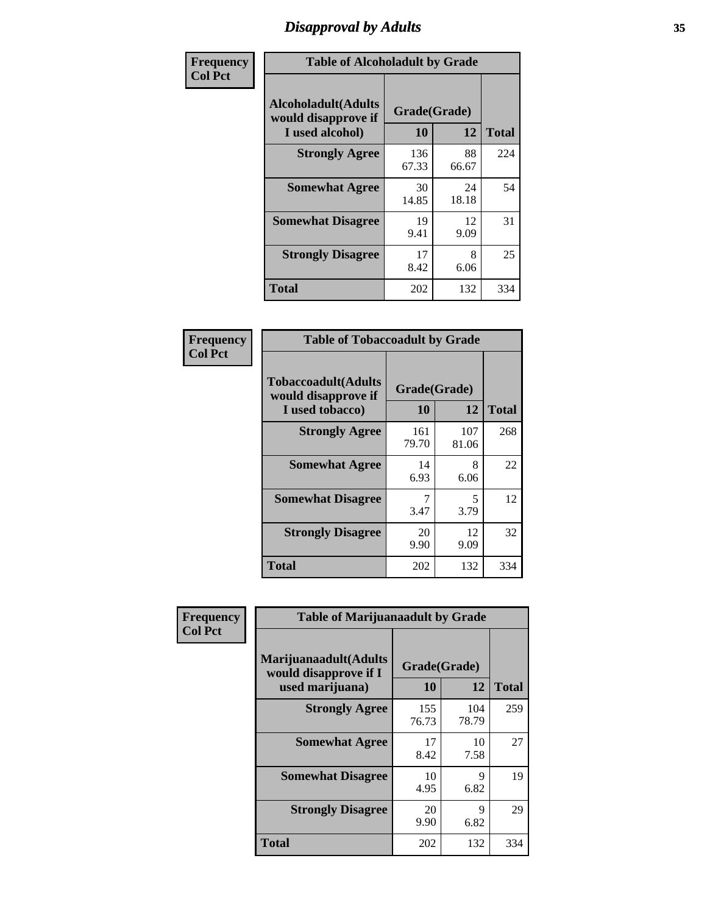# Disapproval by Adults

| Frequency<br>Col Pct | Table of Alcoholadult by Grade | | |
|---|---|---|---|
| **Alcoholadult(Adults would disapprove if I used alcohol)** | **Grade(Grade)** | | **Total** |
| | **10** | **12** | |
| **Strongly Agree** | 136<br>67.33 | 88<br>66.67 | 224 |
| **Somewhat Agree** | 30<br>14.85 | 24<br>18.18 | 54 |
| **Somewhat Disagree** | 19<br>9.41 | 12<br>9.09 | 31 |
| **Strongly Disagree** | 17<br>8.42 | 8<br>6.06 | 25 |
| **Total** | 202 | 132 | 334 |

| Frequency<br>Col Pct | Table of Tobaccoadult by Grade | | |
|---|---|---|---|
| **Tobaccoadult(Adults would disapprove if I used tobacco)** | **Grade(Grade)** | | **Total** |
| | **10** | **12** | |
| **Strongly Agree** | 161<br>79.70 | 107<br>81.06 | 268 |
| **Somewhat Agree** | 14<br>6.93 | 8<br>6.06 | 22 |
| **Somewhat Disagree** | 7<br>3.47 | 5<br>3.79 | 12 |
| **Strongly Disagree** | 20<br>9.90 | 12<br>9.09 | 32 |
| **Total** | 202 | 132 | 334 |

| Frequency<br>Col Pct | Table of Marijuanaadult by Grade | | |
|---|---|---|---|
| **Marijuanaadult(Adults would disapprove if I used marijuana)** | **Grade(Grade)** | | **Total** |
| | **10** | **12** | |
| **Strongly Agree** | 155<br>76.73 | 104<br>78.79 | 259 |
| **Somewhat Agree** | 17<br>8.42 | 10<br>7.58 | 27 |
| **Somewhat Disagree** | 10<br>4.95 | 9<br>6.82 | 19 |
| **Strongly Disagree** | 20<br>9.90 | 9<br>6.82 | 29 |
| **Total** | 202 | 132 | 334 |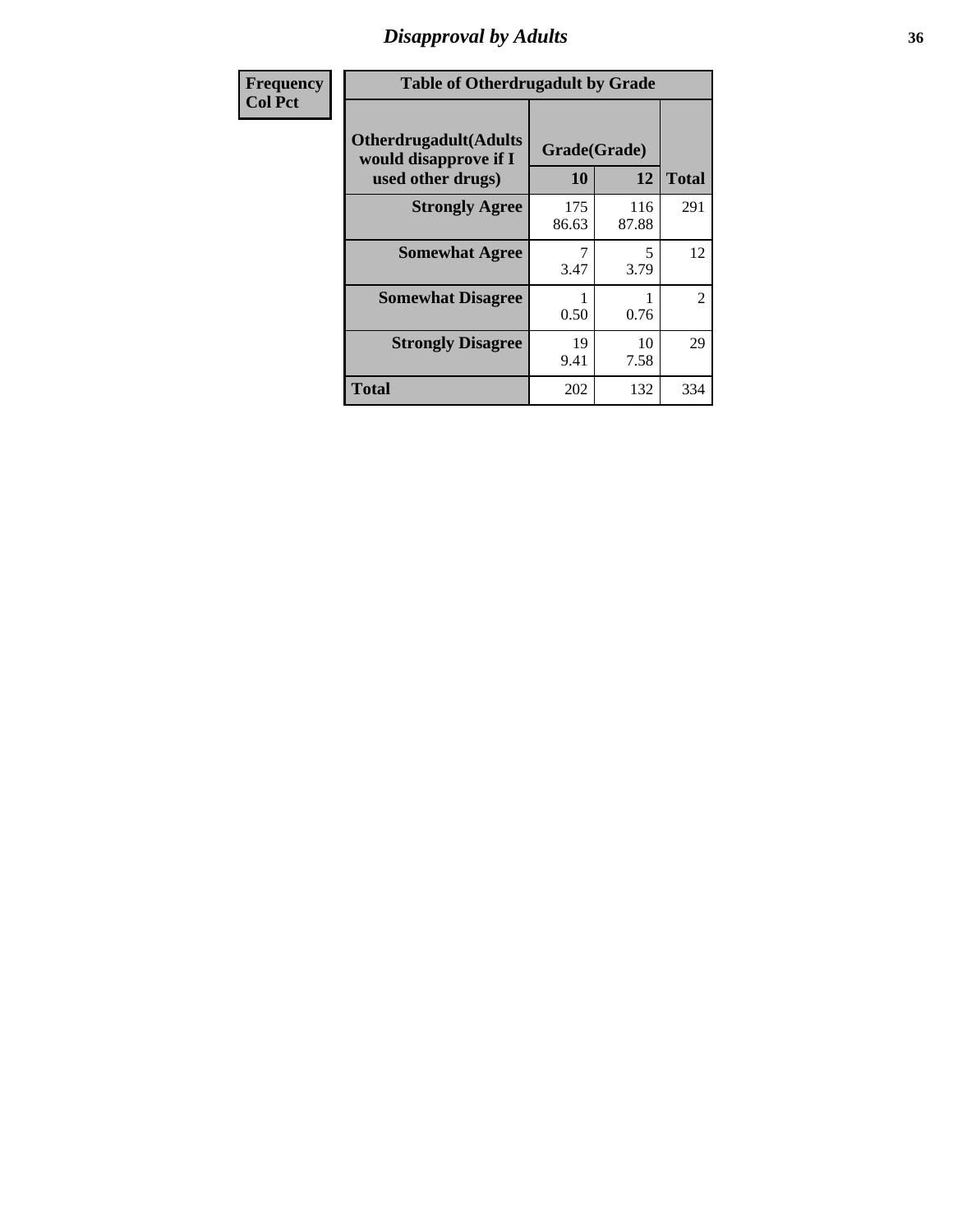# Disapproval by Adults

| Frequency Col Pct |
|---|

**Table of Otherdrugadult by Grade**

| Otherdrugadult(Adults would disapprove if I used other drugs) | Grade(Grade) | | |
|---|---|---|---|
| | 10 | 12 | Total |
| **Strongly Agree** | 175<br>86.63 | 116<br>87.88 | 291 |
| **Somewhat Agree** | 7<br>3.47 | 5<br>3.79 | 12 |
| **Somewhat Disagree** | 1<br>0.50 | 1<br>0.76 | 2 |
| **Strongly Disagree** | 19<br>9.41 | 10<br>7.58 | 29 |
| **Total** | 202 | 132 | 334 |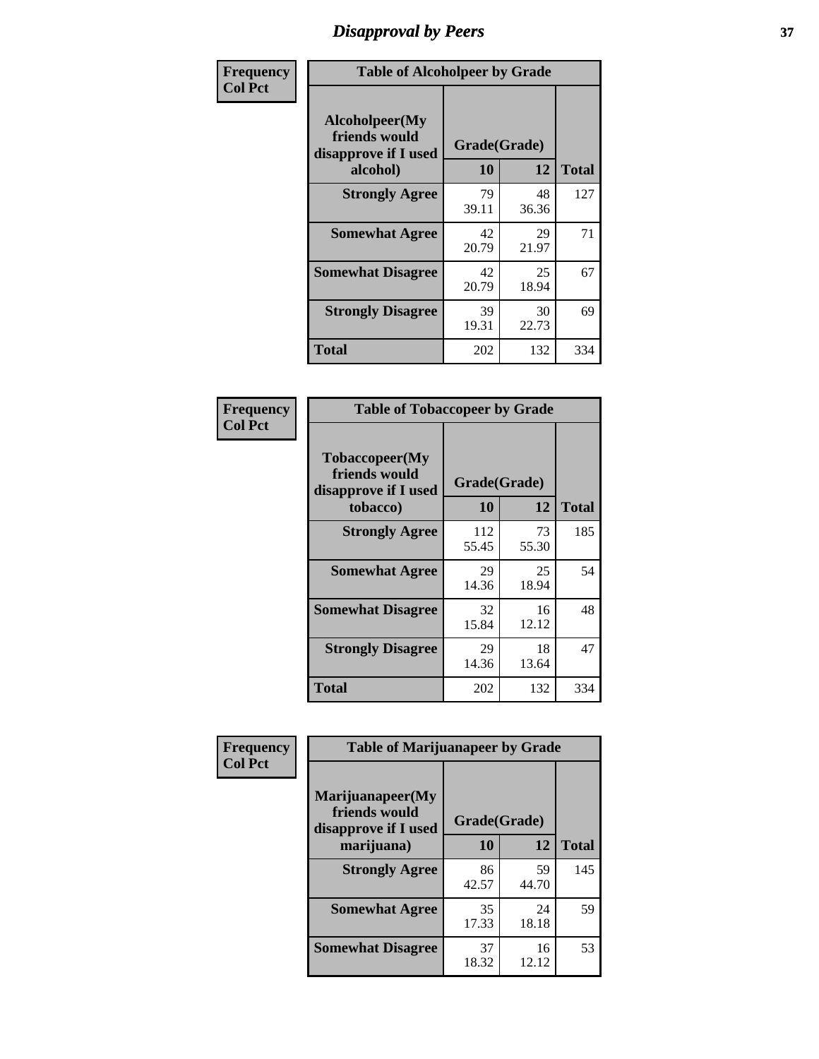## Disapproval by Peers

| Frequency Col Pct | Table of Alcoholpeer by Grade | | |
|---|---|---|---|
| Alcoholpeer(My friends would disapprove if I used alcohol) | Grade(Grade) | | |
| | 10 | 12 | Total |
| Strongly Agree | 79<br>39.11 | 48<br>36.36 | 127 |
| Somewhat Agree | 42<br>20.79 | 29<br>21.97 | 71 |
| Somewhat Disagree | 42<br>20.79 | 25<br>18.94 | 67 |
| Strongly Disagree | 39<br>19.31 | 30<br>22.73 | 69 |
| Total | 202 | 132 | 334 |

| Frequency Col Pct | Table of Tobaccopeer by Grade | | |
|---|---|---|---|
| Tobaccopeer(My friends would disapprove if I used tobacco) | Grade(Grade) | | |
| | 10 | 12 | Total |
| Strongly Agree | 112<br>55.45 | 73<br>55.30 | 185 |
| Somewhat Agree | 29<br>14.36 | 25<br>18.94 | 54 |
| Somewhat Disagree | 32<br>15.84 | 16<br>12.12 | 48 |
| Strongly Disagree | 29<br>14.36 | 18<br>13.64 | 47 |
| Total | 202 | 132 | 334 |

| Frequency Col Pct | Table of Marijuanapeer by Grade | | |
|---|---|---|---|
| Marijuanapeer(My friends would disapprove if I used marijuana) | Grade(Grade) | | |
| | 10 | 12 | Total |
| Strongly Agree | 86<br>42.57 | 59<br>44.70 | 145 |
| Somewhat Agree | 35<br>17.33 | 24<br>18.18 | 59 |
| Somewhat Disagree | 37<br>18.32 | 16<br>12.12 | 53 |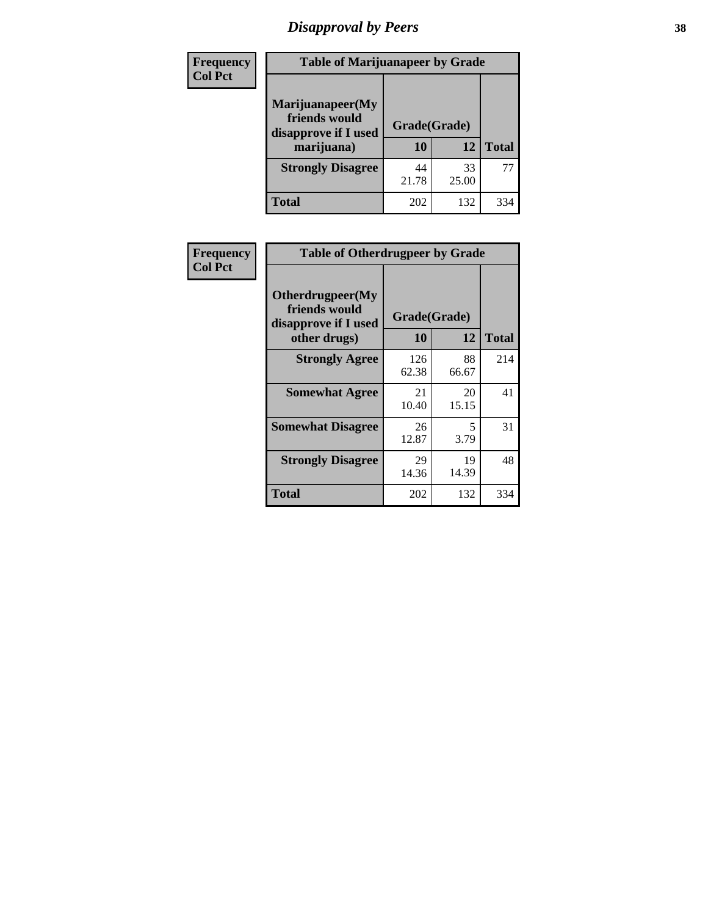# Disapproval by Peers

**Frequency**
**Col Pct**

| Table of Marijuanapeer by Grade | | | |
|---|---|---|---|
| Marijuanapeer(My friends would disapprove if I used marijuana) | Grade(Grade) | | |
| | 10 | 12 | Total |
| Strongly Disagree | 44<br>21.78 | 33<br>25.00 | 77 |
| Total | 202 | 132 | 334 |

**Frequency**
**Col Pct**

| Table of Otherdrugpeer by Grade | | | |
|---|---|---|---|
| Otherdrugpeer(My friends would disapprove if I used other drugs) | Grade(Grade) | | |
| | 10 | 12 | Total |
| Strongly Agree | 126<br>62.38 | 88<br>66.67 | 214 |
| Somewhat Agree | 21<br>10.40 | 20<br>15.15 | 41 |
| Somewhat Disagree | 26<br>12.87 | 5<br>3.79 | 31 |
| Strongly Disagree | 29<br>14.36 | 19<br>14.39 | 48 |
| Total | 202 | 132 | 334 |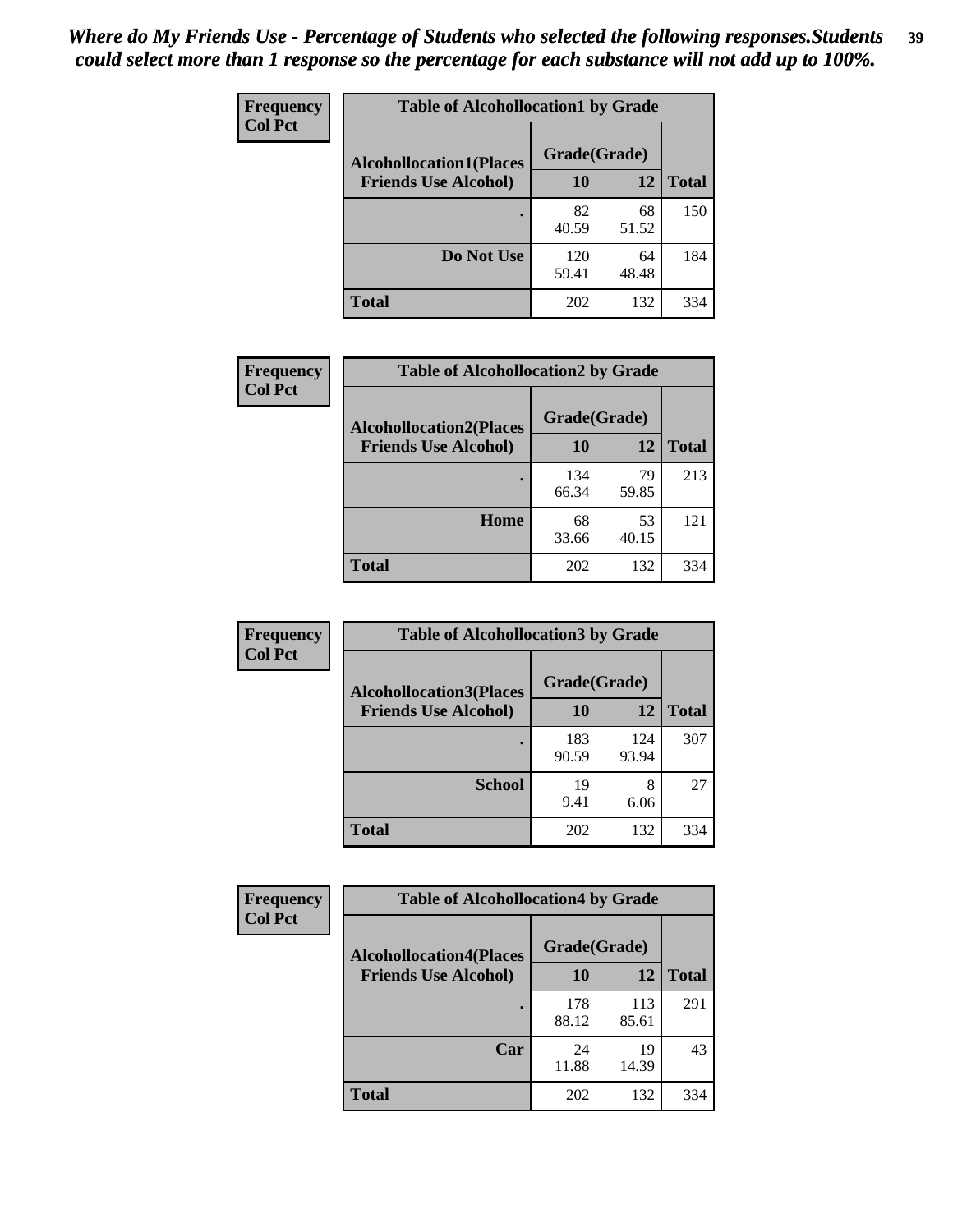*Where do My Friends Use - Percentage of Students who selected the following responses.Students could select more than 1 response so the percentage for each substance will not add up to 100%.*

**Frequency**
**Col Pct**

| Table of Alcohollocation1 by Grade | | | |
|---|---|---|---|
| **Alcohollocation1(Places Friends Use Alcohol)** | **Grade(Grade)** | | **Total** |
| | **10** | **12** | |
| **.** | 82<br>40.59 | 68<br>51.52 | 150 |
| **Do Not Use** | 120<br>59.41 | 64<br>48.48 | 184 |
| **Total** | 202 | 132 | 334 |

**Frequency**
**Col Pct**

| Table of Alcohollocation2 by Grade | | | |
|---|---|---|---|
| **Alcohollocation2(Places Friends Use Alcohol)** | **Grade(Grade)** | | **Total** |
| | **10** | **12** | |
| **.** | 134<br>66.34 | 79<br>59.85 | 213 |
| **Home** | 68<br>33.66 | 53<br>40.15 | 121 |
| **Total** | 202 | 132 | 334 |

**Frequency**
**Col Pct**

| Table of Alcohollocation3 by Grade | | | |
|---|---|---|---|
| **Alcohollocation3(Places Friends Use Alcohol)** | **Grade(Grade)** | | **Total** |
| | **10** | **12** | |
| **.** | 183<br>90.59 | 124<br>93.94 | 307 |
| **School** | 19<br>9.41 | 8<br>6.06 | 27 |
| **Total** | 202 | 132 | 334 |

**Frequency**
**Col Pct**

| Table of Alcohollocation4 by Grade | | | |
|---|---|---|---|
| **Alcohollocation4(Places Friends Use Alcohol)** | **Grade(Grade)** | | **Total** |
| | **10** | **12** | |
| **.** | 178<br>88.12 | 113<br>85.61 | 291 |
| **Car** | 24<br>11.88 | 19<br>14.39 | 43 |
| **Total** | 202 | 132 | 334 |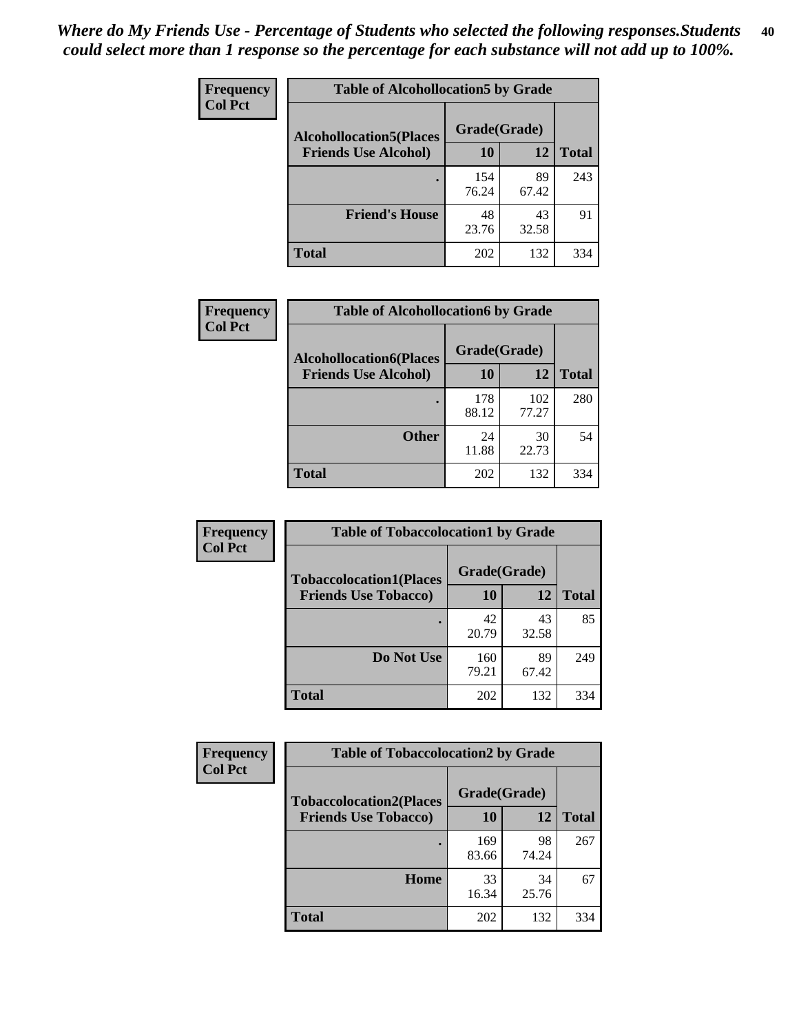*Where do My Friends Use - Percentage of Students who selected the following responses.Students could select more than 1 response so the percentage for each substance will not add up to 100%.*

**Frequency**
**Col Pct**

| Table of Alcohollocation5 by Grade | | | |
|---|---|---|---|
| **Alcohollocation5(Places Friends Use Alcohol)** | **Grade(Grade)** | | **Total** |
| | **10** | **12** | |
| **.** | 154<br>76.24 | 89<br>67.42 | 243 |
| **Friend's House** | 48<br>23.76 | 43<br>32.58 | 91 |
| **Total** | 202 | 132 | 334 |

**Frequency**
**Col Pct**

| Table of Alcohollocation6 by Grade | | | |
|---|---|---|---|
| **Alcohollocation6(Places Friends Use Alcohol)** | **Grade(Grade)** | | **Total** |
| | **10** | **12** | |
| **.** | 178<br>88.12 | 102<br>77.27 | 280 |
| **Other** | 24<br>11.88 | 30<br>22.73 | 54 |
| **Total** | 202 | 132 | 334 |

**Frequency**
**Col Pct**

| Table of Tobaccolocation1 by Grade | | | |
|---|---|---|---|
| **Tobaccolocation1(Places Friends Use Tobacco)** | **Grade(Grade)** | | **Total** |
| | **10** | **12** | |
| **.** | 42<br>20.79 | 43<br>32.58 | 85 |
| **Do Not Use** | 160<br>79.21 | 89<br>67.42 | 249 |
| **Total** | 202 | 132 | 334 |

**Frequency**
**Col Pct**

| Table of Tobaccolocation2 by Grade | | | |
|---|---|---|---|
| **Tobaccolocation2(Places Friends Use Tobacco)** | **Grade(Grade)** | | **Total** |
| | **10** | **12** | |
| **.** | 169<br>83.66 | 98<br>74.24 | 267 |
| **Home** | 33<br>16.34 | 34<br>25.76 | 67 |
| **Total** | 202 | 132 | 334 |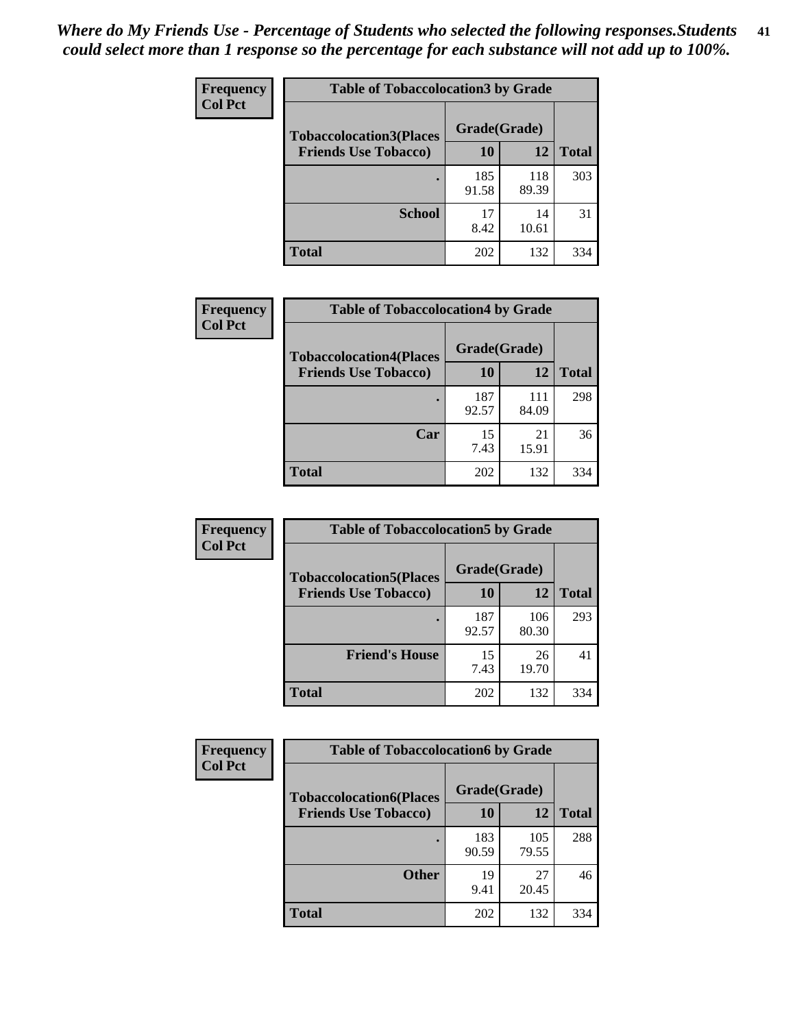*Where do My Friends Use - Percentage of Students who selected the following responses.Students could select more than 1 response so the percentage for each substance will not add up to 100%.*

**Frequency**
**Col Pct**

| Table of Tobaccolocation3 by Grade | | | |
|---|---|---|---|
| **Tobaccolocation3(Places Friends Use Tobacco)** | **Grade(Grade)** | | **Total** |
| | **10** | **12** | |
| **.** | 185<br>91.58 | 118<br>89.39 | 303 |
| **School** | 17<br>8.42 | 14<br>10.61 | 31 |
| **Total** | 202 | 132 | 334 |

**Frequency**
**Col Pct**

| Table of Tobaccolocation4 by Grade | | | |
|---|---|---|---|
| **Tobaccolocation4(Places Friends Use Tobacco)** | **Grade(Grade)** | | **Total** |
| | **10** | **12** | |
| **.** | 187<br>92.57 | 111<br>84.09 | 298 |
| **Car** | 15<br>7.43 | 21<br>15.91 | 36 |
| **Total** | 202 | 132 | 334 |

**Frequency**
**Col Pct**

| Table of Tobaccolocation5 by Grade | | | |
|---|---|---|---|
| **Tobaccolocation5(Places Friends Use Tobacco)** | **Grade(Grade)** | | **Total** |
| | **10** | **12** | |
| **.** | 187<br>92.57 | 106<br>80.30 | 293 |
| **Friend's House** | 15<br>7.43 | 26<br>19.70 | 41 |
| **Total** | 202 | 132 | 334 |

**Frequency**
**Col Pct**

| Table of Tobaccolocation6 by Grade | | | |
|---|---|---|---|
| **Tobaccolocation6(Places Friends Use Tobacco)** | **Grade(Grade)** | | **Total** |
| | **10** | **12** | |
| **.** | 183<br>90.59 | 105<br>79.55 | 288 |
| **Other** | 19<br>9.41 | 27<br>20.45 | 46 |
| **Total** | 202 | 132 | 334 |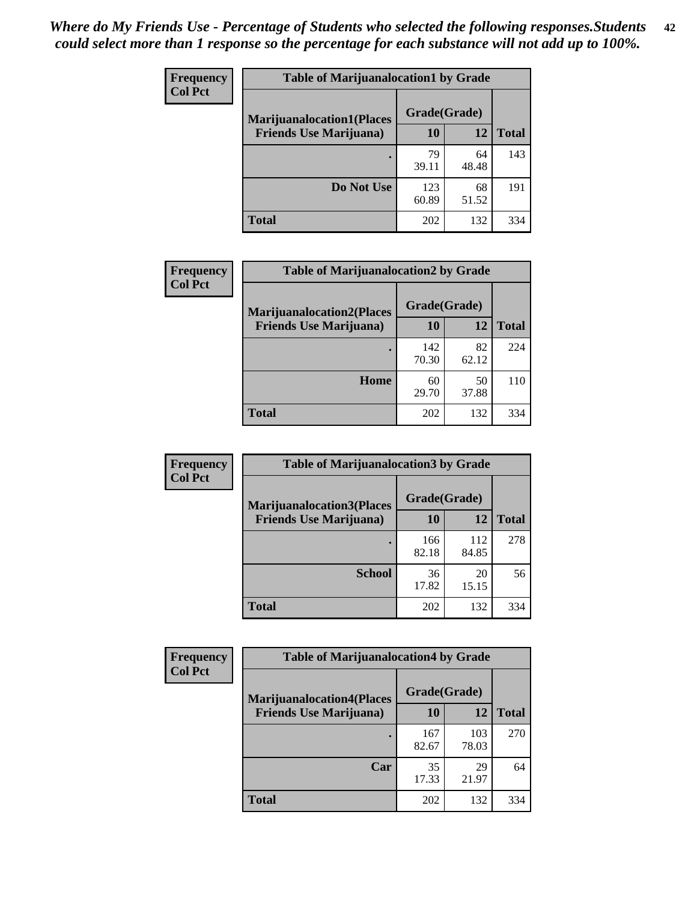*Where do My Friends Use - Percentage of Students who selected the following responses.Students could select more than 1 response so the percentage for each substance will not add up to 100%.*

**Frequency**
**Col Pct**

| Table of Marijuanalocation1 by Grade | | | |
|---|---|---|---|
| **Marijuanalocation1(Places Friends Use Marijuana)** | **Grade(Grade)** | | |
| | **10** | **12** | **Total** |
| **.** | 79<br>39.11 | 64<br>48.48 | 143 |
| **Do Not Use** | 123<br>60.89 | 68<br>51.52 | 191 |
| **Total** | 202 | 132 | 334 |

**Frequency**
**Col Pct**

| Table of Marijuanalocation2 by Grade | | | |
|---|---|---|---|
| **Marijuanalocation2(Places Friends Use Marijuana)** | **Grade(Grade)** | | |
| | **10** | **12** | **Total** |
| **.** | 142<br>70.30 | 82<br>62.12 | 224 |
| **Home** | 60<br>29.70 | 50<br>37.88 | 110 |
| **Total** | 202 | 132 | 334 |

**Frequency**
**Col Pct**

| Table of Marijuanalocation3 by Grade | | | |
|---|---|---|---|
| **Marijuanalocation3(Places Friends Use Marijuana)** | **Grade(Grade)** | | |
| | **10** | **12** | **Total** |
| **.** | 166<br>82.18 | 112<br>84.85 | 278 |
| **School** | 36<br>17.82 | 20<br>15.15 | 56 |
| **Total** | 202 | 132 | 334 |

**Frequency**
**Col Pct**

| Table of Marijuanalocation4 by Grade | | | |
|---|---|---|---|
| **Marijuanalocation4(Places Friends Use Marijuana)** | **Grade(Grade)** | | |
| | **10** | **12** | **Total** |
| **.** | 167<br>82.67 | 103<br>78.03 | 270 |
| **Car** | 35<br>17.33 | 29<br>21.97 | 64 |
| **Total** | 202 | 132 | 334 |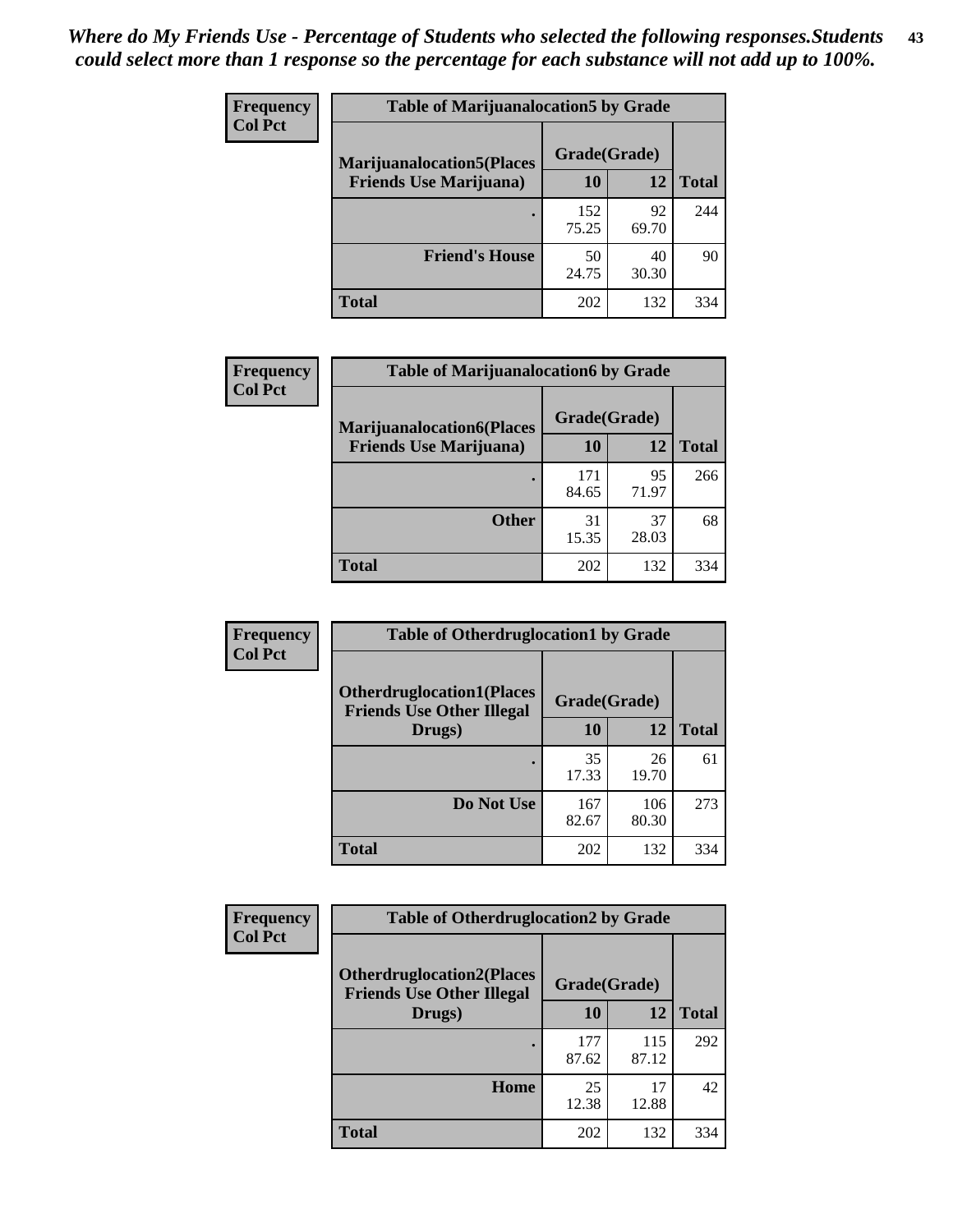*Where do My Friends Use - Percentage of Students who selected the following responses.Students could select more than 1 response so the percentage for each substance will not add up to 100%.*

**Frequency**
**Col Pct**

| Table of Marijuanalocation5 by Grade | | | |
|---|---|---|---|
| **Marijuanalocation5(Places Friends Use Marijuana)** | **Grade(Grade)** | | **Total** |
| | **10** | **12** | |
| . | 152<br>75.25 | 92<br>69.70 | 244 |
| **Friend's House** | 50<br>24.75 | 40<br>30.30 | 90 |
| **Total** | 202 | 132 | 334 |

**Frequency**
**Col Pct**

| Table of Marijuanalocation6 by Grade | | | |
|---|---|---|---|
| **Marijuanalocation6(Places Friends Use Marijuana)** | **Grade(Grade)** | | **Total** |
| | **10** | **12** | |
| . | 171<br>84.65 | 95<br>71.97 | 266 |
| **Other** | 31<br>15.35 | 37<br>28.03 | 68 |
| **Total** | 202 | 132 | 334 |

**Frequency**
**Col Pct**

| Table of Otherdruglocation1 by Grade | | | |
|---|---|---|---|
| **Otherdruglocation1(Places Friends Use Other Illegal Drugs)** | **Grade(Grade)** | | **Total** |
| | **10** | **12** | |
| . | 35<br>17.33 | 26<br>19.70 | 61 |
| **Do Not Use** | 167<br>82.67 | 106<br>80.30 | 273 |
| **Total** | 202 | 132 | 334 |

**Frequency**
**Col Pct**

| Table of Otherdruglocation2 by Grade | | | |
|---|---|---|---|
| **Otherdruglocation2(Places Friends Use Other Illegal Drugs)** | **Grade(Grade)** | | **Total** |
| | **10** | **12** | |
| . | 177<br>87.62 | 115<br>87.12 | 292 |
| **Home** | 25<br>12.38 | 17<br>12.88 | 42 |
| **Total** | 202 | 132 | 334 |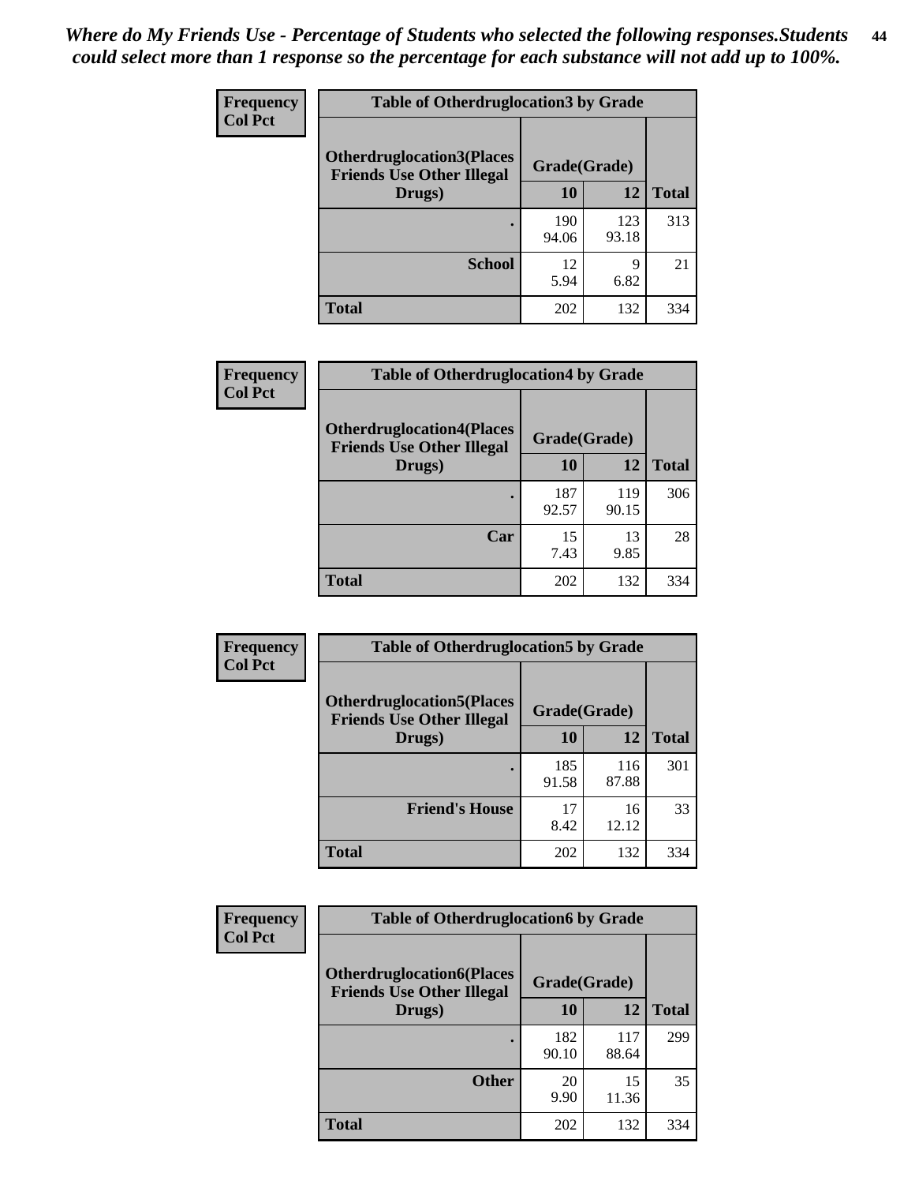*Where do My Friends Use - Percentage of Students who selected the following responses.Students could select more than 1 response so the percentage for each substance will not add up to 100%.*

**Frequency**
**Col Pct**

| Table of Otherdruglocation3 by Grade | | | |
|---|---|---|---|
| Otherdruglocation3(Places Friends Use Other Illegal Drugs) | Grade(Grade) | | |
| | 10 | 12 | Total |
| . | 190<br>94.06 | 123<br>93.18 | 313 |
| School | 12<br>5.94 | 9<br>6.82 | 21 |
| Total | 202 | 132 | 334 |

**Frequency**
**Col Pct**

| Table of Otherdruglocation4 by Grade | | | |
|---|---|---|---|
| Otherdruglocation4(Places Friends Use Other Illegal Drugs) | Grade(Grade) | | |
| | 10 | 12 | Total |
| . | 187<br>92.57 | 119<br>90.15 | 306 |
| Car | 15<br>7.43 | 13<br>9.85 | 28 |
| Total | 202 | 132 | 334 |

**Frequency**
**Col Pct**

| Table of Otherdruglocation5 by Grade | | | |
|---|---|---|---|
| Otherdruglocation5(Places Friends Use Other Illegal Drugs) | Grade(Grade) | | |
| | 10 | 12 | Total |
| . | 185<br>91.58 | 116<br>87.88 | 301 |
| Friend's House | 17<br>8.42 | 16<br>12.12 | 33 |
| Total | 202 | 132 | 334 |

**Frequency**
**Col Pct**

| Table of Otherdruglocation6 by Grade | | | |
|---|---|---|---|
| Otherdruglocation6(Places Friends Use Other Illegal Drugs) | Grade(Grade) | | |
| | 10 | 12 | Total |
| . | 182<br>90.10 | 117<br>88.64 | 299 |
| Other | 20<br>9.90 | 15<br>11.36 | 35 |
| Total | 202 | 132 | 334 |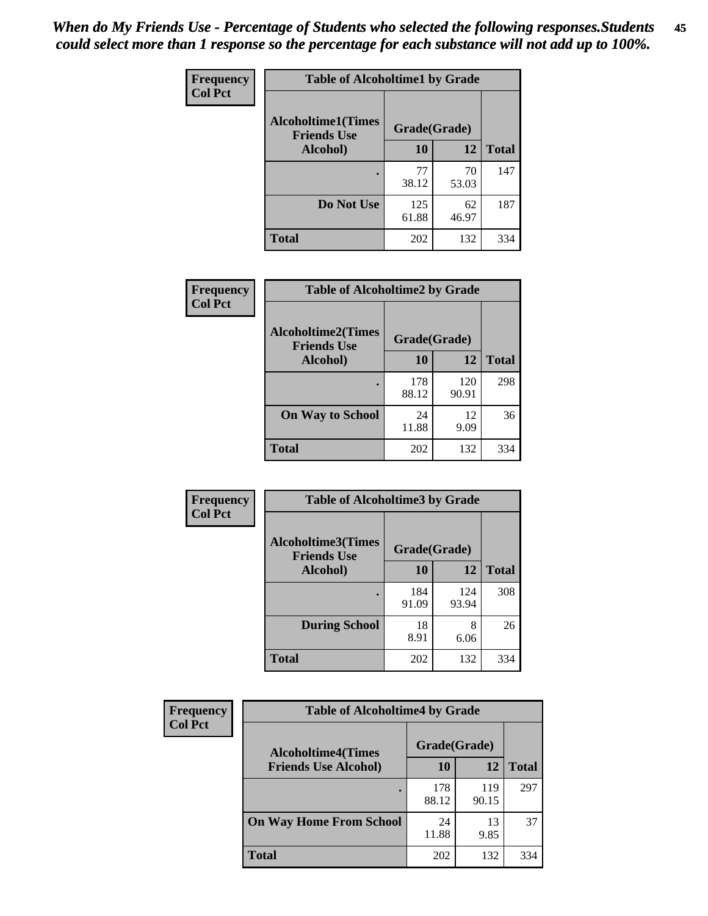*When do My Friends Use - Percentage of Students who selected the following responses.Students could select more than 1 response so the percentage for each substance will not add up to 100%.*

**Frequency**
**Col Pct**

| Table of Alcoholtime1 by Grade | | | |
|---|---|---|---|
| **Alcoholtime1(Times Friends Use Alcohol)** | **Grade(Grade)** | | **Total** |
| | **10** | **12** | |
| **.** | 77<br>38.12 | 70<br>53.03 | 147 |
| **Do Not Use** | 125<br>61.88 | 62<br>46.97 | 187 |
| **Total** | 202 | 132 | 334 |

**Frequency**
**Col Pct**

| Table of Alcoholtime2 by Grade | | | |
|---|---|---|---|
| **Alcoholtime2(Times Friends Use Alcohol)** | **Grade(Grade)** | | **Total** |
| | **10** | **12** | |
| **.** | 178<br>88.12 | 120<br>90.91 | 298 |
| **On Way to School** | 24<br>11.88 | 12<br>9.09 | 36 |
| **Total** | 202 | 132 | 334 |

**Frequency**
**Col Pct**

| Table of Alcoholtime3 by Grade | | | |
|---|---|---|---|
| **Alcoholtime3(Times Friends Use Alcohol)** | **Grade(Grade)** | | **Total** |
| | **10** | **12** | |
| **.** | 184<br>91.09 | 124<br>93.94 | 308 |
| **During School** | 18<br>8.91 | 8<br>6.06 | 26 |
| **Total** | 202 | 132 | 334 |

**Frequency**
**Col Pct**

| Table of Alcoholtime4 by Grade | | | |
|---|---|---|---|
| **Alcoholtime4(Times Friends Use Alcohol)** | **Grade(Grade)** | | **Total** |
| | **10** | **12** | |
| **.** | 178<br>88.12 | 119<br>90.15 | 297 |
| **On Way Home From School** | 24<br>11.88 | 13<br>9.85 | 37 |
| **Total** | 202 | 132 | 334 |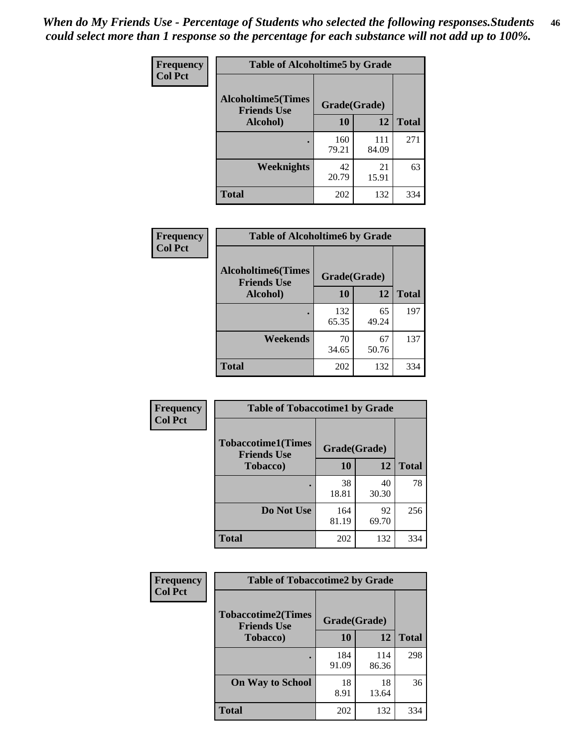*When do My Friends Use - Percentage of Students who selected the following responses.Students could select more than 1 response so the percentage for each substance will not add up to 100%.*

**Frequency**
**Col Pct**

| Table of Alcoholtime5 by Grade | | | |
|---|---|---|---|
| **Alcoholtime5(Times Friends Use Alcohol)** | **Grade(Grade)** | | **Total** |
| | **10** | **12** | |
| **.** | 160<br>79.21 | 111<br>84.09 | 271 |
| **Weeknights** | 42<br>20.79 | 21<br>15.91 | 63 |
| **Total** | 202 | 132 | 334 |

**Frequency**
**Col Pct**

| Table of Alcoholtime6 by Grade | | | |
|---|---|---|---|
| **Alcoholtime6(Times Friends Use Alcohol)** | **Grade(Grade)** | | **Total** |
| | **10** | **12** | |
| **.** | 132<br>65.35 | 65<br>49.24 | 197 |
| **Weekends** | 70<br>34.65 | 67<br>50.76 | 137 |
| **Total** | 202 | 132 | 334 |

**Frequency**
**Col Pct**

| Table of Tobaccotime1 by Grade | | | |
|---|---|---|---|
| **Tobaccotime1(Times Friends Use Tobacco)** | **Grade(Grade)** | | **Total** |
| | **10** | **12** | |
| **.** | 38<br>18.81 | 40<br>30.30 | 78 |
| **Do Not Use** | 164<br>81.19 | 92<br>69.70 | 256 |
| **Total** | 202 | 132 | 334 |

**Frequency**
**Col Pct**

| Table of Tobaccotime2 by Grade | | | |
|---|---|---|---|
| **Tobaccotime2(Times Friends Use Tobacco)** | **Grade(Grade)** | | **Total** |
| | **10** | **12** | |
| **.** | 184<br>91.09 | 114<br>86.36 | 298 |
| **On Way to School** | 18<br>8.91 | 18<br>13.64 | 36 |
| **Total** | 202 | 132 | 334 |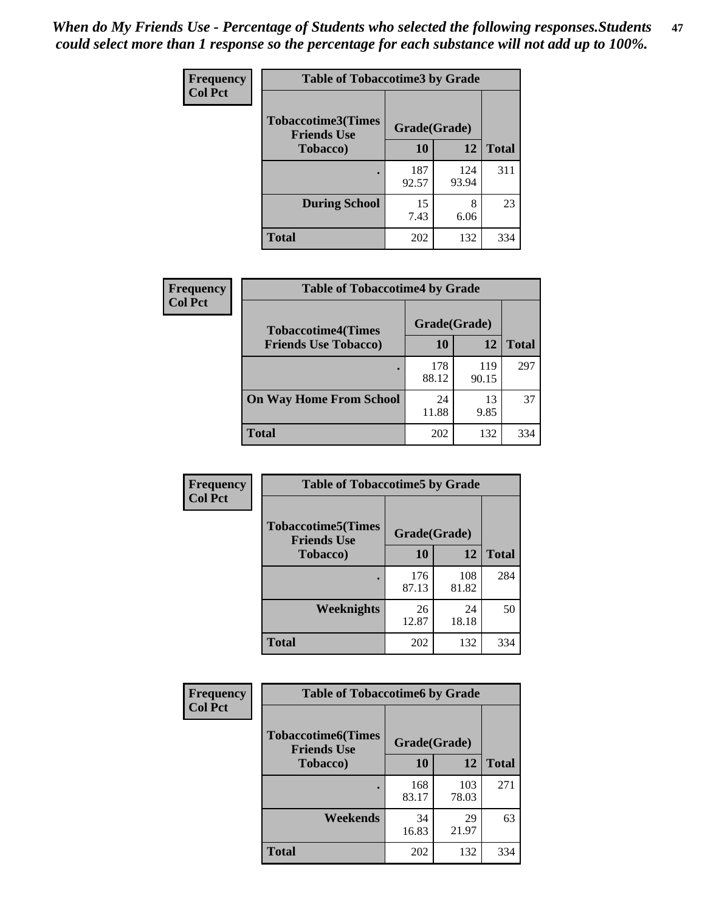*When do My Friends Use - Percentage of Students who selected the following responses.Students could select more than 1 response so the percentage for each substance will not add up to 100%.*

**Frequency**
**Col Pct**

| Table of Tobaccotime3 by Grade | | | |
|---|---|---|---|
| **Tobaccotime3(Times Friends Use Tobacco)** | **Grade(Grade)** | | |
| | **10** | **12** | **Total** |
| **.** | 187<br>92.57 | 124<br>93.94 | 311 |
| **During School** | 15<br>7.43 | 8<br>6.06 | 23 |
| **Total** | 202 | 132 | 334 |

**Frequency**
**Col Pct**

| Table of Tobaccotime4 by Grade | | | |
|---|---|---|---|
| **Tobaccotime4(Times Friends Use Tobacco)** | **Grade(Grade)** | | |
| | **10** | **12** | **Total** |
| **.** | 178<br>88.12 | 119<br>90.15 | 297 |
| **On Way Home From School** | 24<br>11.88 | 13<br>9.85 | 37 |
| **Total** | 202 | 132 | 334 |

**Frequency**
**Col Pct**

| Table of Tobaccotime5 by Grade | | | |
|---|---|---|---|
| **Tobaccotime5(Times Friends Use Tobacco)** | **Grade(Grade)** | | |
| | **10** | **12** | **Total** |
| **.** | 176<br>87.13 | 108<br>81.82 | 284 |
| **Weeknights** | 26<br>12.87 | 24<br>18.18 | 50 |
| **Total** | 202 | 132 | 334 |

**Frequency**
**Col Pct**

| Table of Tobaccotime6 by Grade | | | |
|---|---|---|---|
| **Tobaccotime6(Times Friends Use Tobacco)** | **Grade(Grade)** | | |
| | **10** | **12** | **Total** |
| **.** | 168<br>83.17 | 103<br>78.03 | 271 |
| **Weekends** | 34<br>16.83 | 29<br>21.97 | 63 |
| **Total** | 202 | 132 | 334 |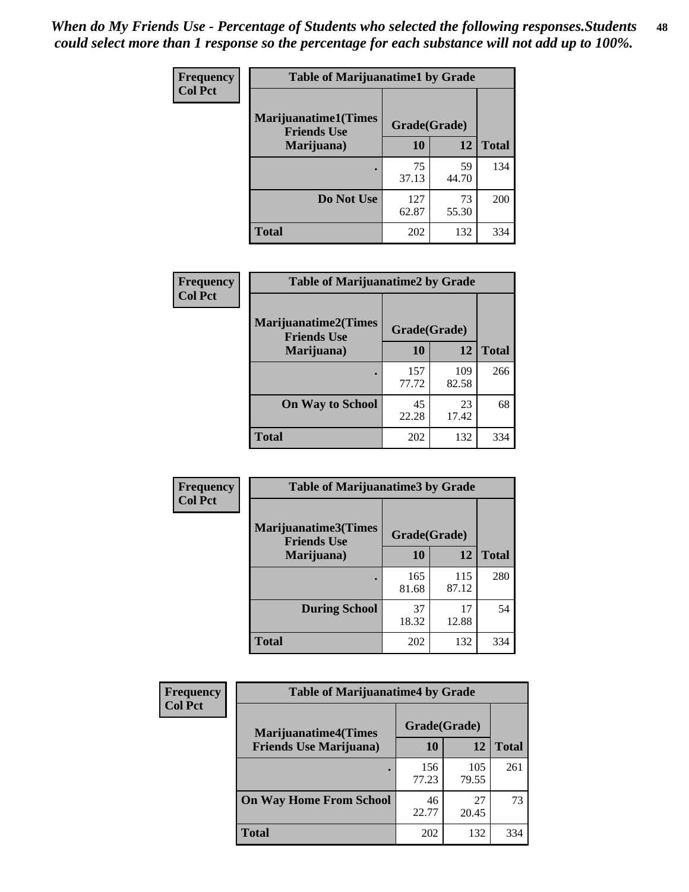*When do My Friends Use - Percentage of Students who selected the following responses.Students could select more than 1 response so the percentage for each substance will not add up to 100%.*

**Frequency**
**Col Pct**

| Table of Marijuanatime1 by Grade | | | |
|---|---|---|---|
| **Marijuanatime1(Times Friends Use Marijuana)** | **Grade(Grade)** | | |
| | **10** | **12** | **Total** |
| . | 75<br>37.13 | 59<br>44.70 | 134 |
| **Do Not Use** | 127<br>62.87 | 73<br>55.30 | 200 |
| **Total** | 202 | 132 | 334 |

**Frequency**
**Col Pct**

| Table of Marijuanatime2 by Grade | | | |
|---|---|---|---|
| **Marijuanatime2(Times Friends Use Marijuana)** | **Grade(Grade)** | | |
| | **10** | **12** | **Total** |
| . | 157<br>77.72 | 109<br>82.58 | 266 |
| **On Way to School** | 45<br>22.28 | 23<br>17.42 | 68 |
| **Total** | 202 | 132 | 334 |

**Frequency**
**Col Pct**

| Table of Marijuanatime3 by Grade | | | |
|---|---|---|---|
| **Marijuanatime3(Times Friends Use Marijuana)** | **Grade(Grade)** | | |
| | **10** | **12** | **Total** |
| . | 165<br>81.68 | 115<br>87.12 | 280 |
| **During School** | 37<br>18.32 | 17<br>12.88 | 54 |
| **Total** | 202 | 132 | 334 |

**Frequency**
**Col Pct**

| Table of Marijuanatime4 by Grade | | | |
|---|---|---|---|
| **Marijuanatime4(Times Friends Use Marijuana)** | **Grade(Grade)** | | |
| | **10** | **12** | **Total** |
| . | 156<br>77.23 | 105<br>79.55 | 261 |
| **On Way Home From School** | 46<br>22.77 | 27<br>20.45 | 73 |
| **Total** | 202 | 132 | 334 |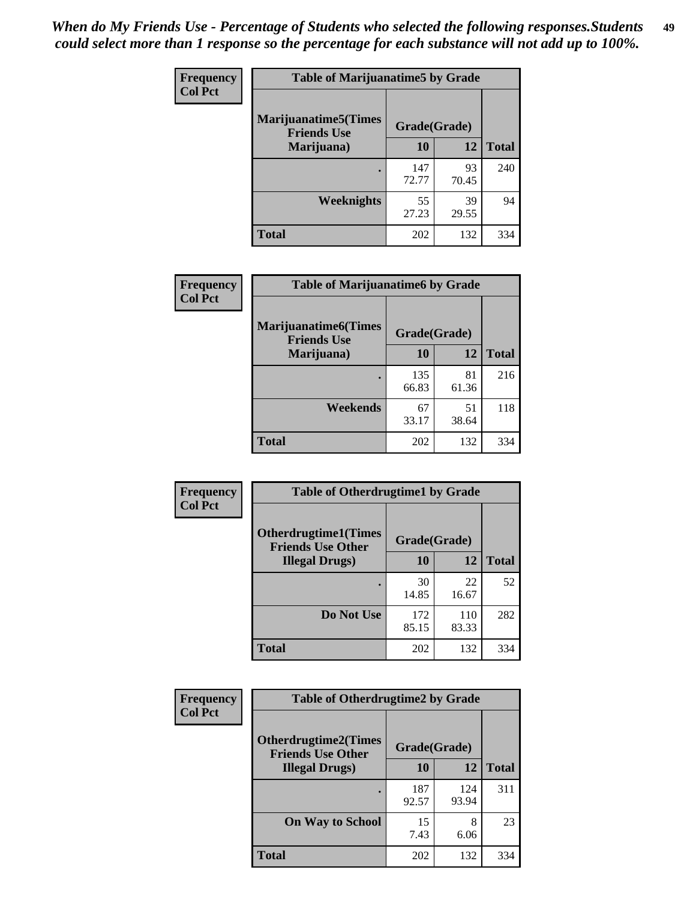*When do My Friends Use - Percentage of Students who selected the following responses.Students could select more than 1 response so the percentage for each substance will not add up to 100%.*

**Frequency**
**Col Pct**

| Table of Marijuanatime5 by Grade | | | |
|---|---|---|---|
| **Marijuanatime5(Times Friends Use Marijuana)** | **Grade(Grade)** | | **Total** |
| | **10** | **12** | |
| **.** | 147<br>72.77 | 93<br>70.45 | 240 |
| **Weeknights** | 55<br>27.23 | 39<br>29.55 | 94 |
| **Total** | 202 | 132 | 334 |

**Frequency**
**Col Pct**

| Table of Marijuanatime6 by Grade | | | |
|---|---|---|---|
| **Marijuanatime6(Times Friends Use Marijuana)** | **Grade(Grade)** | | **Total** |
| | **10** | **12** | |
| **.** | 135<br>66.83 | 81<br>61.36 | 216 |
| **Weekends** | 67<br>33.17 | 51<br>38.64 | 118 |
| **Total** | 202 | 132 | 334 |

**Frequency**
**Col Pct**

| Table of Otherdrugtime1 by Grade | | | |
|---|---|---|---|
| **Otherdrugtime1(Times Friends Use Other Illegal Drugs)** | **Grade(Grade)** | | **Total** |
| | **10** | **12** | |
| **.** | 30<br>14.85 | 22<br>16.67 | 52 |
| **Do Not Use** | 172<br>85.15 | 110<br>83.33 | 282 |
| **Total** | 202 | 132 | 334 |

**Frequency**
**Col Pct**

| Table of Otherdrugtime2 by Grade | | | |
|---|---|---|---|
| **Otherdrugtime2(Times Friends Use Other Illegal Drugs)** | **Grade(Grade)** | | **Total** |
| | **10** | **12** | |
| **.** | 187<br>92.57 | 124<br>93.94 | 311 |
| **On Way to School** | 15<br>7.43 | 8<br>6.06 | 23 |
| **Total** | 202 | 132 | 334 |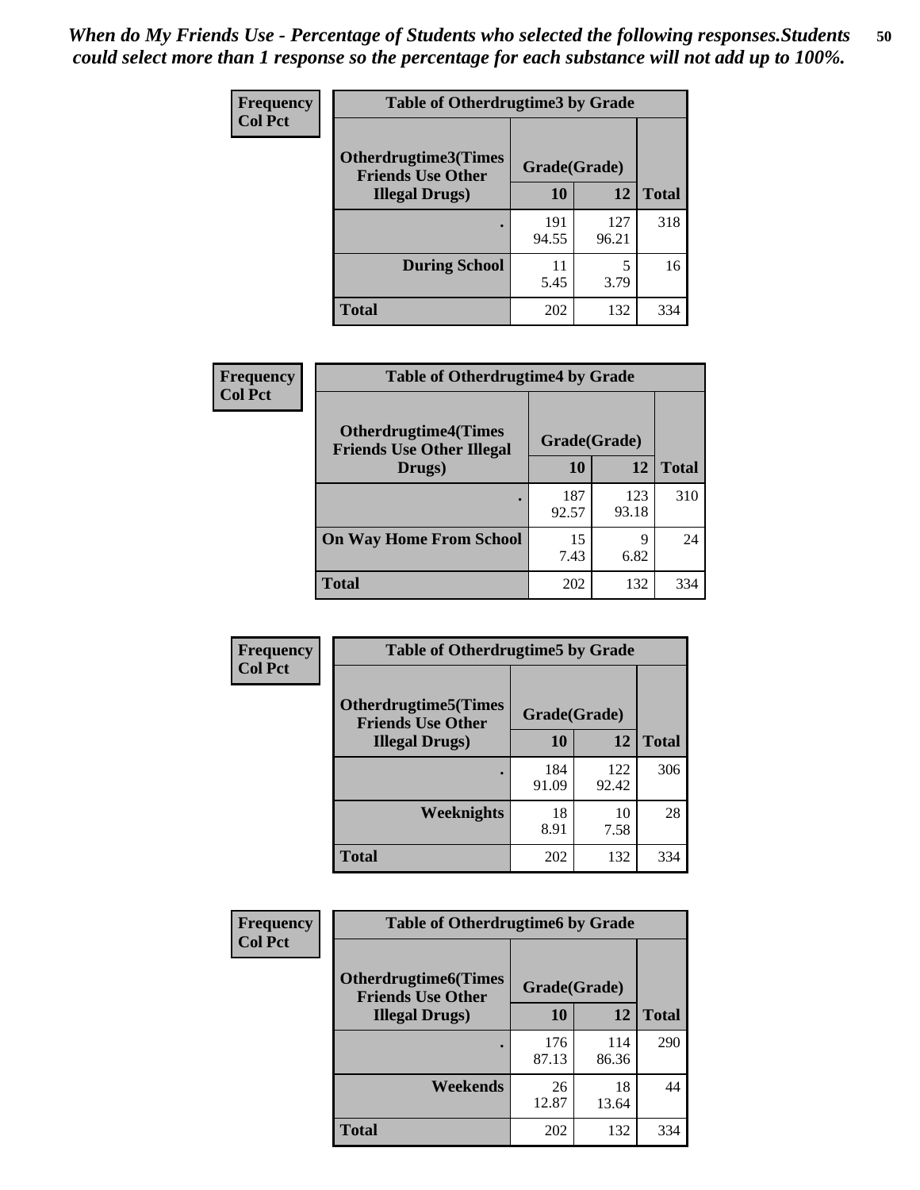*When do My Friends Use - Percentage of Students who selected the following responses.Students could select more than 1 response so the percentage for each substance will not add up to 100%.*

**Frequency**
**Col Pct**

| Table of Otherdrugtime3 by Grade | | | |
|---|---|---|---|
| **Otherdrugtime3(Times Friends Use Other Illegal Drugs)** | **Grade(Grade)** | | |
| | **10** | **12** | **Total** |
| **.** | 191<br>94.55 | 127<br>96.21 | 318 |
| **During School** | 11<br>5.45 | 5<br>3.79 | 16 |
| **Total** | 202 | 132 | 334 |

**Frequency**
**Col Pct**

| Table of Otherdrugtime4 by Grade | | | |
|---|---|---|---|
| **Otherdrugtime4(Times Friends Use Other Illegal Drugs)** | **Grade(Grade)** | | |
| | **10** | **12** | **Total** |
| **.** | 187<br>92.57 | 123<br>93.18 | 310 |
| **On Way Home From School** | 15<br>7.43 | 9<br>6.82 | 24 |
| **Total** | 202 | 132 | 334 |

**Frequency**
**Col Pct**

| Table of Otherdrugtime5 by Grade | | | |
|---|---|---|---|
| **Otherdrugtime5(Times Friends Use Other Illegal Drugs)** | **Grade(Grade)** | | |
| | **10** | **12** | **Total** |
| **.** | 184<br>91.09 | 122<br>92.42 | 306 |
| **Weeknights** | 18<br>8.91 | 10<br>7.58 | 28 |
| **Total** | 202 | 132 | 334 |

**Frequency**
**Col Pct**

| Table of Otherdrugtime6 by Grade | | | |
|---|---|---|---|
| **Otherdrugtime6(Times Friends Use Other Illegal Drugs)** | **Grade(Grade)** | | |
| | **10** | **12** | **Total** |
| **.** | 176<br>87.13 | 114<br>86.36 | 290 |
| **Weekends** | 26<br>12.87 | 18<br>13.64 | 44 |
| **Total** | 202 | 132 | 334 |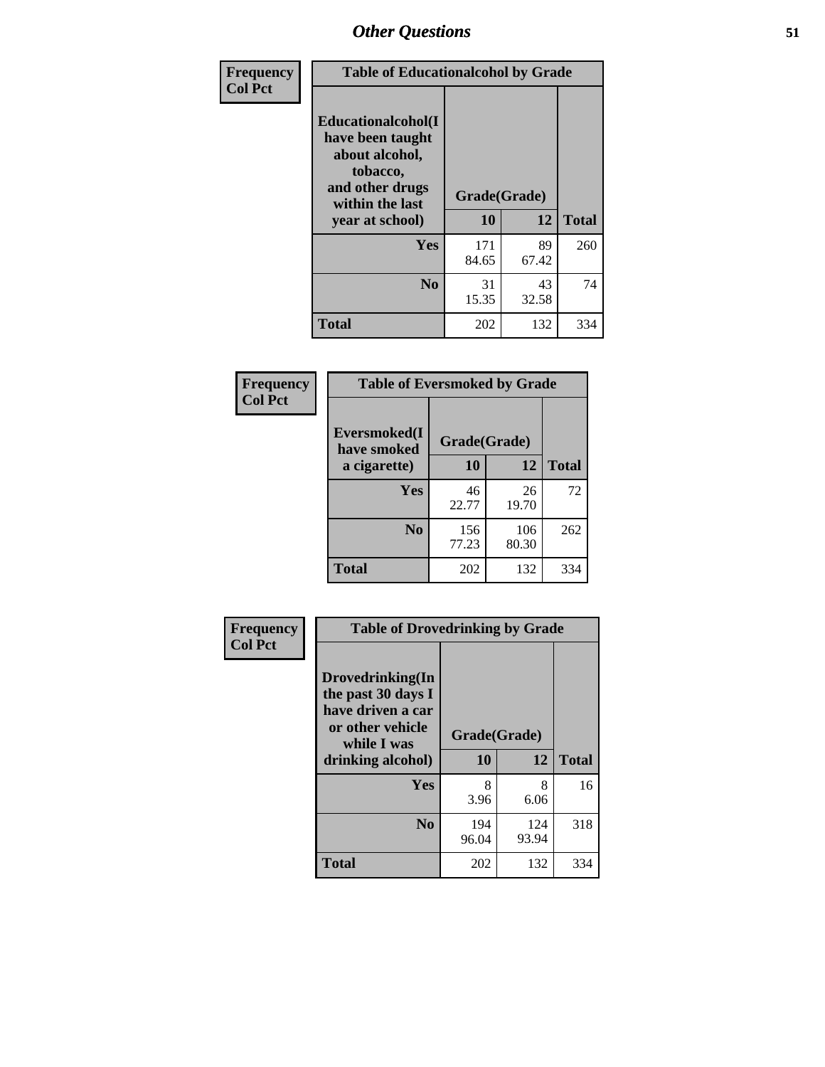## Other Questions

**Frequency**
**Col Pct**

| Table of Educationalalcohol by Grade | | | |
|---|---|---|---|
| **Educationalalcohol(I have been taught about alcohol, tobacco, and other drugs within the last year at school)** | **Grade(Grade)** | | |
| | **10** | **12** | **Total** |
| **Yes** | 171<br>84.65 | 89<br>67.42 | 260 |
| **No** | 31<br>15.35 | 43<br>32.58 | 74 |
| **Total** | 202 | 132 | 334 |

**Frequency**
**Col Pct**

| Table of Eversmoked by Grade | | | |
|---|---|---|---|
| **Eversmoked(I have smoked a cigarette)** | **Grade(Grade)** | | |
| | **10** | **12** | **Total** |
| **Yes** | 46<br>22.77 | 26<br>19.70 | 72 |
| **No** | 156<br>77.23 | 106<br>80.30 | 262 |
| **Total** | 202 | 132 | 334 |

**Frequency**
**Col Pct**

| Table of Drovedrinking by Grade | | | |
|---|---|---|---|
| **Drovedrinking(In the past 30 days I have driven a car or other vehicle while I was drinking alcohol)** | **Grade(Grade)** | | |
| | **10** | **12** | **Total** |
| **Yes** | 8<br>3.96 | 8<br>6.06 | 16 |
| **No** | 194<br>96.04 | 124<br>93.94 | 318 |
| **Total** | 202 | 132 | 334 |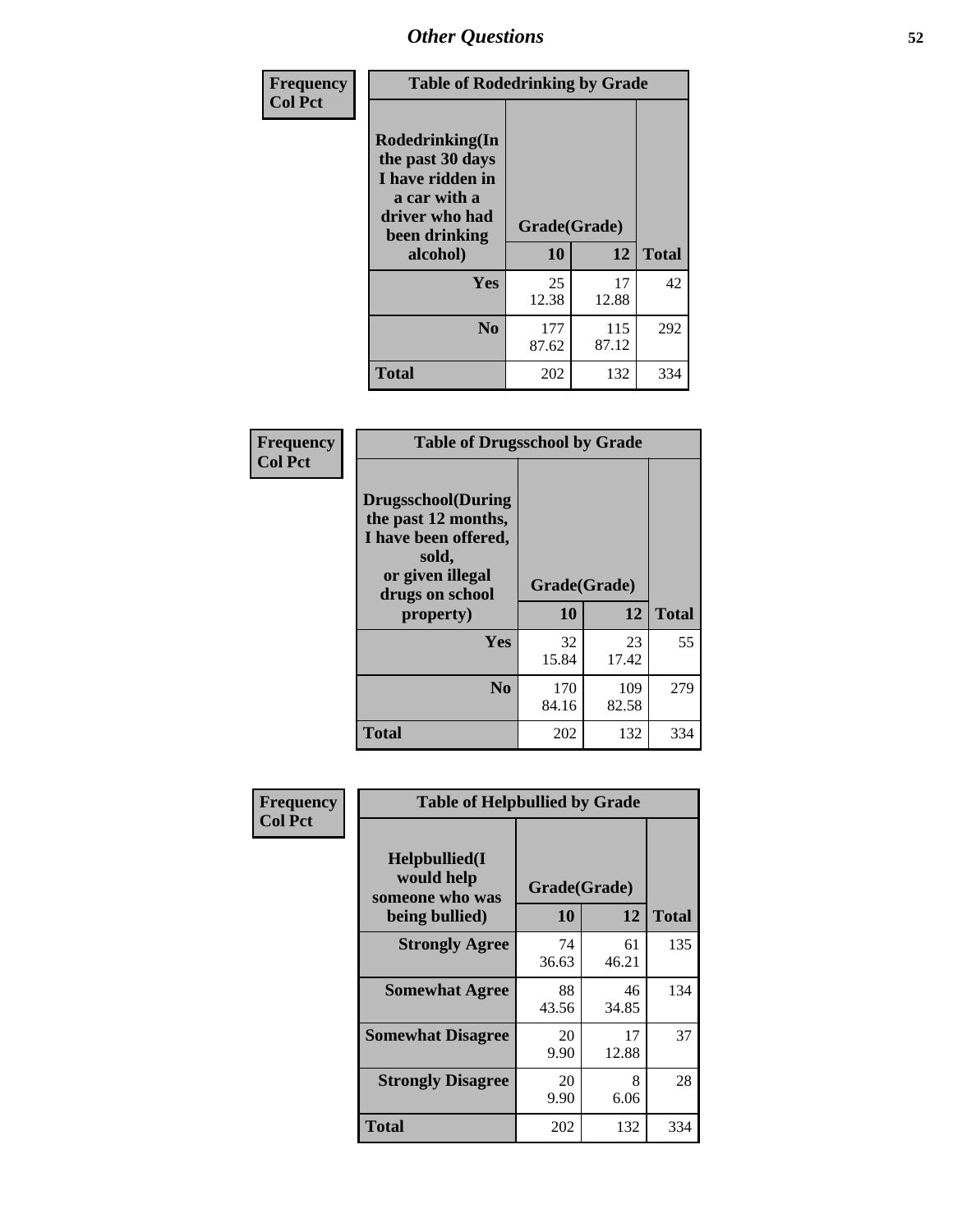## Other Questions

**Frequency**
**Col Pct**

| Table of Rodedrinking by Grade | | | |
|---|---|---|---|
| Rodedrinking(In the past 30 days I have ridden in a car with a driver who had been drinking alcohol) | Grade(Grade) | | |
| | 10 | 12 | Total |
| Yes | 25<br>12.38 | 17<br>12.88 | 42 |
| No | 177<br>87.62 | 115<br>87.12 | 292 |
| Total | 202 | 132 | 334 |

**Frequency**
**Col Pct**

| Table of Drugsschool by Grade | | | |
|---|---|---|---|
| Drugsschool(During the past 12 months, I have been offered, sold, or given illegal drugs on school property) | Grade(Grade) | | |
| | 10 | 12 | Total |
| Yes | 32<br>15.84 | 23<br>17.42 | 55 |
| No | 170<br>84.16 | 109<br>82.58 | 279 |
| Total | 202 | 132 | 334 |

**Frequency**
**Col Pct**

| Table of Helpbullied by Grade | | | |
|---|---|---|---|
| Helpbullied(I would help someone who was being bullied) | Grade(Grade) | | |
| | 10 | 12 | Total |
| Strongly Agree | 74<br>36.63 | 61<br>46.21 | 135 |
| Somewhat Agree | 88<br>43.56 | 46<br>34.85 | 134 |
| Somewhat Disagree | 20<br>9.90 | 17<br>12.88 | 37 |
| Strongly Disagree | 20<br>9.90 | 8<br>6.06 | 28 |
| Total | 202 | 132 | 334 |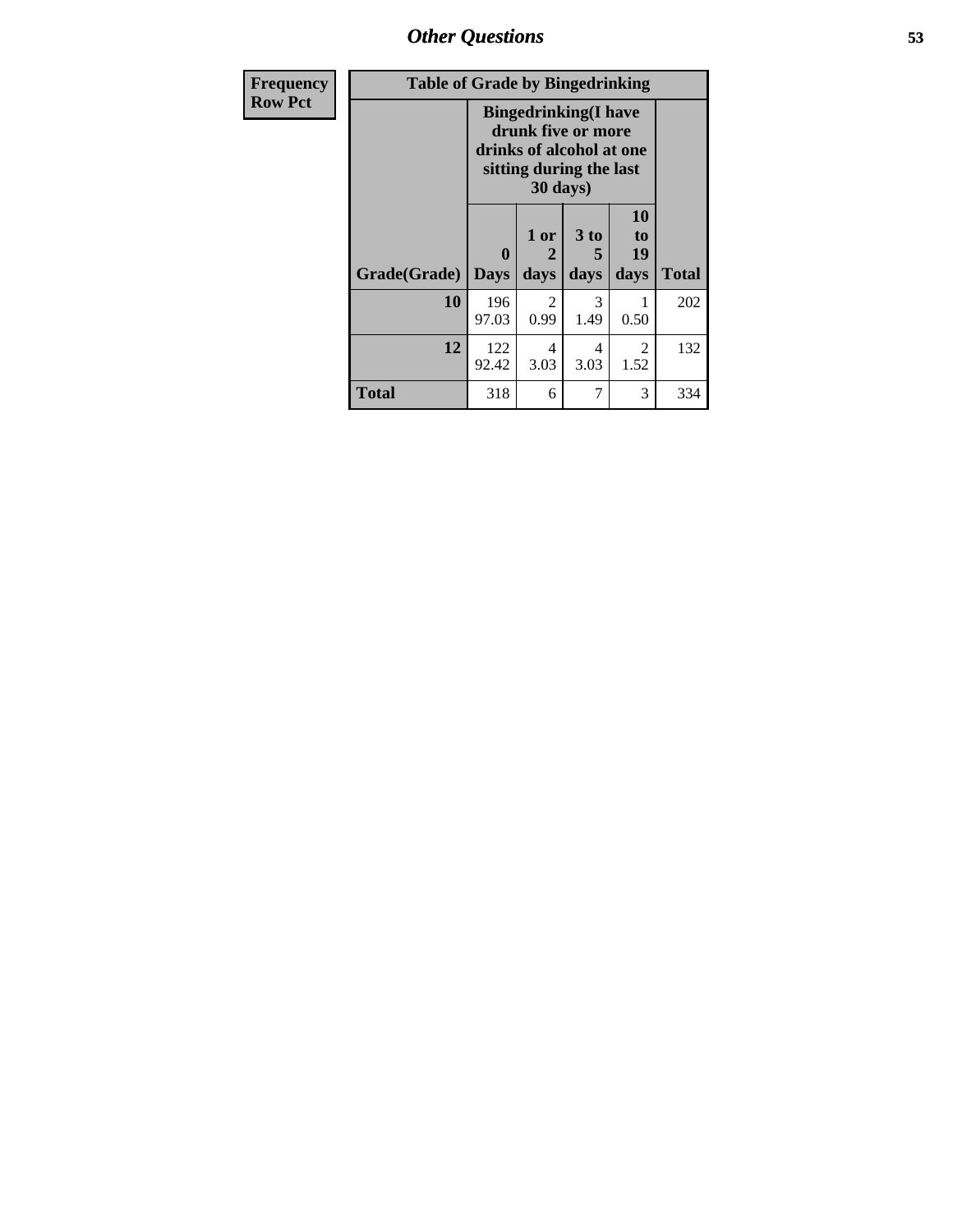| Frequency<br>Row Pct |
|---|

**Table of Grade by Bingedrinking**

| | Bingedrinking(I have drunk five or more drinks of alcohol at one sitting during the last 30 days) | | | | |
|---|---|---|---|---|---|
| Grade(Grade) | 0 Days | 1 or 2 days | 3 to 5 days | 10 to 19 days | Total |
| **10** | 196<br>97.03 | 2<br>0.99 | 3<br>1.49 | 1<br>0.50 | 202 |
| **12** | 122<br>92.42 | 4<br>3.03 | 4<br>3.03 | 2<br>1.52 | 132 |
| **Total** | 318 | 6 | 7 | 3 | 334 |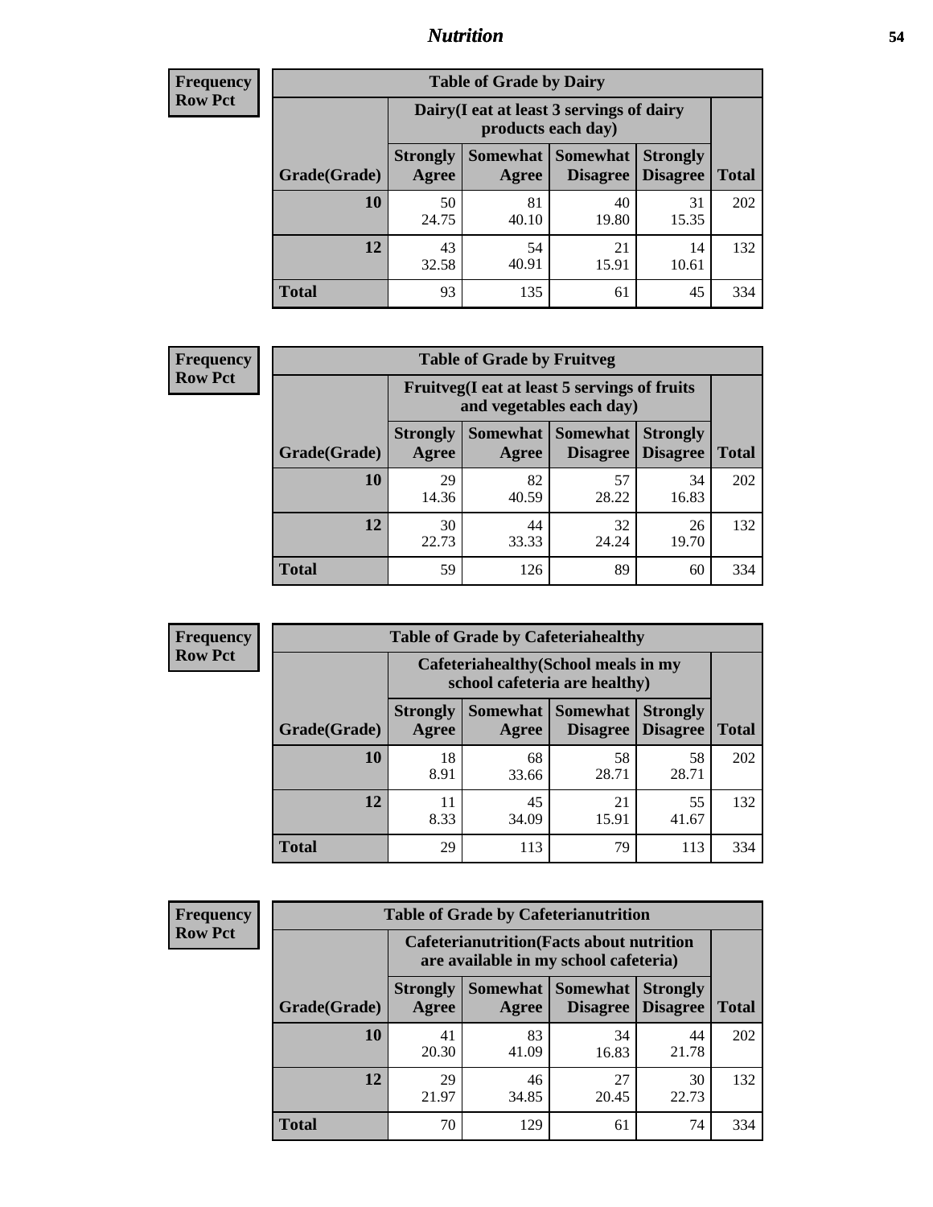# Nutrition

**Frequency**
**Row Pct**

| Table of Grade by Dairy | | | | | |
|---|---|---|---|---|---|
| | Dairy(I eat at least 3 servings of dairy products each day) | | | | |
| Grade(Grade) | Strongly Agree | Somewhat Agree | Somewhat Disagree | Strongly Disagree | Total |
| 10 | 50<br>24.75 | 81<br>40.10 | 40<br>19.80 | 31<br>15.35 | 202 |
| 12 | 43<br>32.58 | 54<br>40.91 | 21<br>15.91 | 14<br>10.61 | 132 |
| Total | 93 | 135 | 61 | 45 | 334 |

**Frequency**
**Row Pct**

| Table of Grade by Fruitveg | | | | | |
|---|---|---|---|---|---|
| | Fruitveg(I eat at least 5 servings of fruits and vegetables each day) | | | | |
| Grade(Grade) | Strongly Agree | Somewhat Agree | Somewhat Disagree | Strongly Disagree | Total |
| 10 | 29<br>14.36 | 82<br>40.59 | 57<br>28.22 | 34<br>16.83 | 202 |
| 12 | 30<br>22.73 | 44<br>33.33 | 32<br>24.24 | 26<br>19.70 | 132 |
| Total | 59 | 126 | 89 | 60 | 334 |

**Frequency**
**Row Pct**

| Table of Grade by Cafeteriahealthy | | | | | |
|---|---|---|---|---|---|
| | Cafeteriahealthy(School meals in my school cafeteria are healthy) | | | | |
| Grade(Grade) | Strongly Agree | Somewhat Agree | Somewhat Disagree | Strongly Disagree | Total |
| 10 | 18<br>8.91 | 68<br>33.66 | 58<br>28.71 | 58<br>28.71 | 202 |
| 12 | 11<br>8.33 | 45<br>34.09 | 21<br>15.91 | 55<br>41.67 | 132 |
| Total | 29 | 113 | 79 | 113 | 334 |

**Frequency**
**Row Pct**

| Table of Grade by Cafeterianutrition | | | | | |
|---|---|---|---|---|---|
| | Cafeterianutrition(Facts about nutrition are available in my school cafeteria) | | | | |
| Grade(Grade) | Strongly Agree | Somewhat Agree | Somewhat Disagree | Strongly Disagree | Total |
| 10 | 41<br>20.30 | 83<br>41.09 | 34<br>16.83 | 44<br>21.78 | 202 |
| 12 | 29<br>21.97 | 46<br>34.85 | 27<br>20.45 | 30<br>22.73 | 132 |
| Total | 70 | 129 | 61 | 74 | 334 |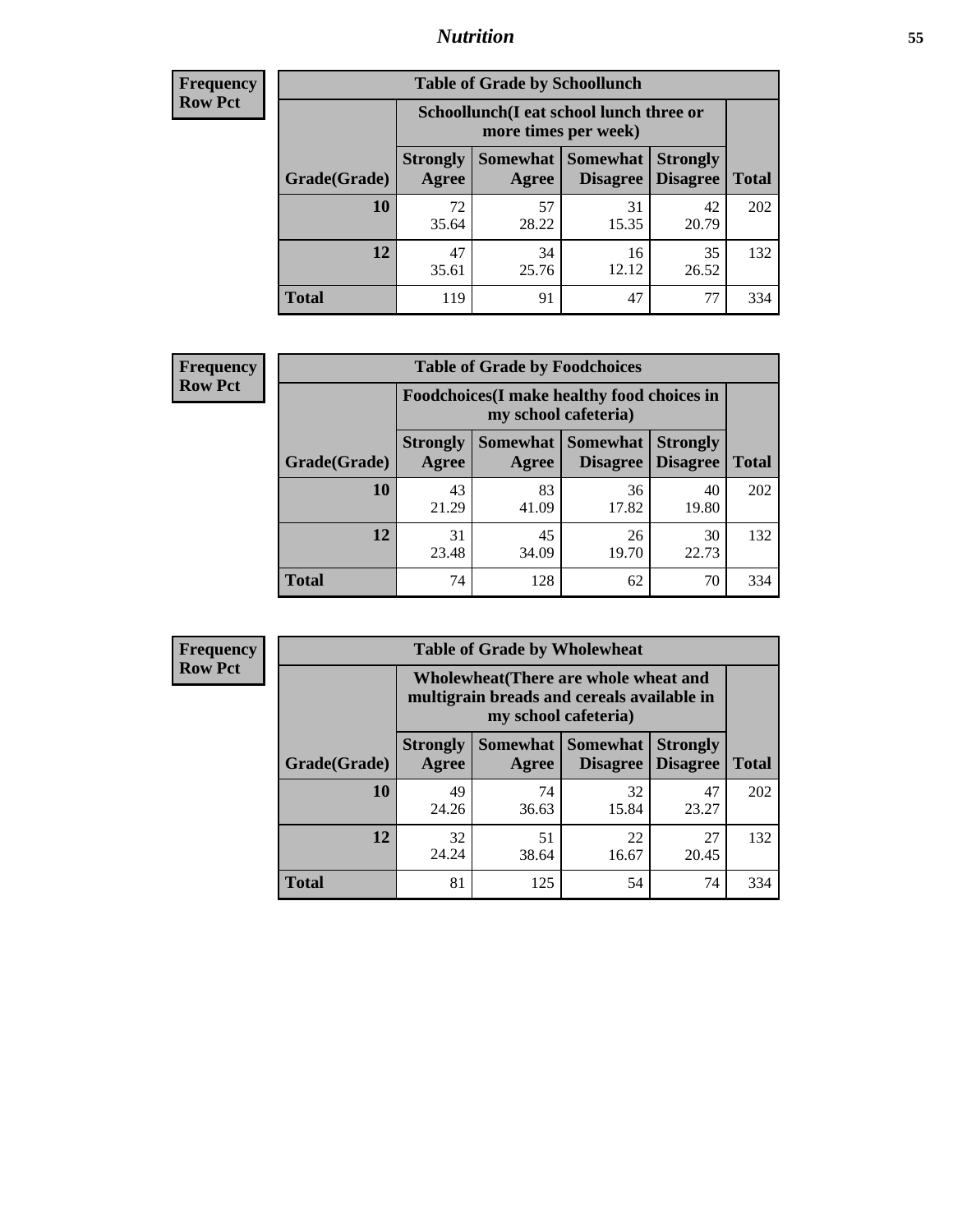## Nutrition

**Frequency**
**Row Pct**

| Table of Grade by Schoollunch | | | | | |
|---|---|---|---|---|---|
| | Schoollunch(I eat school lunch three or more times per week) | | | | |
| Grade(Grade) | Strongly Agree | Somewhat Agree | Somewhat Disagree | Strongly Disagree | Total |
| **10** | 72<br>35.64 | 57<br>28.22 | 31<br>15.35 | 42<br>20.79 | 202 |
| **12** | 47<br>35.61 | 34<br>25.76 | 16<br>12.12 | 35<br>26.52 | 132 |
| **Total** | 119 | 91 | 47 | 77 | 334 |

**Frequency**
**Row Pct**

| Table of Grade by Foodchoices | | | | | |
|---|---|---|---|---|---|
| | Foodchoices(I make healthy food choices in my school cafeteria) | | | | |
| Grade(Grade) | Strongly Agree | Somewhat Agree | Somewhat Disagree | Strongly Disagree | Total |
| **10** | 43<br>21.29 | 83<br>41.09 | 36<br>17.82 | 40<br>19.80 | 202 |
| **12** | 31<br>23.48 | 45<br>34.09 | 26<br>19.70 | 30<br>22.73 | 132 |
| **Total** | 74 | 128 | 62 | 70 | 334 |

**Frequency**
**Row Pct**

| Table of Grade by Wholewheat | | | | | |
|---|---|---|---|---|---|
| | Wholewheat(There are whole wheat and multigrain breads and cereals available in my school cafeteria) | | | | |
| Grade(Grade) | Strongly Agree | Somewhat Agree | Somewhat Disagree | Strongly Disagree | Total |
| **10** | 49<br>24.26 | 74<br>36.63 | 32<br>15.84 | 47<br>23.27 | 202 |
| **12** | 32<br>24.24 | 51<br>38.64 | 22<br>16.67 | 27<br>20.45 | 132 |
| **Total** | 81 | 125 | 54 | 74 | 334 |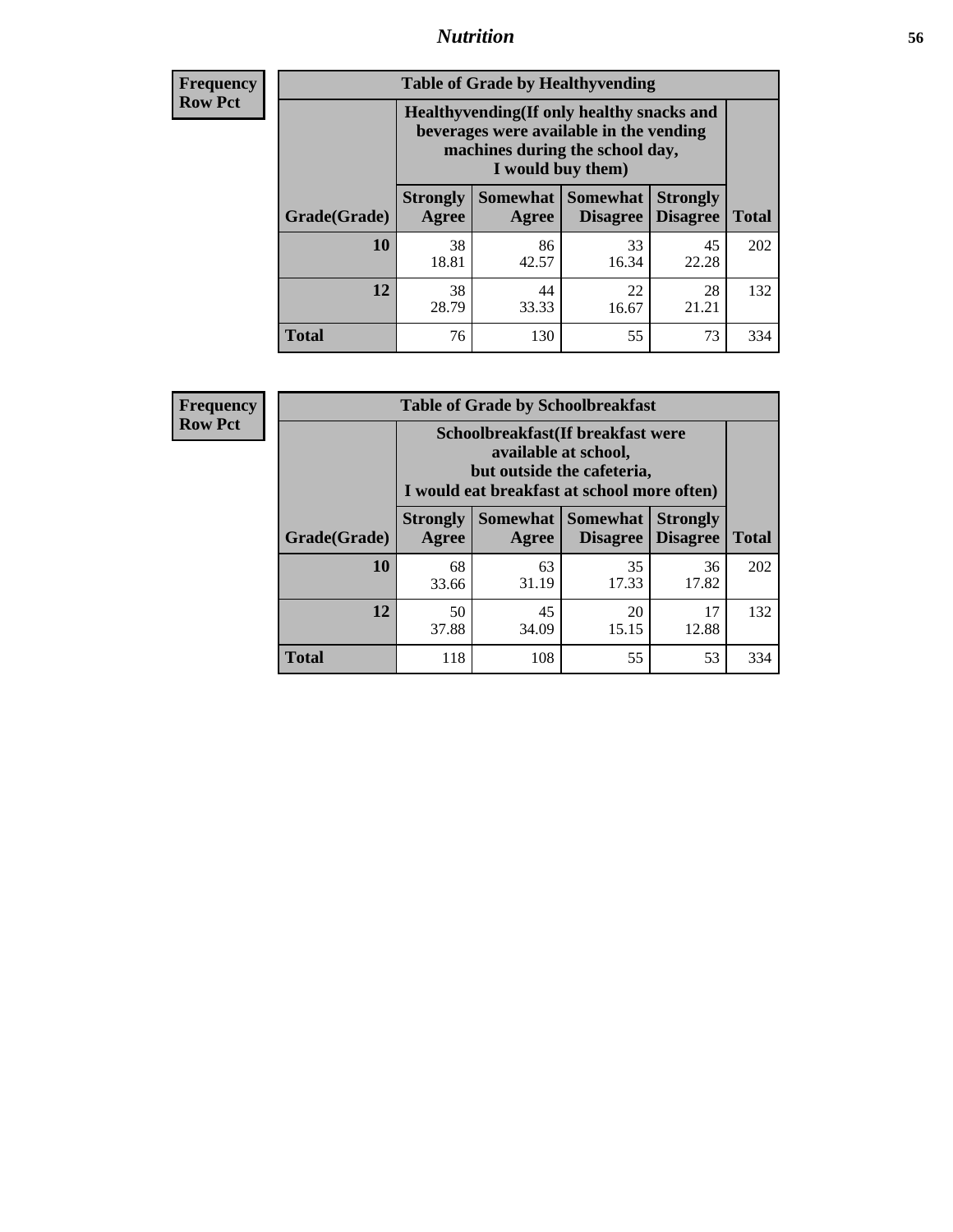# Nutrition

**Frequency**
**Row Pct**

| Table of Grade by Healthyvending | | | | | |
|---|---|---|---|---|---|
| | Healthyvending(If only healthy snacks and beverages were available in the vending machines during the school day, I would buy them) | | | | |
| Grade(Grade) | Strongly Agree | Somewhat Agree | Somewhat Disagree | Strongly Disagree | Total |
| **10** | 38<br>18.81 | 86<br>42.57 | 33<br>16.34 | 45<br>22.28 | 202 |
| **12** | 38<br>28.79 | 44<br>33.33 | 22<br>16.67 | 28<br>21.21 | 132 |
| **Total** | 76 | 130 | 55 | 73 | 334 |

**Frequency**
**Row Pct**

| Table of Grade by Schoolbreakfast | | | | | |
|---|---|---|---|---|---|
| | Schoolbreakfast(If breakfast were available at school, but outside the cafeteria, I would eat breakfast at school more often) | | | | |
| Grade(Grade) | Strongly Agree | Somewhat Agree | Somewhat Disagree | Strongly Disagree | Total |
| **10** | 68<br>33.66 | 63<br>31.19 | 35<br>17.33 | 36<br>17.82 | 202 |
| **12** | 50<br>37.88 | 45<br>34.09 | 20<br>15.15 | 17<br>12.88 | 132 |
| **Total** | 118 | 108 | 55 | 53 | 334 |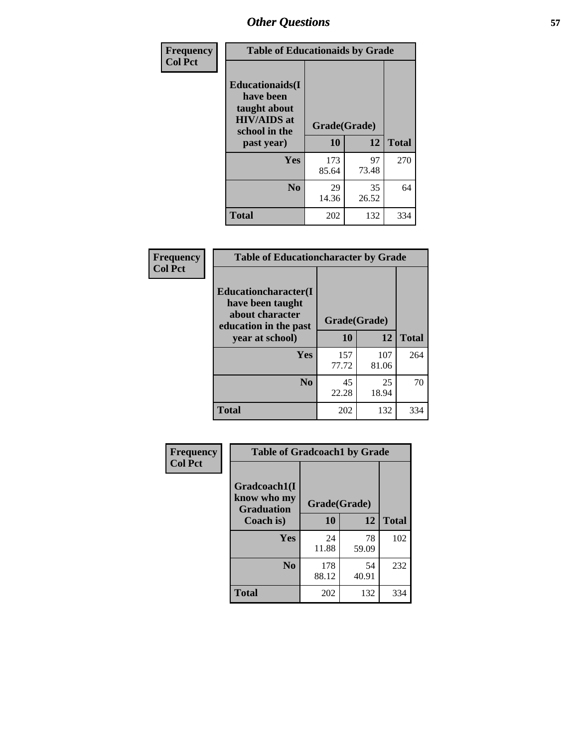## Other Questions

**Frequency**
**Col Pct**

| Table of Educationaids by Grade | | | |
|---|---|---|---|
| **Educationaids(I have been taught about HIV/AIDS at school in the past year)** | **Grade(Grade)** | | |
| | **10** | **12** | **Total** |
| **Yes** | 173<br>85.64 | 97<br>73.48 | 270 |
| **No** | 29<br>14.36 | 35<br>26.52 | 64 |
| **Total** | 202 | 132 | 334 |

**Frequency**
**Col Pct**

| Table of Educationcharacter by Grade | | | |
|---|---|---|---|
| **Educationcharacter(I have been taught about character education in the past year at school)** | **Grade(Grade)** | | |
| | **10** | **12** | **Total** |
| **Yes** | 157<br>77.72 | 107<br>81.06 | 264 |
| **No** | 45<br>22.28 | 25<br>18.94 | 70 |
| **Total** | 202 | 132 | 334 |

**Frequency**
**Col Pct**

| Table of Gradcoach1 by Grade | | | |
|---|---|---|---|
| **Gradcoach1(I know who my Graduation Coach is)** | **Grade(Grade)** | | |
| | **10** | **12** | **Total** |
| **Yes** | 24<br>11.88 | 78<br>59.09 | 102 |
| **No** | 178<br>88.12 | 54<br>40.91 | 232 |
| **Total** | 202 | 132 | 334 |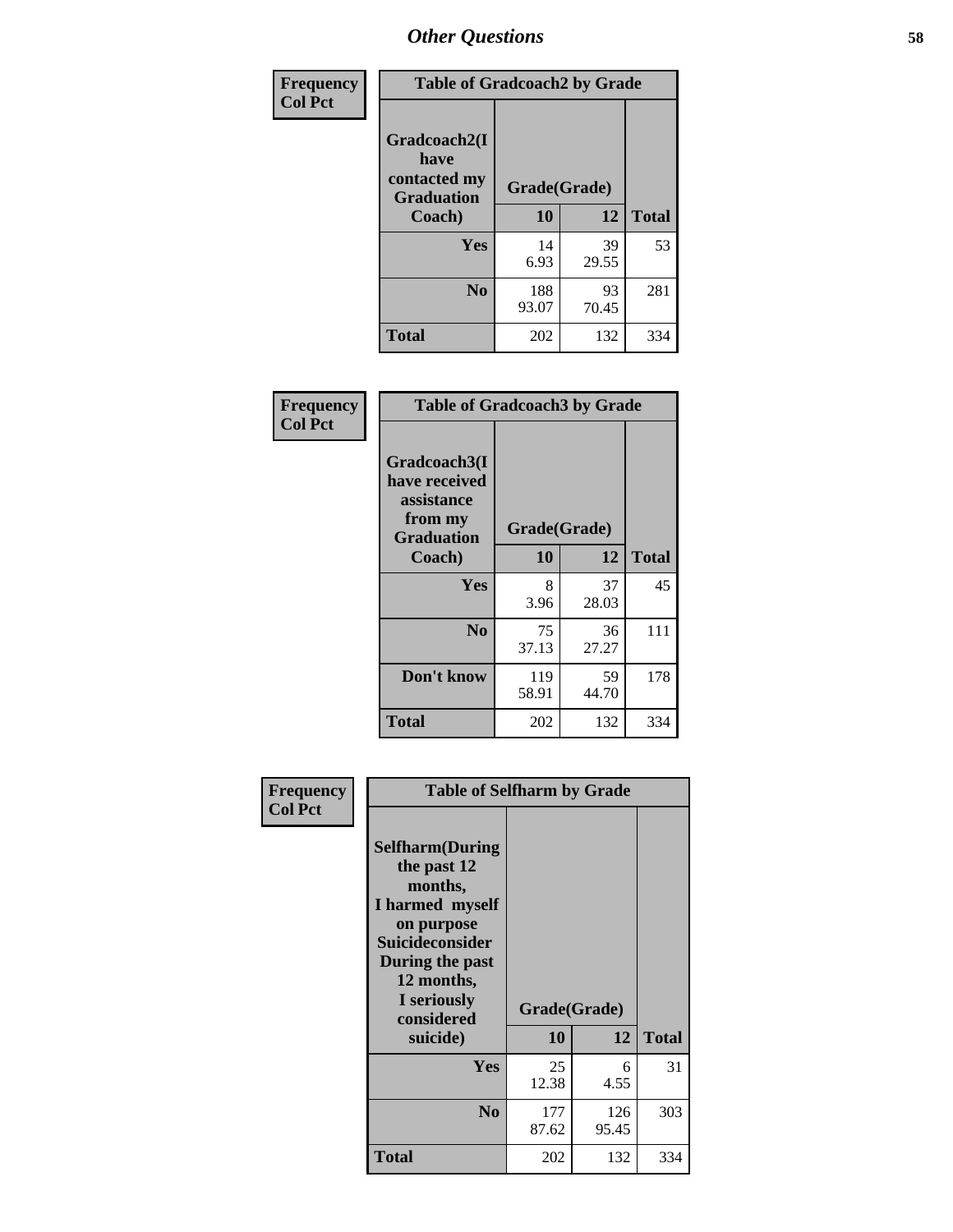# Other Questions

**Frequency**
**Col Pct**

| Table of Gradcoach2 by Grade | | | |
|---|---|---|---|
| Gradcoach2(I have contacted my Graduation Coach) | Grade(Grade) | | |
| | 10 | 12 | Total |
| Yes | 14<br>6.93 | 39<br>29.55 | 53 |
| No | 188<br>93.07 | 93<br>70.45 | 281 |
| Total | 202 | 132 | 334 |

**Frequency**
**Col Pct**

| Table of Gradcoach3 by Grade | | | |
|---|---|---|---|
| Gradcoach3(I have received assistance from my Graduation Coach) | Grade(Grade) | | |
| | 10 | 12 | Total |
| Yes | 8<br>3.96 | 37<br>28.03 | 45 |
| No | 75<br>37.13 | 36<br>27.27 | 111 |
| Don't know | 119<br>58.91 | 59<br>44.70 | 178 |
| Total | 202 | 132 | 334 |

**Frequency**
**Col Pct**

| Table of Selfharm by Grade | | | |
|---|---|---|---|
| Selfharm(During the past 12 months, I harmed myself on purpose Suicideconsider During the past 12 months, I seriously considered suicide) | Grade(Grade) | | |
| | 10 | 12 | Total |
| Yes | 25<br>12.38 | 6<br>4.55 | 31 |
| No | 177<br>87.62 | 126<br>95.45 | 303 |
| Total | 202 | 132 | 334 |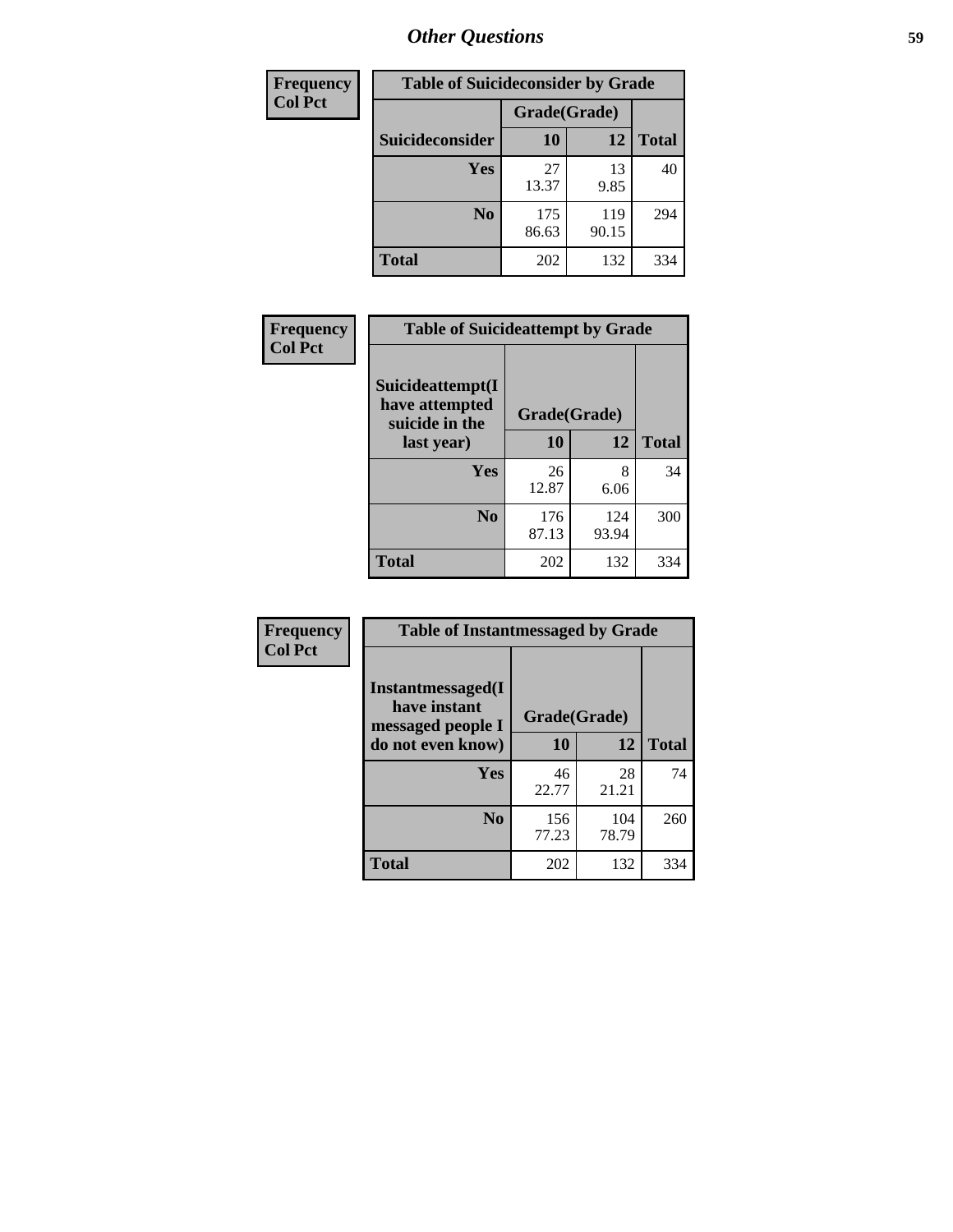## Other Questions

**Frequency / Col Pct**

**Table of Suicideconsider by Grade**

| Suicideconsider | Grade(Grade) 10 | 12 | Total |
|---|---|---|---|
| Yes | 27<br>13.37 | 13<br>9.85 | 40 |
| No | 175<br>86.63 | 119<br>90.15 | 294 |
| Total | 202 | 132 | 334 |

**Frequency / Col Pct**

**Table of Suicideattempt by Grade**

| Suicideattempt(I have attempted suicide in the last year) | Grade(Grade) 10 | 12 | Total |
|---|---|---|---|
| Yes | 26<br>12.87 | 8<br>6.06 | 34 |
| No | 176<br>87.13 | 124<br>93.94 | 300 |
| Total | 202 | 132 | 334 |

**Frequency / Col Pct**

**Table of Instantmessaged by Grade**

| Instantmessaged(I have instant messaged people I do not even know) | Grade(Grade) 10 | 12 | Total |
|---|---|---|---|
| Yes | 46<br>22.77 | 28<br>21.21 | 74 |
| No | 156<br>77.23 | 104<br>78.79 | 260 |
| Total | 202 | 132 | 334 |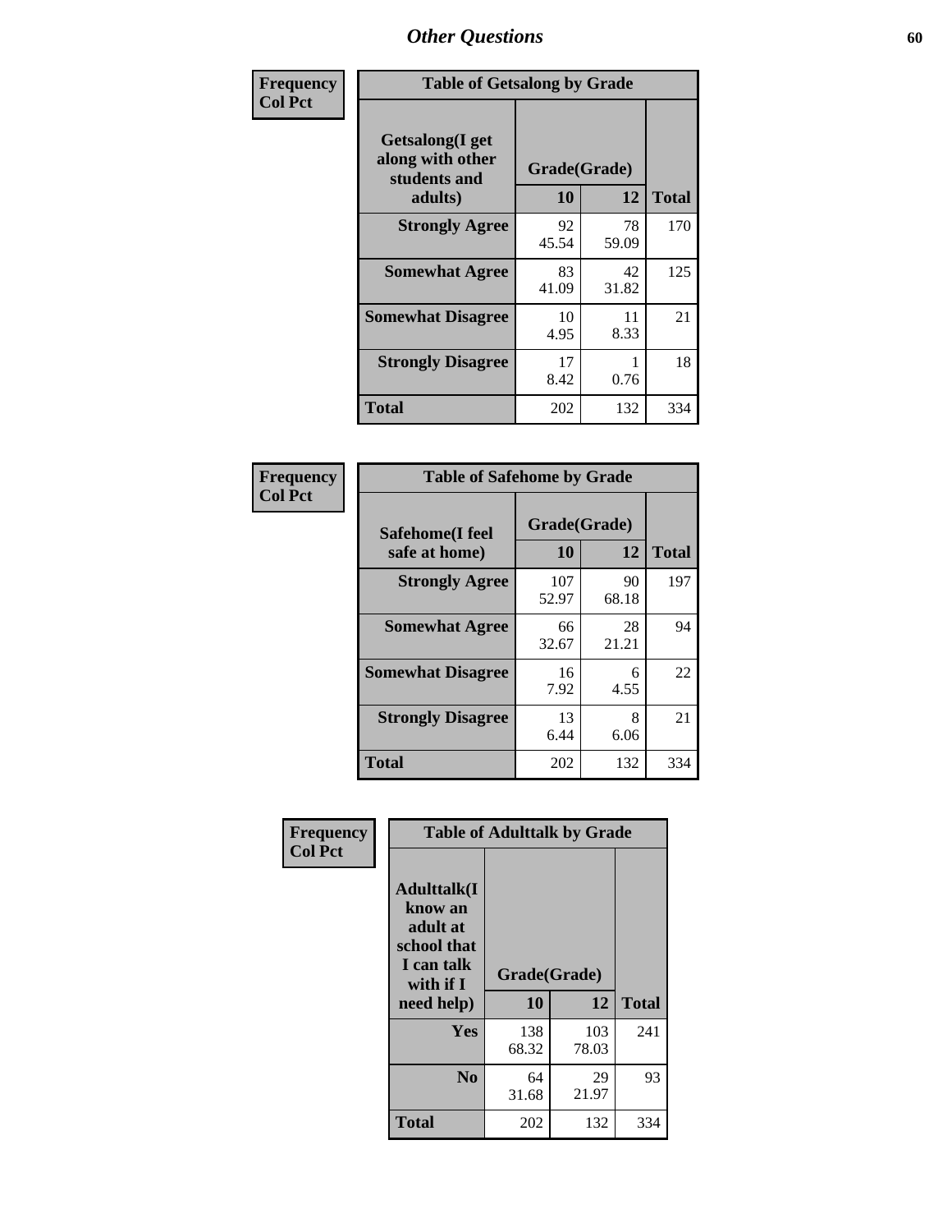# Other Questions

**Frequency / Col Pct**

**Table of Getsalong by Grade**

| Getsalong(I get along with other students and adults) | Grade(Grade) 10 | 12 | Total |
|---|---|---|---|
| **Strongly Agree** | 92<br>45.54 | 78<br>59.09 | 170 |
| **Somewhat Agree** | 83<br>41.09 | 42<br>31.82 | 125 |
| **Somewhat Disagree** | 10<br>4.95 | 11<br>8.33 | 21 |
| **Strongly Disagree** | 17<br>8.42 | 1<br>0.76 | 18 |
| **Total** | 202 | 132 | 334 |

**Frequency / Col Pct**

**Table of Safehome by Grade**

| Safehome(I feel safe at home) | Grade(Grade) 10 | 12 | Total |
|---|---|---|---|
| **Strongly Agree** | 107<br>52.97 | 90<br>68.18 | 197 |
| **Somewhat Agree** | 66<br>32.67 | 28<br>21.21 | 94 |
| **Somewhat Disagree** | 16<br>7.92 | 6<br>4.55 | 22 |
| **Strongly Disagree** | 13<br>6.44 | 8<br>6.06 | 21 |
| **Total** | 202 | 132 | 334 |

**Frequency / Col Pct**

**Table of Adulttalk by Grade**

| Adulttalk(I know an adult at school that I can talk with if I need help) | Grade(Grade) 10 | 12 | Total |
|---|---|---|---|
| **Yes** | 138<br>68.32 | 103<br>78.03 | 241 |
| **No** | 64<br>31.68 | 29<br>21.97 | 93 |
| **Total** | 202 | 132 | 334 |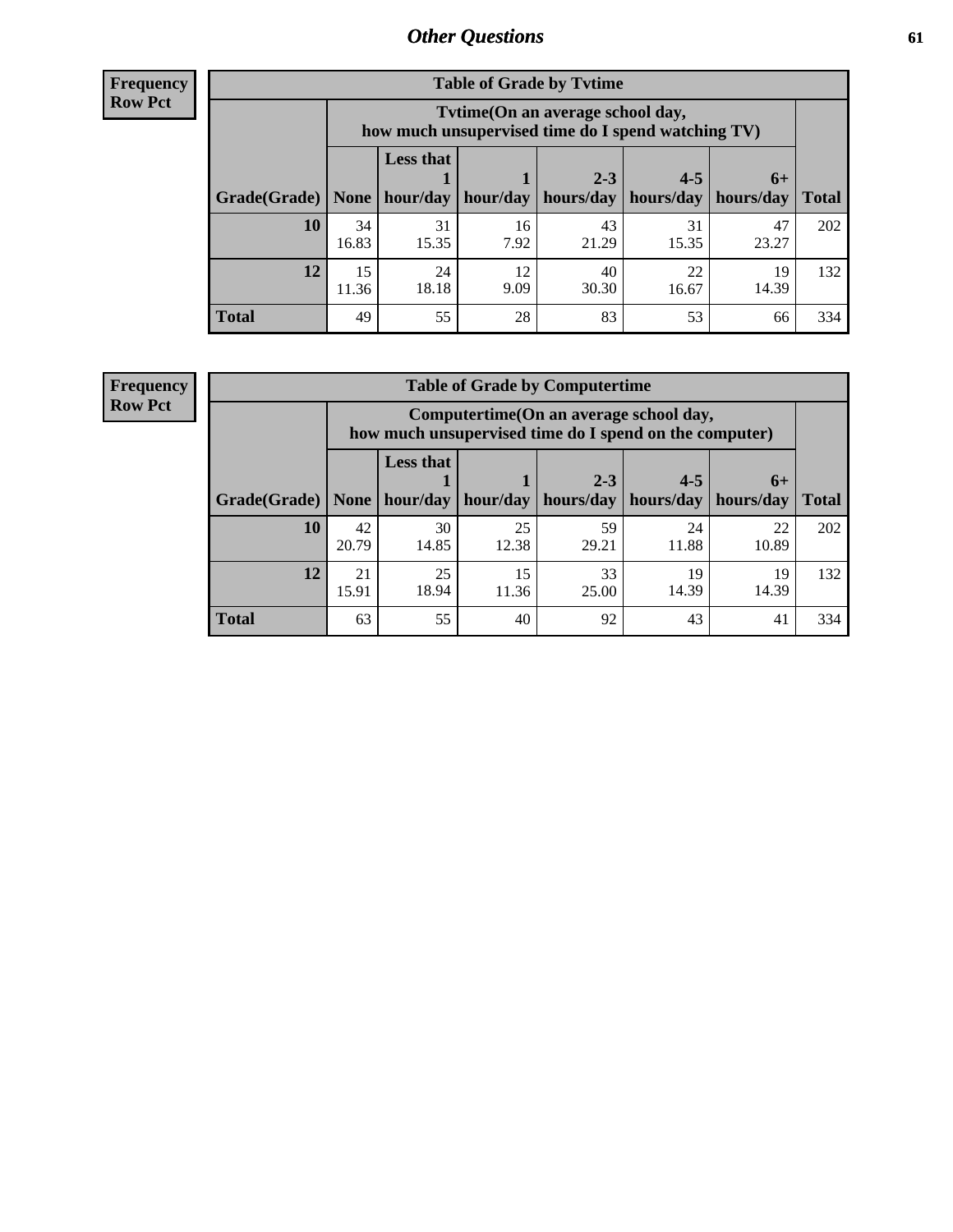## Other Questions

**Frequency**
**Row Pct**

**Table of Grade by Tvtime**

| Grade(Grade) | Tvtime(On an average school day, how much unsupervised time do I spend watching TV) | | | | | | Total |
|---|---|---|---|---|---|---|---|
| | None | Less that 1 hour/day | 1 hour/day | 2-3 hours/day | 4-5 hours/day | 6+ hours/day | |
| **10** | 34<br>16.83 | 31<br>15.35 | 16<br>7.92 | 43<br>21.29 | 31<br>15.35 | 47<br>23.27 | 202 |
| **12** | 15<br>11.36 | 24<br>18.18 | 12<br>9.09 | 40<br>30.30 | 22<br>16.67 | 19<br>14.39 | 132 |
| **Total** | 49 | 55 | 28 | 83 | 53 | 66 | 334 |

**Frequency**
**Row Pct**

**Table of Grade by Computertime**

| Grade(Grade) | Computertime(On an average school day, how much unsupervised time do I spend on the computer) | | | | | | Total |
|---|---|---|---|---|---|---|---|
| | None | Less that 1 hour/day | 1 hour/day | 2-3 hours/day | 4-5 hours/day | 6+ hours/day | |
| **10** | 42<br>20.79 | 30<br>14.85 | 25<br>12.38 | 59<br>29.21 | 24<br>11.88 | 22<br>10.89 | 202 |
| **12** | 21<br>15.91 | 25<br>18.94 | 15<br>11.36 | 33<br>25.00 | 19<br>14.39 | 19<br>14.39 | 132 |
| **Total** | 63 | 55 | 40 | 92 | 43 | 41 | 334 |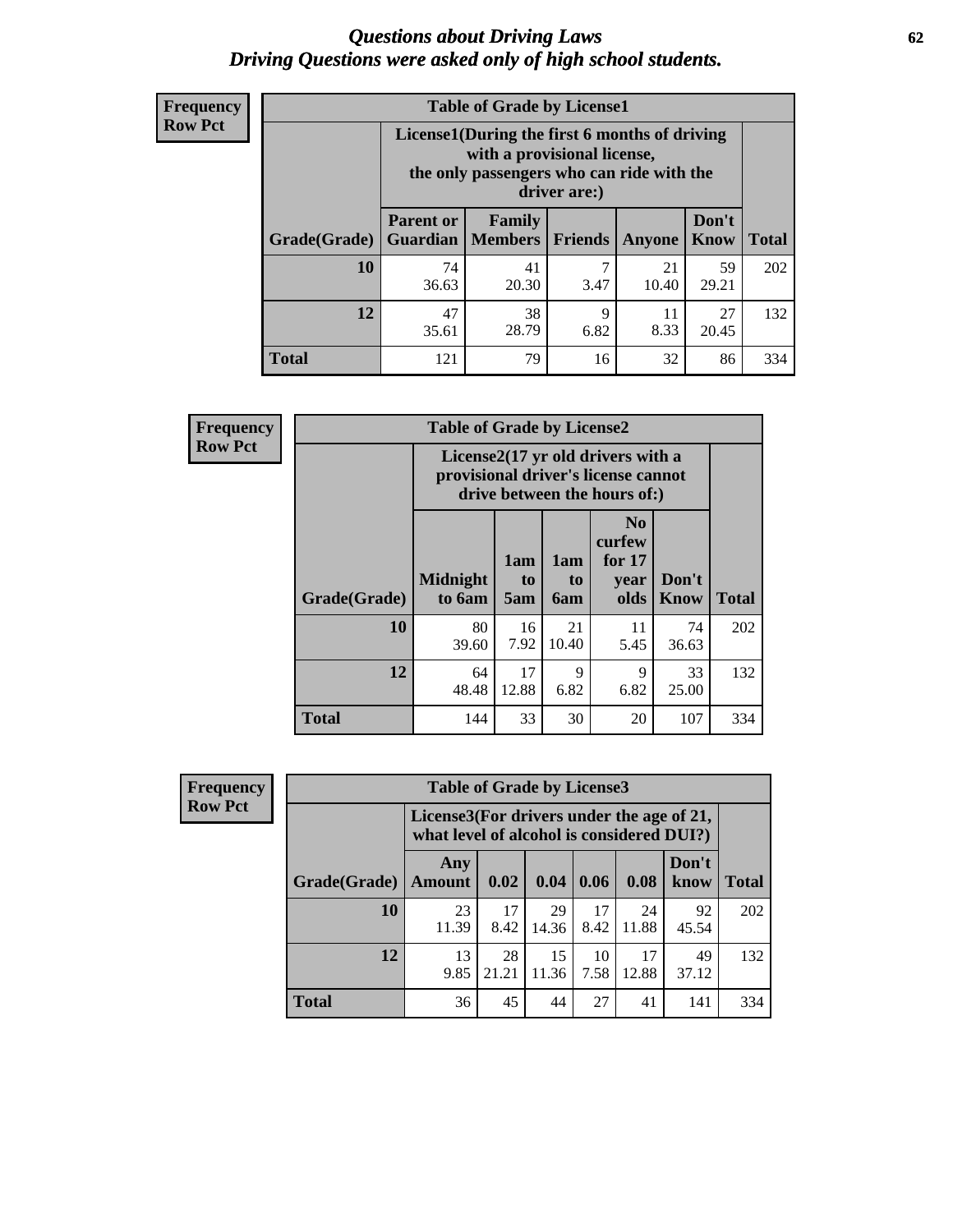# Questions about Driving Laws
## Driving Questions were asked only of high school students.

**Frequency**
**Row Pct**

**Table of Grade by License1**

| Grade(Grade) | License1(During the first 6 months of driving with a provisional license, the only passengers who can ride with the driver are:) | | | | | Total |
|---|---|---|---|---|---|---|
| | Parent or Guardian | Family Members | Friends | Anyone | Don't Know | |
| 10 | 74<br>36.63 | 41<br>20.30 | 7<br>3.47 | 21<br>10.40 | 59<br>29.21 | 202 |
| 12 | 47<br>35.61 | 38<br>28.79 | 9<br>6.82 | 11<br>8.33 | 27<br>20.45 | 132 |
| Total | 121 | 79 | 16 | 32 | 86 | 334 |

**Frequency**
**Row Pct**

**Table of Grade by License2**

| Grade(Grade) | License2(17 yr old drivers with a provisional driver's license cannot drive between the hours of:) | | | | | Total |
|---|---|---|---|---|---|---|
| | Midnight to 6am | 1am to 5am | 1am to 6am | No curfew for 17 year olds | Don't Know | |
| 10 | 80<br>39.60 | 16<br>7.92 | 21<br>10.40 | 11<br>5.45 | 74<br>36.63 | 202 |
| 12 | 64<br>48.48 | 17<br>12.88 | 9<br>6.82 | 9<br>6.82 | 33<br>25.00 | 132 |
| Total | 144 | 33 | 30 | 20 | 107 | 334 |

**Frequency**
**Row Pct**

**Table of Grade by License3**

| Grade(Grade) | License3(For drivers under the age of 21, what level of alcohol is considered DUI?) | | | | | | Total |
|---|---|---|---|---|---|---|---|
| | Any Amount | 0.02 | 0.04 | 0.06 | 0.08 | Don't know | |
| 10 | 23<br>11.39 | 17<br>8.42 | 29<br>14.36 | 17<br>8.42 | 24<br>11.88 | 92<br>45.54 | 202 |
| 12 | 13<br>9.85 | 28<br>21.21 | 15<br>11.36 | 10<br>7.58 | 17<br>12.88 | 49<br>37.12 | 132 |
| Total | 36 | 45 | 44 | 27 | 41 | 141 | 334 |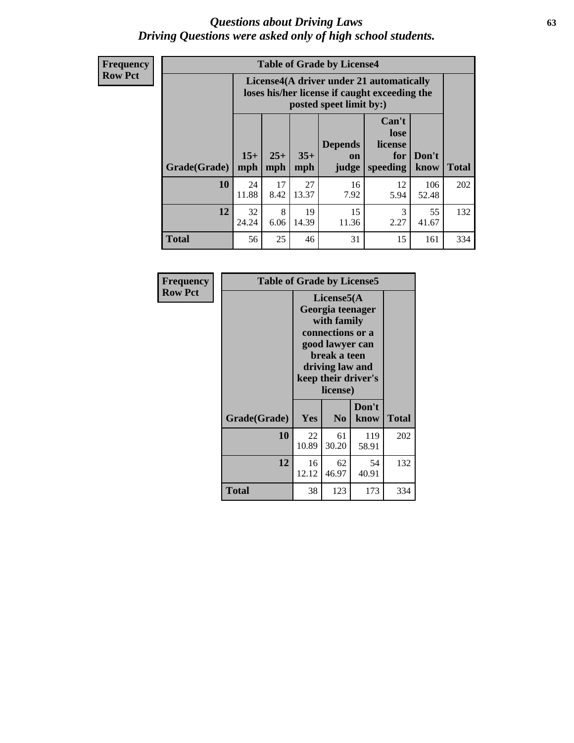# Questions about Driving Laws
## Driving Questions were asked only of high school students.

**Frequency**
**Row Pct**

| Table of Grade by License4 | | | | | | | |
|---|---|---|---|---|---|---|---|
| | License4(A driver under 21 automatically loses his/her license if caught exceeding the posted speet limit by:) | | | | | | |
| Grade(Grade) | 15+ mph | 25+ mph | 35+ mph | Depends on judge | Can't lose license for speeding | Don't know | Total |
| 10 | 24<br>11.88 | 17<br>8.42 | 27<br>13.37 | 16<br>7.92 | 12<br>5.94 | 106<br>52.48 | 202 |
| 12 | 32<br>24.24 | 8<br>6.06 | 19<br>14.39 | 15<br>11.36 | 3<br>2.27 | 55<br>41.67 | 132 |
| Total | 56 | 25 | 46 | 31 | 15 | 161 | 334 |

**Frequency**
**Row Pct**

| Table of Grade by License5 | | | | |
|---|---|---|---|---|
| | License5(A Georgia teenager with family connections or a good lawyer can break a teen driving law and keep their driver's license) | | | |
| Grade(Grade) | Yes | No | Don't know | Total |
| 10 | 22<br>10.89 | 61<br>30.20 | 119<br>58.91 | 202 |
| 12 | 16<br>12.12 | 62<br>46.97 | 54<br>40.91 | 132 |
| Total | 38 | 123 | 173 | 334 |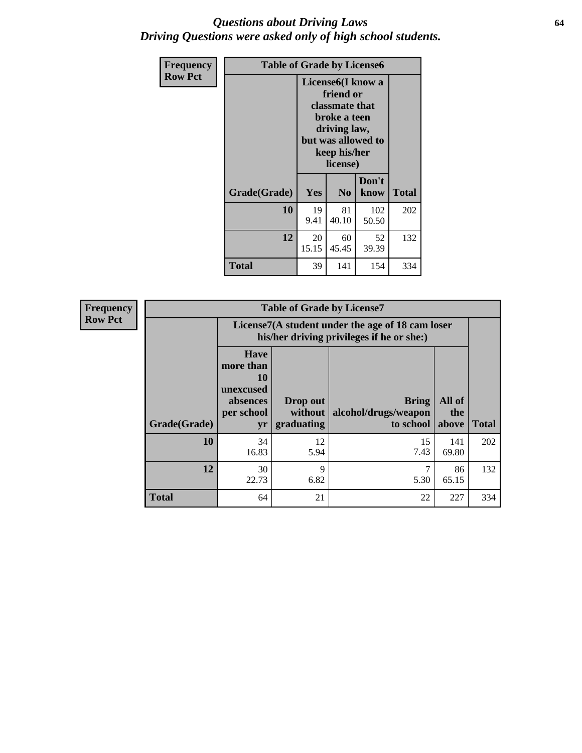# *Questions about Driving Laws*
## *Driving Questions were asked only of high school students.*

| Frequency Row Pct | Table of Grade by License6 | | | |
|---|---|---|---|---|
| | License6(I know a friend or classmate that broke a teen driving law, but was allowed to keep his/her license) | | | |
| Grade(Grade) | Yes | No | Don't know | Total |
| **10** | 19<br>9.41 | 81<br>40.10 | 102<br>50.50 | 202 |
| **12** | 20<br>15.15 | 60<br>45.45 | 52<br>39.39 | 132 |
| **Total** | 39 | 141 | 154 | 334 |

| Frequency Row Pct | Table of Grade by License7 | | | | |
|---|---|---|---|---|---|
| | License7(A student under the age of 18 cam loser his/her driving privileges if he or she:) | | | | |
| Grade(Grade) | Have more than 10 unexcused absences per school yr | Drop out without graduating | Bring alcohol/drugs/weapon to school | All of the above | Total |
| **10** | 34<br>16.83 | 12<br>5.94 | 15<br>7.43 | 141<br>69.80 | 202 |
| **12** | 30<br>22.73 | 9<br>6.82 | 7<br>5.30 | 86<br>65.15 | 132 |
| **Total** | 64 | 21 | 22 | 227 | 334 |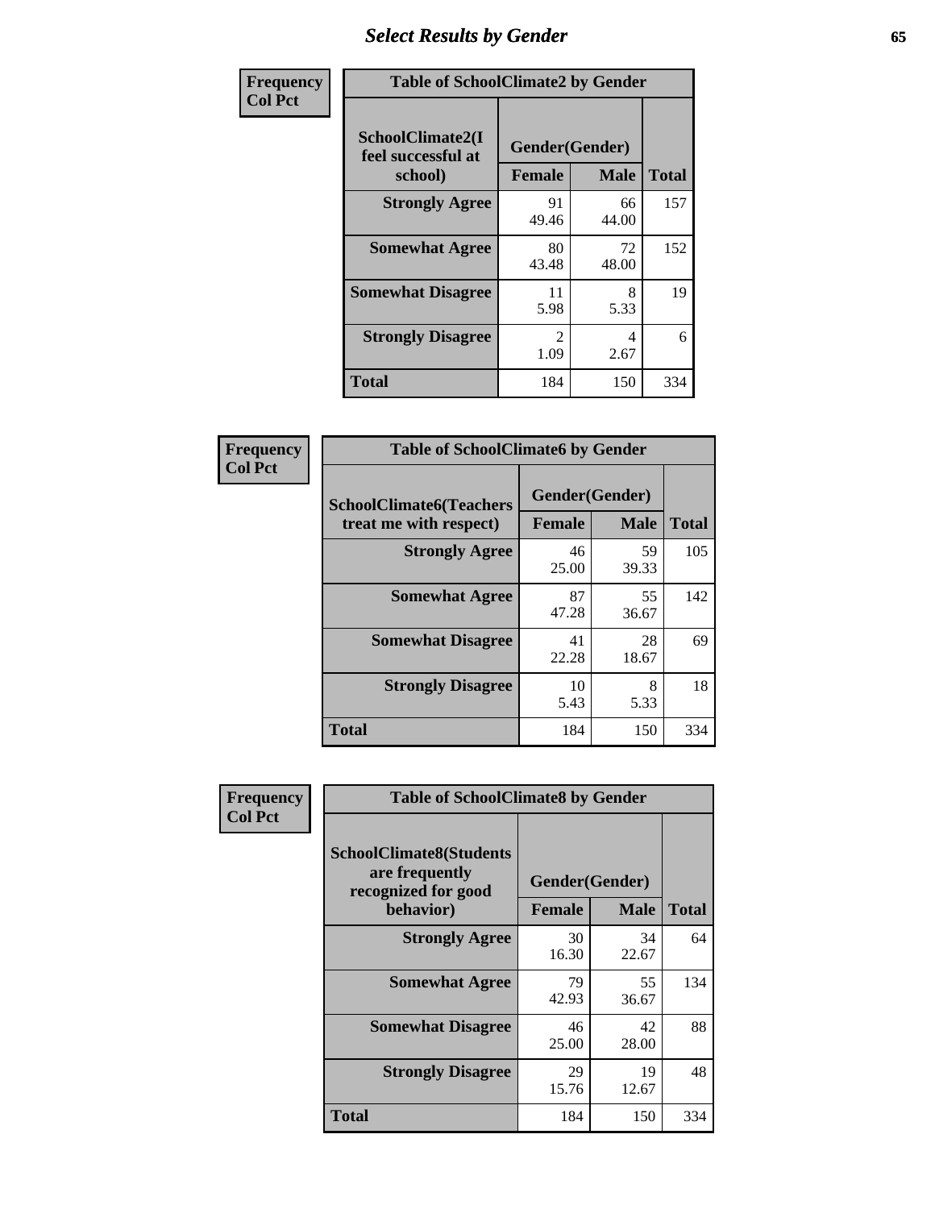# Select Results by Gender

| Frequency<br>Col Pct | Table of SchoolClimate2 by Gender | | |
|---|---|---|---|
| **SchoolClimate2(I feel successful at school)** | **Gender(Gender)** | | |
| | **Female** | **Male** | **Total** |
| **Strongly Agree** | 91<br>49.46 | 66<br>44.00 | 157 |
| **Somewhat Agree** | 80<br>43.48 | 72<br>48.00 | 152 |
| **Somewhat Disagree** | 11<br>5.98 | 8<br>5.33 | 19 |
| **Strongly Disagree** | 2<br>1.09 | 4<br>2.67 | 6 |
| **Total** | 184 | 150 | 334 |

| Frequency<br>Col Pct | Table of SchoolClimate6 by Gender | | |
|---|---|---|---|
| **SchoolClimate6(Teachers treat me with respect)** | **Gender(Gender)** | | |
| | **Female** | **Male** | **Total** |
| **Strongly Agree** | 46<br>25.00 | 59<br>39.33 | 105 |
| **Somewhat Agree** | 87<br>47.28 | 55<br>36.67 | 142 |
| **Somewhat Disagree** | 41<br>22.28 | 28<br>18.67 | 69 |
| **Strongly Disagree** | 10<br>5.43 | 8<br>5.33 | 18 |
| **Total** | 184 | 150 | 334 |

| Frequency<br>Col Pct | Table of SchoolClimate8 by Gender | | |
|---|---|---|---|
| **SchoolClimate8(Students are frequently recognized for good behavior)** | **Gender(Gender)** | | |
| | **Female** | **Male** | **Total** |
| **Strongly Agree** | 30<br>16.30 | 34<br>22.67 | 64 |
| **Somewhat Agree** | 79<br>42.93 | 55<br>36.67 | 134 |
| **Somewhat Disagree** | 46<br>25.00 | 42<br>28.00 | 88 |
| **Strongly Disagree** | 29<br>15.76 | 19<br>12.67 | 48 |
| **Total** | 184 | 150 | 334 |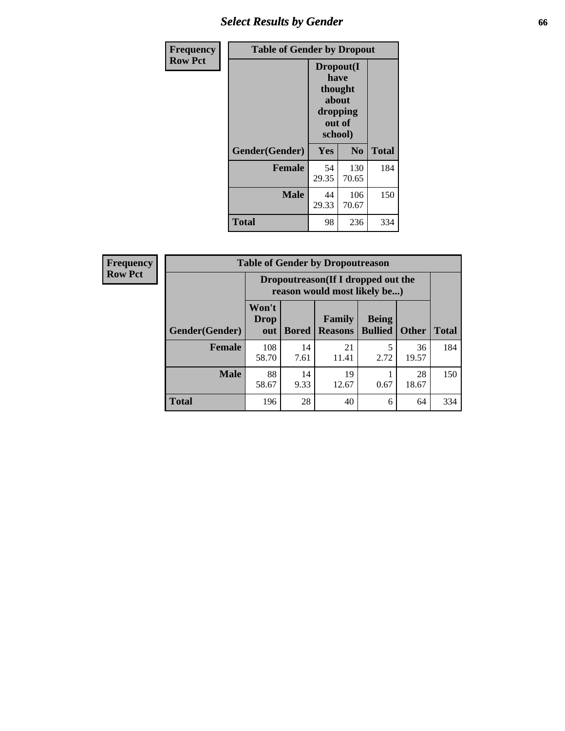## Select Results by Gender

**Frequency**
**Row Pct**

| Table of Gender by Dropout | | | |
|---|---|---|---|
| | Dropout(I have thought about dropping out of school) | | |
| Gender(Gender) | Yes | No | Total |
| **Female** | 54<br>29.35 | 130<br>70.65 | 184 |
| **Male** | 44<br>29.33 | 106<br>70.67 | 150 |
| **Total** | 98 | 236 | 334 |

**Frequency**
**Row Pct**

| Table of Gender by Dropoutreason | | | | | | |
|---|---|---|---|---|---|---|
| | Dropoutreason(If I dropped out the reason would most likely be...) | | | | | |
| Gender(Gender) | Won't Drop out | Bored | Family Reasons | Being Bullied | Other | Total |
| **Female** | 108<br>58.70 | 14<br>7.61 | 21<br>11.41 | 5<br>2.72 | 36<br>19.57 | 184 |
| **Male** | 88<br>58.67 | 14<br>9.33 | 19<br>12.67 | 1<br>0.67 | 28<br>18.67 | 150 |
| **Total** | 196 | 28 | 40 | 6 | 64 | 334 |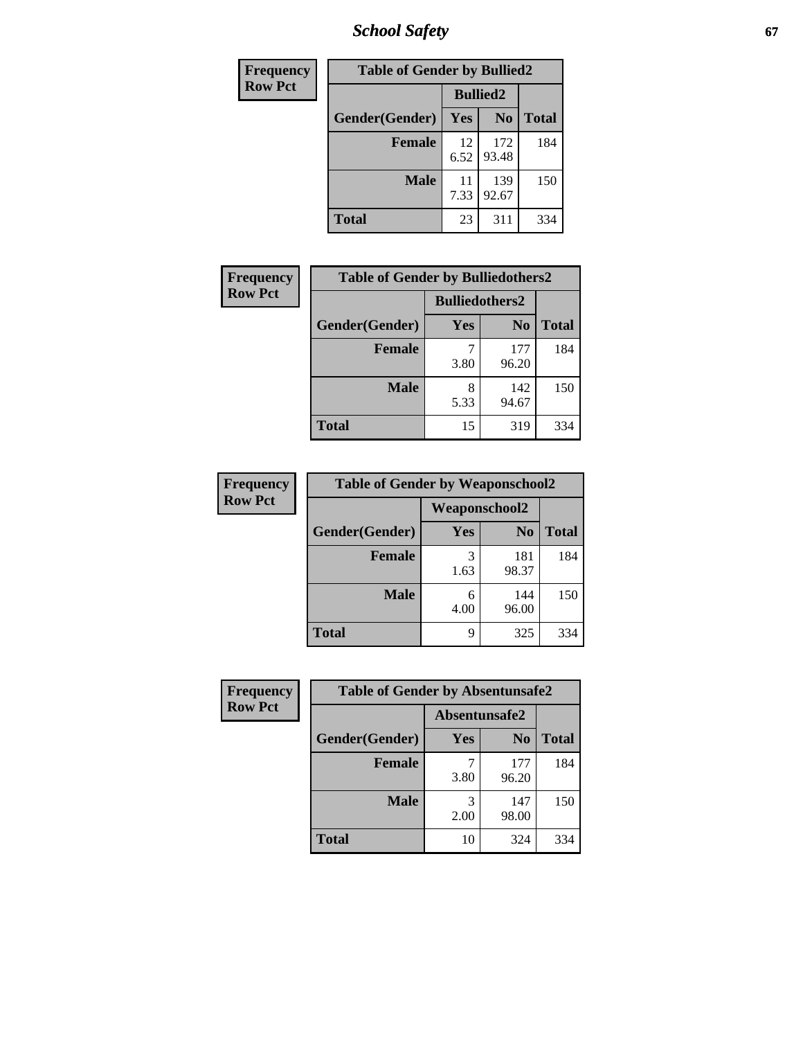| Frequency<br>Row Pct | Table of Gender by Bullied2 | | |
|---|---|---|---|
| | Bullied2 | | |
| Gender(Gender) | Yes | No | Total |
| Female | 12<br>6.52 | 172<br>93.48 | 184 |
| Male | 11<br>7.33 | 139<br>92.67 | 150 |
| Total | 23 | 311 | 334 |

| Frequency<br>Row Pct | Table of Gender by Bulliedothers2 | | |
|---|---|---|---|
| | Bulliedothers2 | | |
| Gender(Gender) | Yes | No | Total |
| Female | 7<br>3.80 | 177<br>96.20 | 184 |
| Male | 8<br>5.33 | 142<br>94.67 | 150 |
| Total | 15 | 319 | 334 |

| Frequency<br>Row Pct | Table of Gender by Weaponschool2 | | |
|---|---|---|---|
| | Weaponschool2 | | |
| Gender(Gender) | Yes | No | Total |
| Female | 3<br>1.63 | 181<br>98.37 | 184 |
| Male | 6<br>4.00 | 144<br>96.00 | 150 |
| Total | 9 | 325 | 334 |

| Frequency<br>Row Pct | Table of Gender by Absentunsafe2 | | |
|---|---|---|---|
| | Absentunsafe2 | | |
| Gender(Gender) | Yes | No | Total |
| Female | 7<br>3.80 | 177<br>96.20 | 184 |
| Male | 3<br>2.00 | 147<br>98.00 | 150 |
| Total | 10 | 324 | 334 |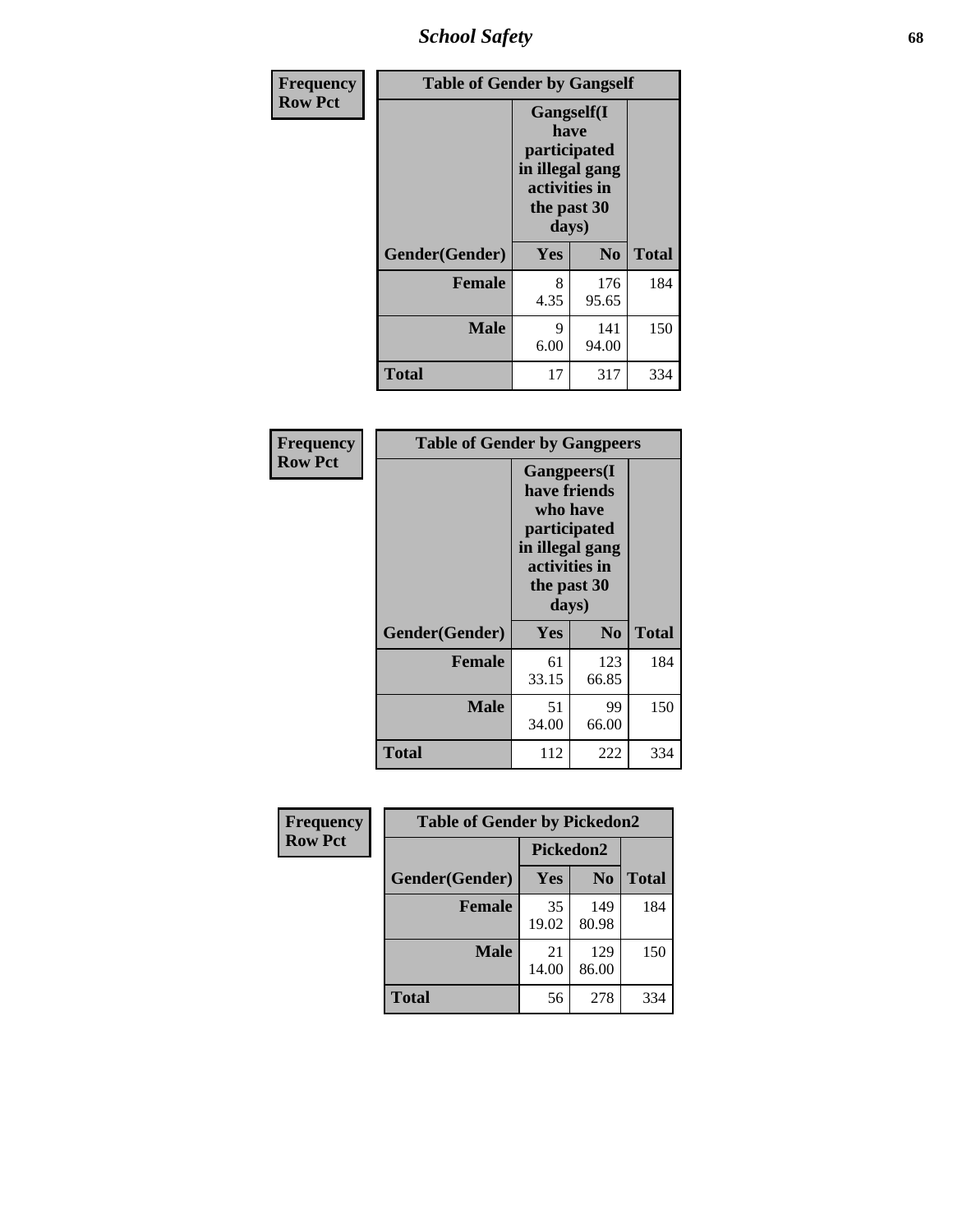| Frequency Row Pct | Table of Gender by Gangself | | |
|---|---|---|---|
| | Gangself(I have participated in illegal gang activities in the past 30 days) | | |
| Gender(Gender) | Yes | No | Total |
| Female | 8<br>4.35 | 176<br>95.65 | 184 |
| Male | 9<br>6.00 | 141<br>94.00 | 150 |
| Total | 17 | 317 | 334 |

| Frequency Row Pct | Table of Gender by Gangpeers | | |
|---|---|---|---|
| | Gangpeers(I have friends who have participated in illegal gang activities in the past 30 days) | | |
| Gender(Gender) | Yes | No | Total |
| Female | 61<br>33.15 | 123<br>66.85 | 184 |
| Male | 51<br>34.00 | 99<br>66.00 | 150 |
| Total | 112 | 222 | 334 |

| Frequency Row Pct | Table of Gender by Pickedon2 | | |
|---|---|---|---|
| | Pickedon2 | | |
| Gender(Gender) | Yes | No | Total |
| Female | 35<br>19.02 | 149<br>80.98 | 184 |
| Male | 21<br>14.00 | 129<br>86.00 | 150 |
| Total | 56 | 278 | 334 |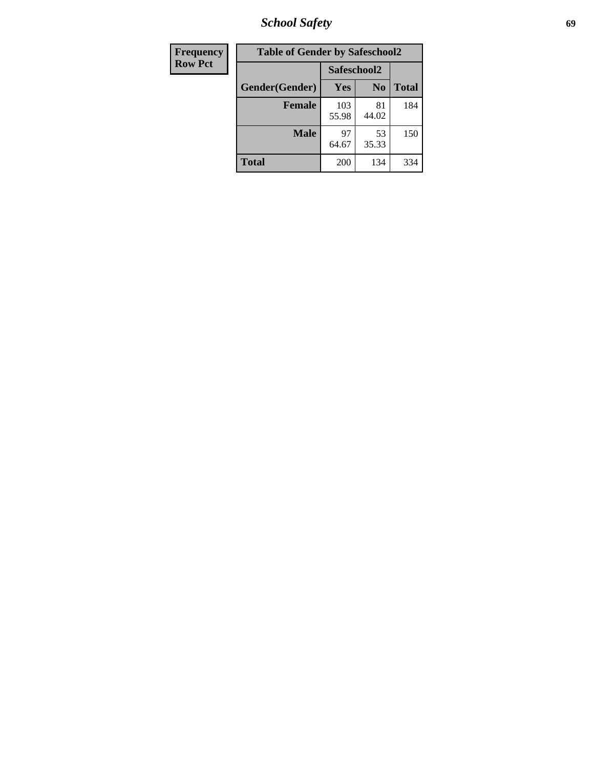| Frequency<br>Row Pct |
|---|

**Table of Gender by Safeschool2**

| Gender(Gender) | Safeschool2 | | Total |
|---|---|---|---|
| | Yes | No | |
| Female | 103<br>55.98 | 81<br>44.02 | 184 |
| Male | 97<br>64.67 | 53<br>35.33 | 150 |
| Total | 200 | 134 | 334 |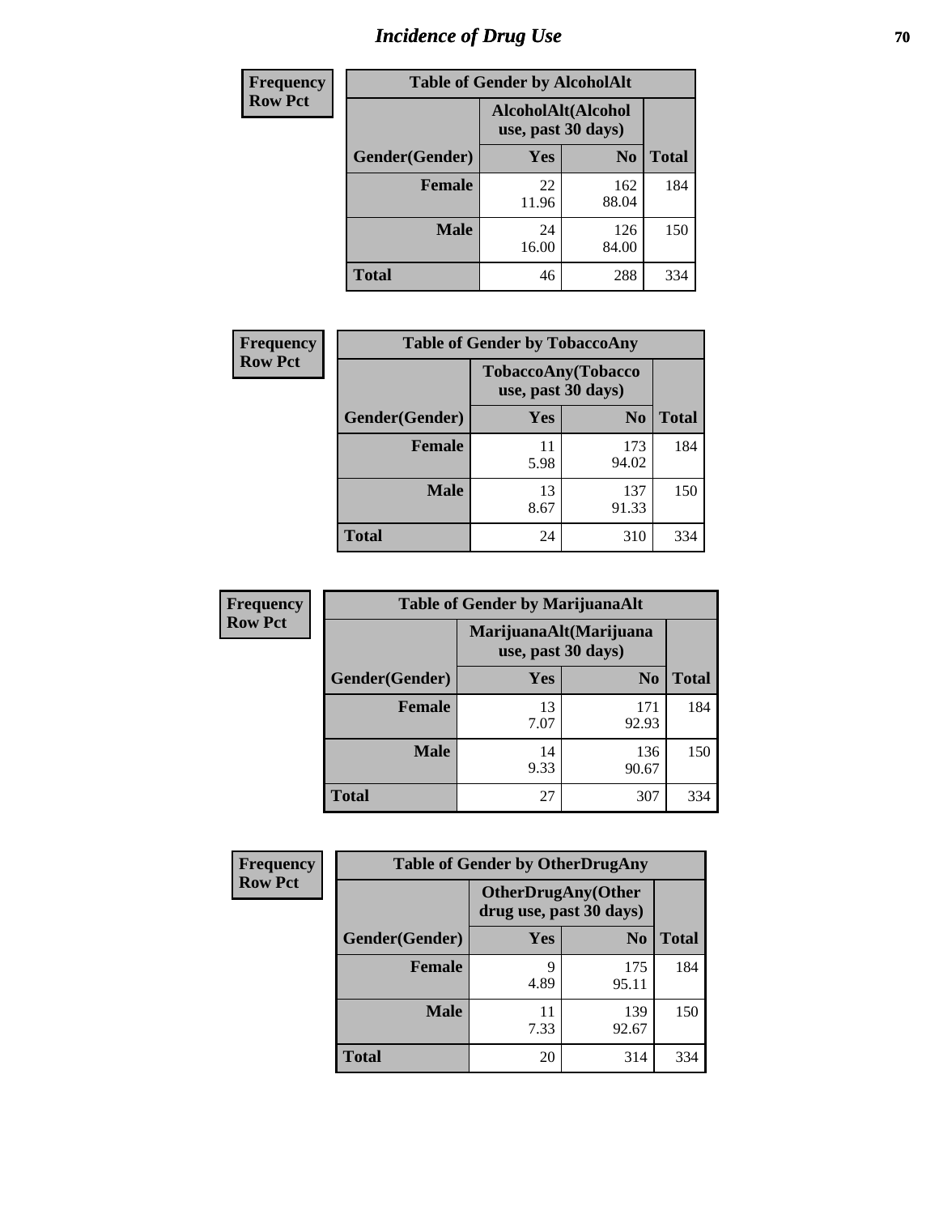# Incidence of Drug Use

**Frequency**
**Row Pct**

| Table of Gender by AlcoholAlt | | | |
|---|---|---|---|
| | AlcoholAlt(Alcohol use, past 30 days) | | |
| Gender(Gender) | Yes | No | Total |
| Female | 22<br>11.96 | 162<br>88.04 | 184 |
| Male | 24<br>16.00 | 126<br>84.00 | 150 |
| Total | 46 | 288 | 334 |

**Frequency**
**Row Pct**

| Table of Gender by TobaccoAny | | | |
|---|---|---|---|
| | TobaccoAny(Tobacco use, past 30 days) | | |
| Gender(Gender) | Yes | No | Total |
| Female | 11<br>5.98 | 173<br>94.02 | 184 |
| Male | 13<br>8.67 | 137<br>91.33 | 150 |
| Total | 24 | 310 | 334 |

**Frequency**
**Row Pct**

| Table of Gender by MarijuanaAlt | | | |
|---|---|---|---|
| | MarijuanaAlt(Marijuana use, past 30 days) | | |
| Gender(Gender) | Yes | No | Total |
| Female | 13<br>7.07 | 171<br>92.93 | 184 |
| Male | 14<br>9.33 | 136<br>90.67 | 150 |
| Total | 27 | 307 | 334 |

**Frequency**
**Row Pct**

| Table of Gender by OtherDrugAny | | | |
|---|---|---|---|
| | OtherDrugAny(Other drug use, past 30 days) | | |
| Gender(Gender) | Yes | No | Total |
| Female | 9<br>4.89 | 175<br>95.11 | 184 |
| Male | 11<br>7.33 | 139<br>92.67 | 150 |
| Total | 20 | 314 | 334 |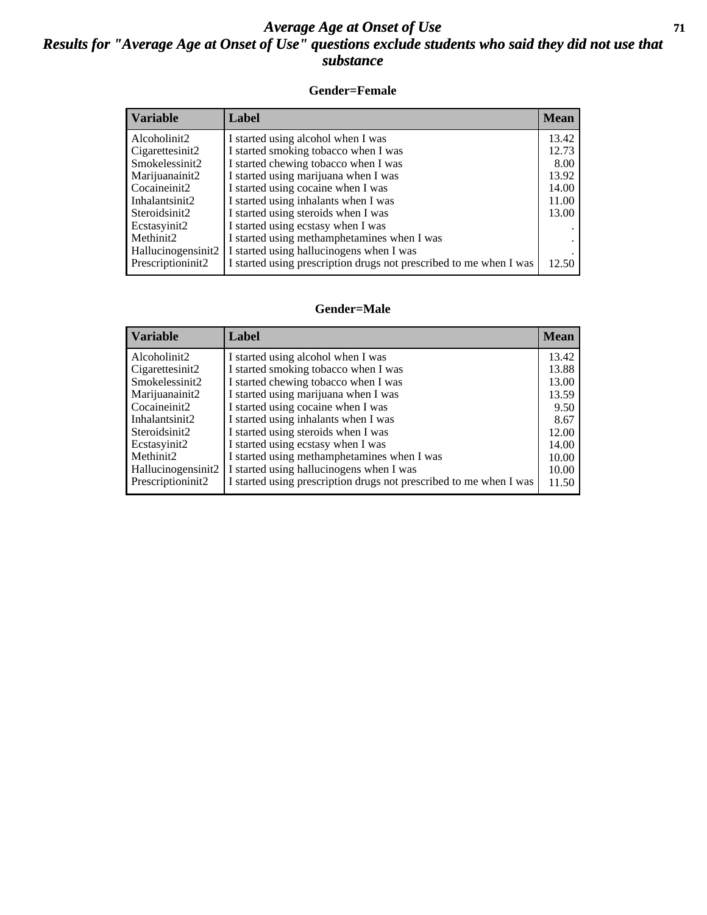# *Average Age at Onset of Use*

## *Results for "Average Age at Onset of Use" questions exclude students who said they did not use that substance*

### Gender=Female

| Variable | Label | Mean |
|---|---|---|
| Alcoholinit2 | I started using alcohol when I was | 13.42 |
| Cigarettesinit2 | I started smoking tobacco when I was | 12.73 |
| Smokelessinit2 | I started chewing tobacco when I was | 8.00 |
| Marijuanainit2 | I started using marijuana when I was | 13.92 |
| Cocaineinit2 | I started using cocaine when I was | 14.00 |
| Inhalantsinit2 | I started using inhalants when I was | 11.00 |
| Steroidsinit2 | I started using steroids when I was | 13.00 |
| Ecstasyinit2 | I started using ecstasy when I was | . |
| Methinit2 | I started using methamphetamines when I was | . |
| Hallucinogensinit2 | I started using hallucinogens when I was | . |
| Prescriptioninit2 | I started using prescription drugs not prescribed to me when I was | 12.50 |

### Gender=Male

| Variable | Label | Mean |
|---|---|---|
| Alcoholinit2 | I started using alcohol when I was | 13.42 |
| Cigarettesinit2 | I started smoking tobacco when I was | 13.88 |
| Smokelessinit2 | I started chewing tobacco when I was | 13.00 |
| Marijuanainit2 | I started using marijuana when I was | 13.59 |
| Cocaineinit2 | I started using cocaine when I was | 9.50 |
| Inhalantsinit2 | I started using inhalants when I was | 8.67 |
| Steroidsinit2 | I started using steroids when I was | 12.00 |
| Ecstasyinit2 | I started using ecstasy when I was | 14.00 |
| Methinit2 | I started using methamphetamines when I was | 10.00 |
| Hallucinogensinit2 | I started using hallucinogens when I was | 10.00 |
| Prescriptioninit2 | I started using prescription drugs not prescribed to me when I was | 11.50 |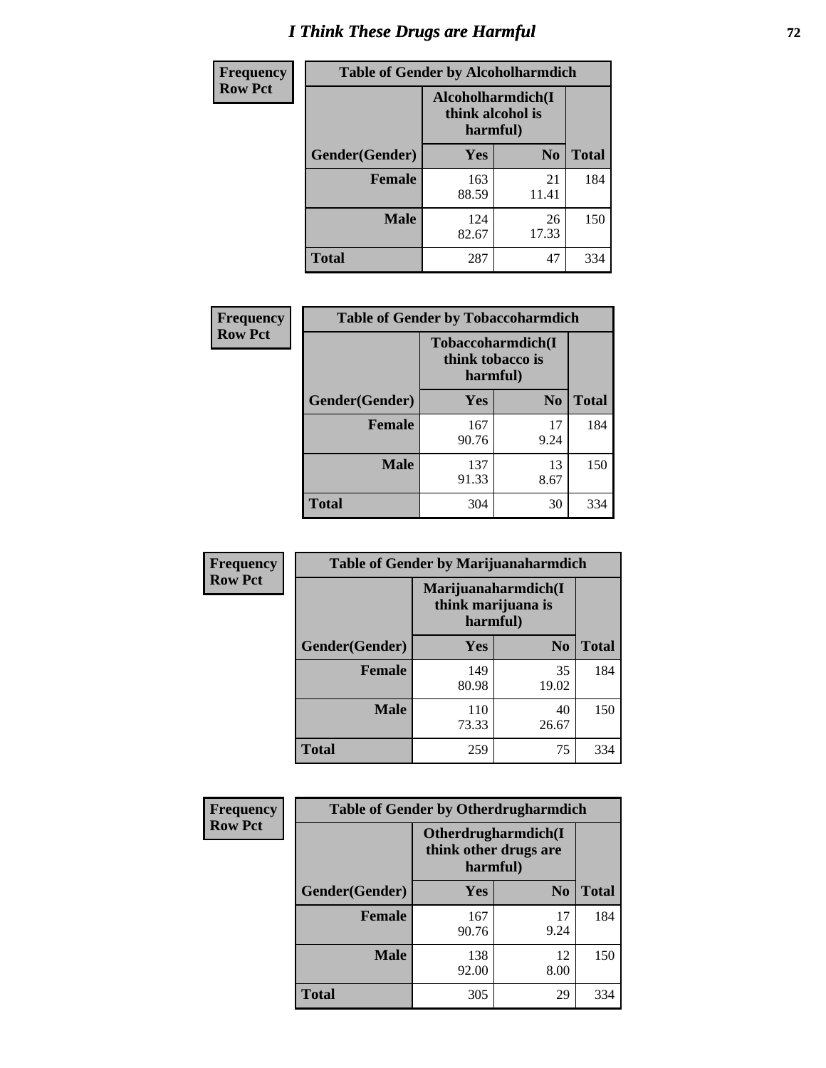# I Think These Drugs are Harmful

| Frequency Row Pct | Table of Gender by Alcoholharmdich | | |
|---|---|---|---|
| | Alcoholharmdich(I think alcohol is harmful) | | |
| Gender(Gender) | Yes | No | Total |
| Female | 163<br>88.59 | 21<br>11.41 | 184 |
| Male | 124<br>82.67 | 26<br>17.33 | 150 |
| Total | 287 | 47 | 334 |

| Frequency Row Pct | Table of Gender by Tobaccoharmdich | | |
|---|---|---|---|
| | Tobaccoharmdich(I think tobacco is harmful) | | |
| Gender(Gender) | Yes | No | Total |
| Female | 167<br>90.76 | 17<br>9.24 | 184 |
| Male | 137<br>91.33 | 13<br>8.67 | 150 |
| Total | 304 | 30 | 334 |

| Frequency Row Pct | Table of Gender by Marijuanaharmdich | | |
|---|---|---|---|
| | Marijuanaharmdich(I think marijuana is harmful) | | |
| Gender(Gender) | Yes | No | Total |
| Female | 149<br>80.98 | 35<br>19.02 | 184 |
| Male | 110<br>73.33 | 40<br>26.67 | 150 |
| Total | 259 | 75 | 334 |

| Frequency Row Pct | Table of Gender by Otherdrugharmdich | | |
|---|---|---|---|
| | Otherdrugharmdich(I think other drugs are harmful) | | |
| Gender(Gender) | Yes | No | Total |
| Female | 167<br>90.76 | 17<br>9.24 | 184 |
| Male | 138<br>92.00 | 12<br>8.00 | 150 |
| Total | 305 | 29 | 334 |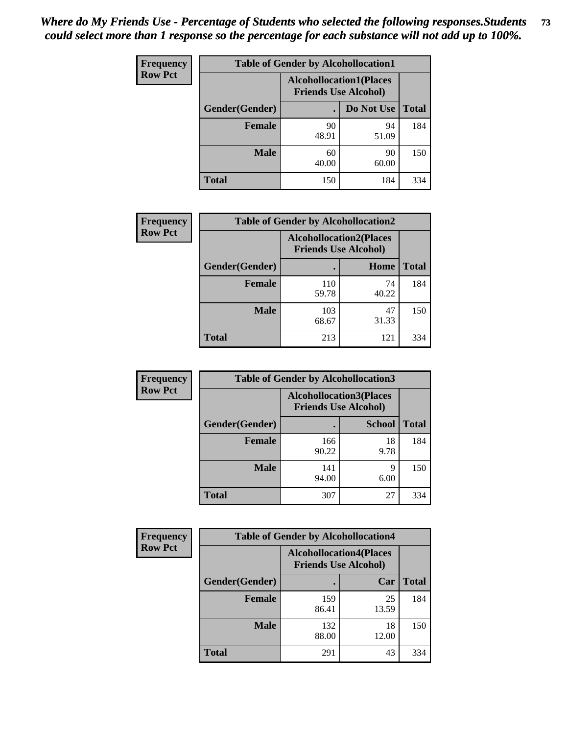*Where do My Friends Use - Percentage of Students who selected the following responses.Students could select more than 1 response so the percentage for each substance will not add up to 100%.*

**Frequency**
**Row Pct**

| Table of Gender by Alcohollocation1 | | | |
|---|---|---|---|
| | Alcohollocation1(Places Friends Use Alcohol) | | |
| Gender(Gender) | . | Do Not Use | Total |
| **Female** | 90<br>48.91 | 94<br>51.09 | 184 |
| **Male** | 60<br>40.00 | 90<br>60.00 | 150 |
| **Total** | 150 | 184 | 334 |

**Frequency**
**Row Pct**

| Table of Gender by Alcohollocation2 | | | |
|---|---|---|---|
| | Alcohollocation2(Places Friends Use Alcohol) | | |
| Gender(Gender) | . | Home | Total |
| **Female** | 110<br>59.78 | 74<br>40.22 | 184 |
| **Male** | 103<br>68.67 | 47<br>31.33 | 150 |
| **Total** | 213 | 121 | 334 |

**Frequency**
**Row Pct**

| Table of Gender by Alcohollocation3 | | | |
|---|---|---|---|
| | Alcohollocation3(Places Friends Use Alcohol) | | |
| Gender(Gender) | . | School | Total |
| **Female** | 166<br>90.22 | 18<br>9.78 | 184 |
| **Male** | 141<br>94.00 | 9<br>6.00 | 150 |
| **Total** | 307 | 27 | 334 |

**Frequency**
**Row Pct**

| Table of Gender by Alcohollocation4 | | | |
|---|---|---|---|
| | Alcohollocation4(Places Friends Use Alcohol) | | |
| Gender(Gender) | . | Car | Total |
| **Female** | 159<br>86.41 | 25<br>13.59 | 184 |
| **Male** | 132<br>88.00 | 18<br>12.00 | 150 |
| **Total** | 291 | 43 | 334 |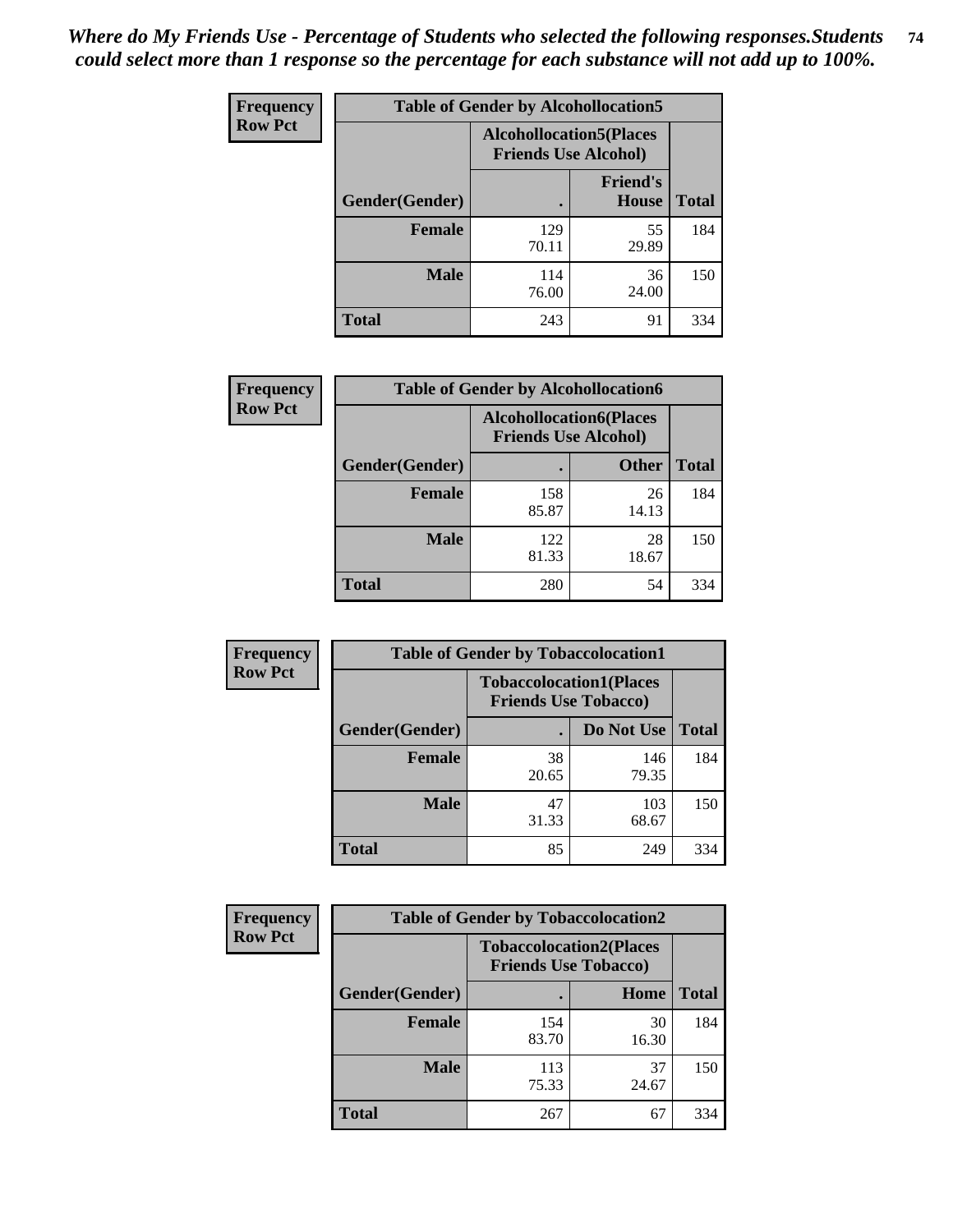*Where do My Friends Use - Percentage of Students who selected the following responses.Students could select more than 1 response so the percentage for each substance will not add up to 100%.*

**Frequency**
**Row Pct**

| Table of Gender by Alcohollocation5 | | | |
|---|---|---|---|
| | Alcohollocation5(Places Friends Use Alcohol) | | |
| Gender(Gender) | . | Friend's House | Total |
| **Female** | 129<br>70.11 | 55<br>29.89 | 184 |
| **Male** | 114<br>76.00 | 36<br>24.00 | 150 |
| **Total** | 243 | 91 | 334 |

**Frequency**
**Row Pct**

| Table of Gender by Alcohollocation6 | | | |
|---|---|---|---|
| | Alcohollocation6(Places Friends Use Alcohol) | | |
| Gender(Gender) | . | Other | Total |
| **Female** | 158<br>85.87 | 26<br>14.13 | 184 |
| **Male** | 122<br>81.33 | 28<br>18.67 | 150 |
| **Total** | 280 | 54 | 334 |

**Frequency**
**Row Pct**

| Table of Gender by Tobaccolocation1 | | | |
|---|---|---|---|
| | Tobaccolocation1(Places Friends Use Tobacco) | | |
| Gender(Gender) | . | Do Not Use | Total |
| **Female** | 38<br>20.65 | 146<br>79.35 | 184 |
| **Male** | 47<br>31.33 | 103<br>68.67 | 150 |
| **Total** | 85 | 249 | 334 |

**Frequency**
**Row Pct**

| Table of Gender by Tobaccolocation2 | | | |
|---|---|---|---|
| | Tobaccolocation2(Places Friends Use Tobacco) | | |
| Gender(Gender) | . | Home | Total |
| **Female** | 154<br>83.70 | 30<br>16.30 | 184 |
| **Male** | 113<br>75.33 | 37<br>24.67 | 150 |
| **Total** | 267 | 67 | 334 |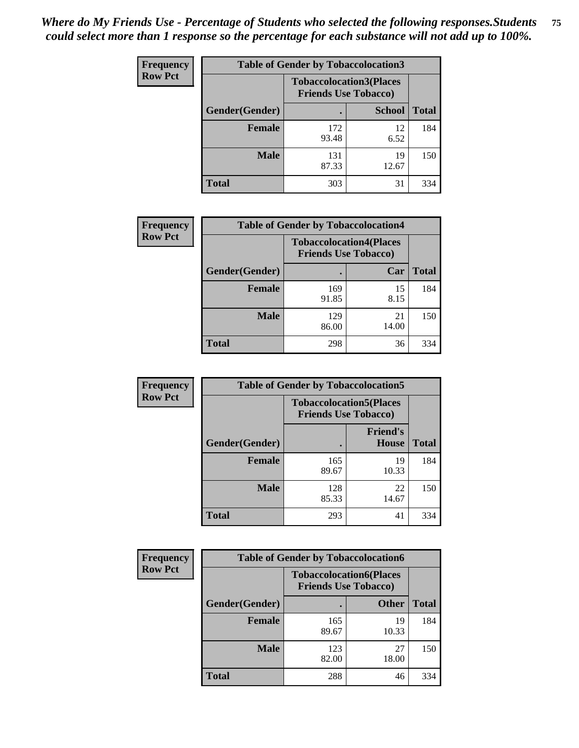*Where do My Friends Use - Percentage of Students who selected the following responses.Students could select more than 1 response so the percentage for each substance will not add up to 100%.*

**Frequency**
**Row Pct**

| Table of Gender by Tobaccolocation3 | | | |
|---|---|---|---|
| | Tobaccolocation3(Places Friends Use Tobacco) | | |
| Gender(Gender) | . | School | Total |
| Female | 172<br>93.48 | 12<br>6.52 | 184 |
| Male | 131<br>87.33 | 19<br>12.67 | 150 |
| Total | 303 | 31 | 334 |

**Frequency**
**Row Pct**

| Table of Gender by Tobaccolocation4 | | | |
|---|---|---|---|
| | Tobaccolocation4(Places Friends Use Tobacco) | | |
| Gender(Gender) | . | Car | Total |
| Female | 169<br>91.85 | 15<br>8.15 | 184 |
| Male | 129<br>86.00 | 21<br>14.00 | 150 |
| Total | 298 | 36 | 334 |

**Frequency**
**Row Pct**

| Table of Gender by Tobaccolocation5 | | | |
|---|---|---|---|
| | Tobaccolocation5(Places Friends Use Tobacco) | | |
| Gender(Gender) | . | Friend's House | Total |
| Female | 165<br>89.67 | 19<br>10.33 | 184 |
| Male | 128<br>85.33 | 22<br>14.67 | 150 |
| Total | 293 | 41 | 334 |

**Frequency**
**Row Pct**

| Table of Gender by Tobaccolocation6 | | | |
|---|---|---|---|
| | Tobaccolocation6(Places Friends Use Tobacco) | | |
| Gender(Gender) | . | Other | Total |
| Female | 165<br>89.67 | 19<br>10.33 | 184 |
| Male | 123<br>82.00 | 27<br>18.00 | 150 |
| Total | 288 | 46 | 334 |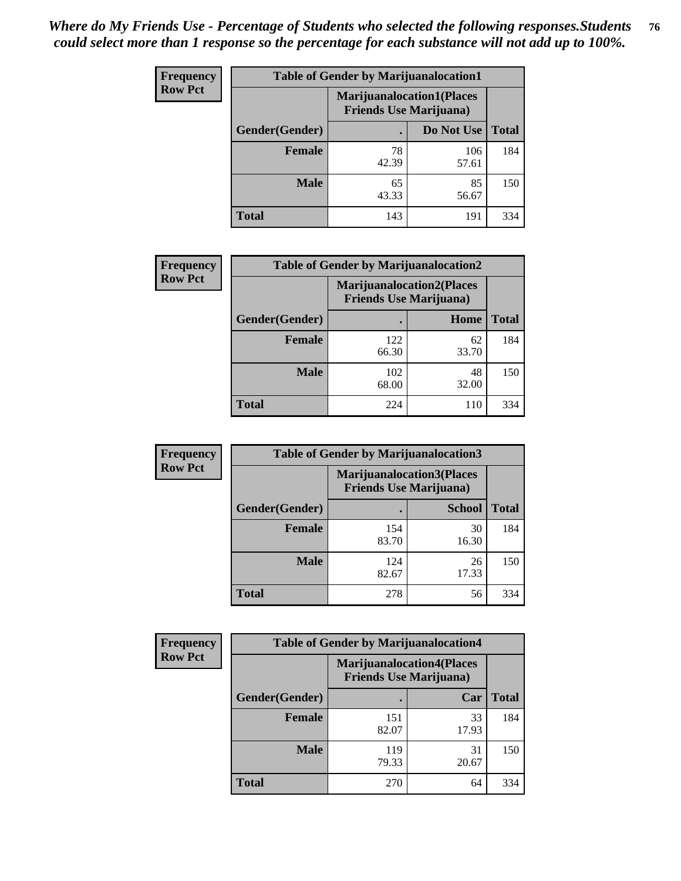*Where do My Friends Use - Percentage of Students who selected the following responses.Students could select more than 1 response so the percentage for each substance will not add up to 100%.*

**Frequency**
**Row Pct**

| Table of Gender by Marijuanalocation1 | | | |
|---|---|---|---|
| | Marijuanalocation1(Places Friends Use Marijuana) | | |
| Gender(Gender) | . | Do Not Use | Total |
| **Female** | 78<br>42.39 | 106<br>57.61 | 184 |
| **Male** | 65<br>43.33 | 85<br>56.67 | 150 |
| **Total** | 143 | 191 | 334 |

**Frequency**
**Row Pct**

| Table of Gender by Marijuanalocation2 | | | |
|---|---|---|---|
| | Marijuanalocation2(Places Friends Use Marijuana) | | |
| Gender(Gender) | . | Home | Total |
| **Female** | 122<br>66.30 | 62<br>33.70 | 184 |
| **Male** | 102<br>68.00 | 48<br>32.00 | 150 |
| **Total** | 224 | 110 | 334 |

**Frequency**
**Row Pct**

| Table of Gender by Marijuanalocation3 | | | |
|---|---|---|---|
| | Marijuanalocation3(Places Friends Use Marijuana) | | |
| Gender(Gender) | . | School | Total |
| **Female** | 154<br>83.70 | 30<br>16.30 | 184 |
| **Male** | 124<br>82.67 | 26<br>17.33 | 150 |
| **Total** | 278 | 56 | 334 |

**Frequency**
**Row Pct**

| Table of Gender by Marijuanalocation4 | | | |
|---|---|---|---|
| | Marijuanalocation4(Places Friends Use Marijuana) | | |
| Gender(Gender) | . | Car | Total |
| **Female** | 151<br>82.07 | 33<br>17.93 | 184 |
| **Male** | 119<br>79.33 | 31<br>20.67 | 150 |
| **Total** | 270 | 64 | 334 |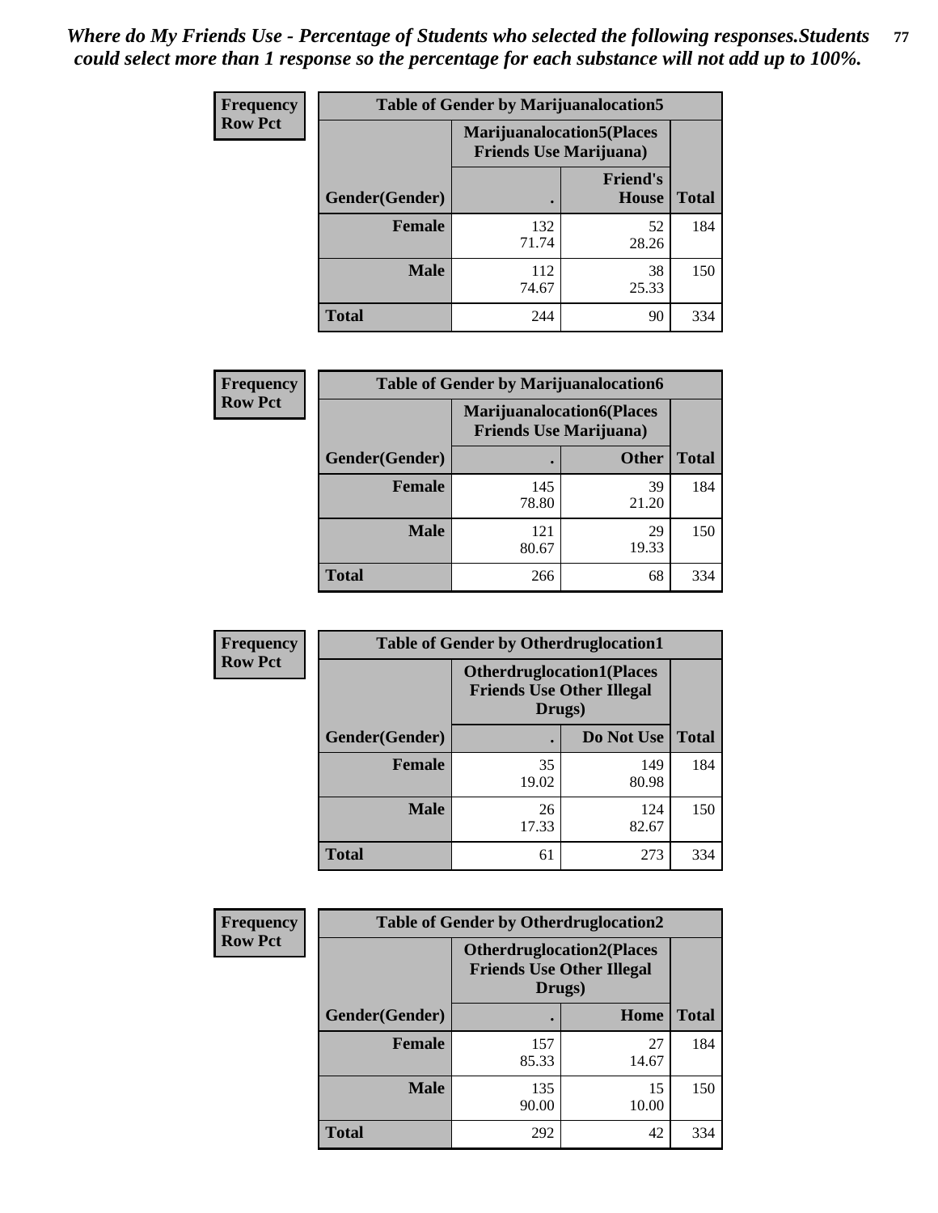*Where do My Friends Use - Percentage of Students who selected the following responses.Students could select more than 1 response so the percentage for each substance will not add up to 100%.*

**Table of Gender by Marijuanalocation5**

| Frequency Row Pct | Marijuanalocation5(Places Friends Use Marijuana) | | |
|---|---|---|---|
| Gender(Gender) | . | Friend's House | Total |
| **Female** | 132<br>71.74 | 52<br>28.26 | 184 |
| **Male** | 112<br>74.67 | 38<br>25.33 | 150 |
| **Total** | 244 | 90 | 334 |

**Table of Gender by Marijuanalocation6**

| Frequency Row Pct | Marijuanalocation6(Places Friends Use Marijuana) | | |
|---|---|---|---|
| Gender(Gender) | . | Other | Total |
| **Female** | 145<br>78.80 | 39<br>21.20 | 184 |
| **Male** | 121<br>80.67 | 29<br>19.33 | 150 |
| **Total** | 266 | 68 | 334 |

**Table of Gender by Otherdruglocation1**

| Frequency Row Pct | Otherdruglocation1(Places Friends Use Other Illegal Drugs) | | |
|---|---|---|---|
| Gender(Gender) | . | Do Not Use | Total |
| **Female** | 35<br>19.02 | 149<br>80.98 | 184 |
| **Male** | 26<br>17.33 | 124<br>82.67 | 150 |
| **Total** | 61 | 273 | 334 |

**Table of Gender by Otherdruglocation2**

| Frequency Row Pct | Otherdruglocation2(Places Friends Use Other Illegal Drugs) | | |
|---|---|---|---|
| Gender(Gender) | . | Home | Total |
| **Female** | 157<br>85.33 | 27<br>14.67 | 184 |
| **Male** | 135<br>90.00 | 15<br>10.00 | 150 |
| **Total** | 292 | 42 | 334 |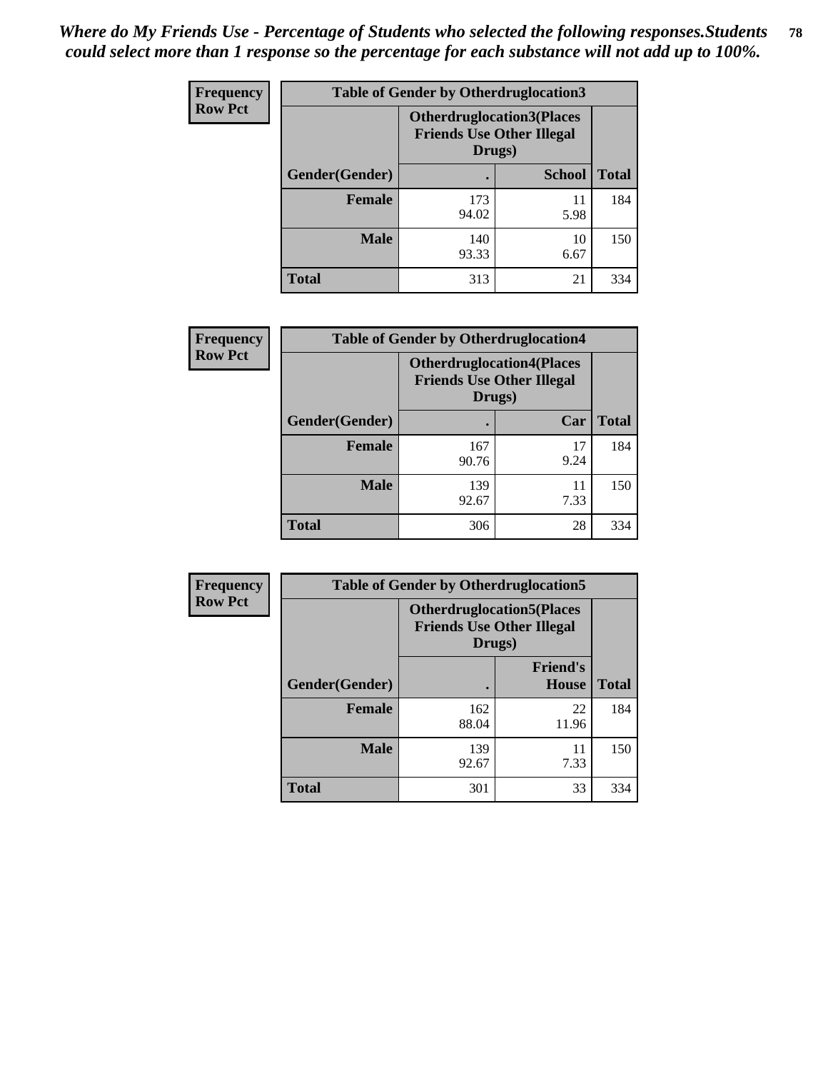*Where do My Friends Use - Percentage of Students who selected the following responses.Students could select more than 1 response so the percentage for each substance will not add up to 100%.*

**Frequency**
**Row Pct**

| Table of Gender by Otherdruglocation3 | | | |
|---|---|---|---|
| | Otherdruglocation3(Places Friends Use Other Illegal Drugs) | | |
| Gender(Gender) | . | School | Total |
| Female | 173<br>94.02 | 11<br>5.98 | 184 |
| Male | 140<br>93.33 | 10<br>6.67 | 150 |
| Total | 313 | 21 | 334 |

**Frequency**
**Row Pct**

| Table of Gender by Otherdruglocation4 | | | |
|---|---|---|---|
| | Otherdruglocation4(Places Friends Use Other Illegal Drugs) | | |
| Gender(Gender) | . | Car | Total |
| Female | 167<br>90.76 | 17<br>9.24 | 184 |
| Male | 139<br>92.67 | 11<br>7.33 | 150 |
| Total | 306 | 28 | 334 |

**Frequency**
**Row Pct**

| Table of Gender by Otherdruglocation5 | | | |
|---|---|---|---|
| | Otherdruglocation5(Places Friends Use Other Illegal Drugs) | | |
| Gender(Gender) | . | Friend's House | Total |
| Female | 162<br>88.04 | 22<br>11.96 | 184 |
| Male | 139<br>92.67 | 11<br>7.33 | 150 |
| Total | 301 | 33 | 334 |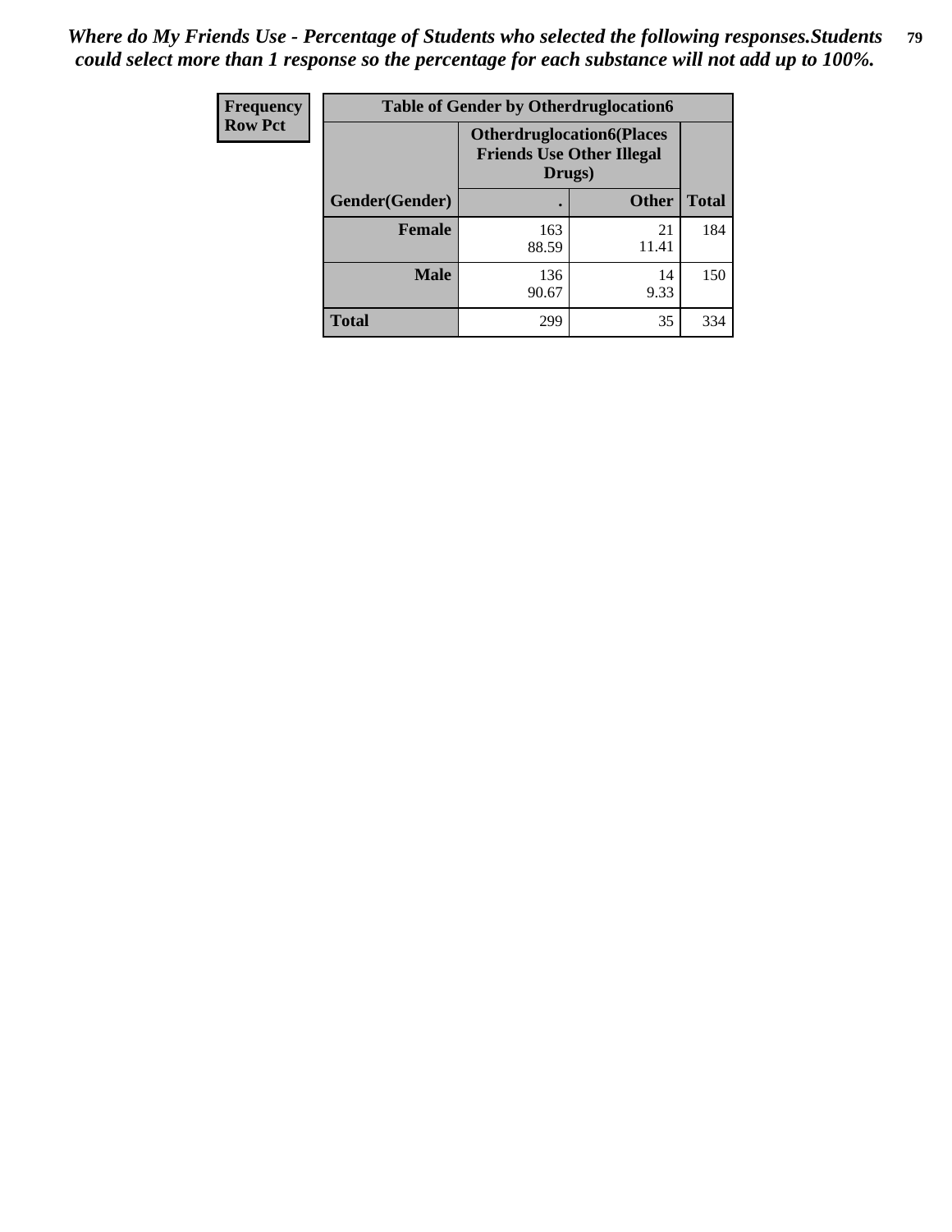*Where do My Friends Use - Percentage of Students who selected the following responses.Students could select more than 1 response so the percentage for each substance will not add up to 100%.*

| Frequency<br>Row Pct | Table of Gender by Otherdruglocation6 | | |
|---|---|---|---|
| | Otherdruglocation6(Places Friends Use Other Illegal Drugs) | | |
| Gender(Gender) | . | Other | Total |
| Female | 163<br>88.59 | 21<br>11.41 | 184 |
| Male | 136<br>90.67 | 14<br>9.33 | 150 |
| Total | 299 | 35 | 334 |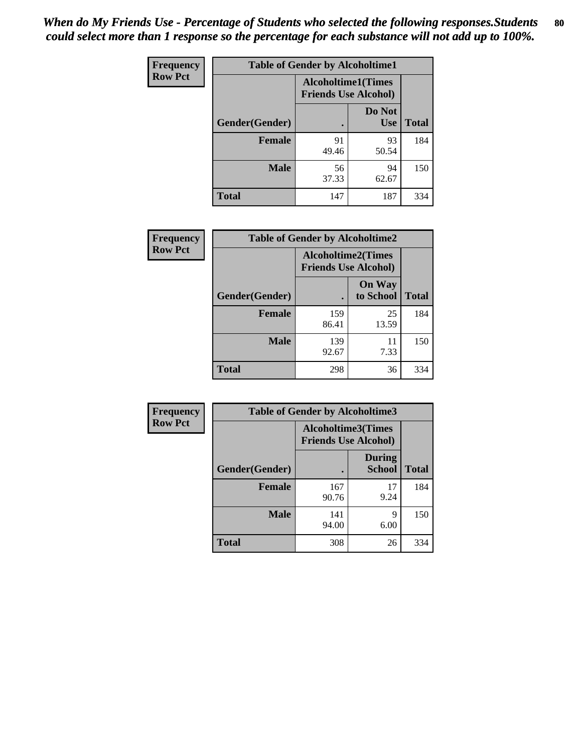*When do My Friends Use - Percentage of Students who selected the following responses.Students could select more than 1 response so the percentage for each substance will not add up to 100%.*

**Frequency**
**Row Pct**

| Table of Gender by Alcoholtime1 | | | |
|---|---|---|---|
| | Alcoholtime1(Times Friends Use Alcohol) | | |
| Gender(Gender) | . | Do Not Use | Total |
| **Female** | 91<br>49.46 | 93<br>50.54 | 184 |
| **Male** | 56<br>37.33 | 94<br>62.67 | 150 |
| **Total** | 147 | 187 | 334 |

**Frequency**
**Row Pct**

| Table of Gender by Alcoholtime2 | | | |
|---|---|---|---|
| | Alcoholtime2(Times Friends Use Alcohol) | | |
| Gender(Gender) | . | On Way to School | Total |
| **Female** | 159<br>86.41 | 25<br>13.59 | 184 |
| **Male** | 139<br>92.67 | 11<br>7.33 | 150 |
| **Total** | 298 | 36 | 334 |

**Frequency**
**Row Pct**

| Table of Gender by Alcoholtime3 | | | |
|---|---|---|---|
| | Alcoholtime3(Times Friends Use Alcohol) | | |
| Gender(Gender) | . | During School | Total |
| **Female** | 167<br>90.76 | 17<br>9.24 | 184 |
| **Male** | 141<br>94.00 | 9<br>6.00 | 150 |
| **Total** | 308 | 26 | 334 |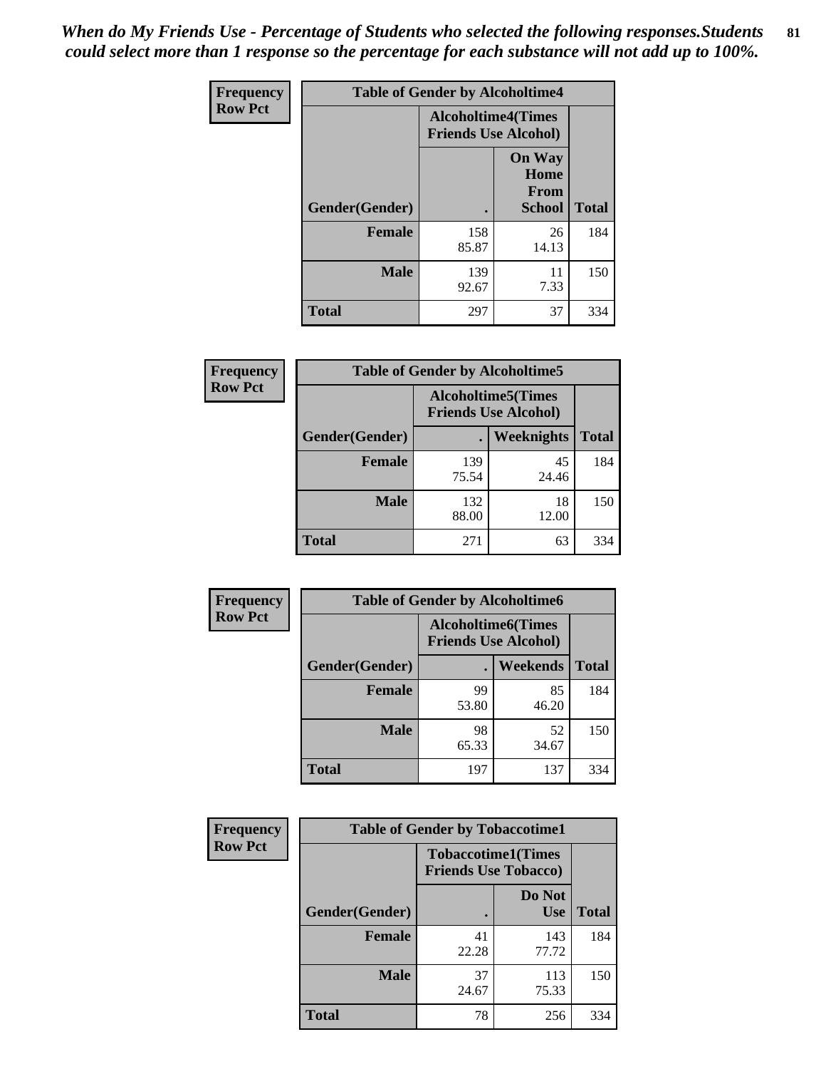*When do My Friends Use - Percentage of Students who selected the following responses.Students could select more than 1 response so the percentage for each substance will not add up to 100%.*

**Frequency**
**Row Pct**

| Table of Gender by Alcoholtime4 | | | |
|---|---|---|---|
| | Alcoholtime4(Times Friends Use Alcohol) | | |
| Gender(Gender) | . | On Way Home From School | Total |
| **Female** | 158<br>85.87 | 26<br>14.13 | 184 |
| **Male** | 139<br>92.67 | 11<br>7.33 | 150 |
| **Total** | 297 | 37 | 334 |

**Frequency**
**Row Pct**

| Table of Gender by Alcoholtime5 | | | |
|---|---|---|---|
| | Alcoholtime5(Times Friends Use Alcohol) | | |
| Gender(Gender) | . | Weeknights | Total |
| **Female** | 139<br>75.54 | 45<br>24.46 | 184 |
| **Male** | 132<br>88.00 | 18<br>12.00 | 150 |
| **Total** | 271 | 63 | 334 |

**Frequency**
**Row Pct**

| Table of Gender by Alcoholtime6 | | | |
|---|---|---|---|
| | Alcoholtime6(Times Friends Use Alcohol) | | |
| Gender(Gender) | . | Weekends | Total |
| **Female** | 99<br>53.80 | 85<br>46.20 | 184 |
| **Male** | 98<br>65.33 | 52<br>34.67 | 150 |
| **Total** | 197 | 137 | 334 |

**Frequency**
**Row Pct**

| Table of Gender by Tobaccotime1 | | | |
|---|---|---|---|
| | Tobaccotime1(Times Friends Use Tobacco) | | |
| Gender(Gender) | . | Do Not Use | Total |
| **Female** | 41<br>22.28 | 143<br>77.72 | 184 |
| **Male** | 37<br>24.67 | 113<br>75.33 | 150 |
| **Total** | 78 | 256 | 334 |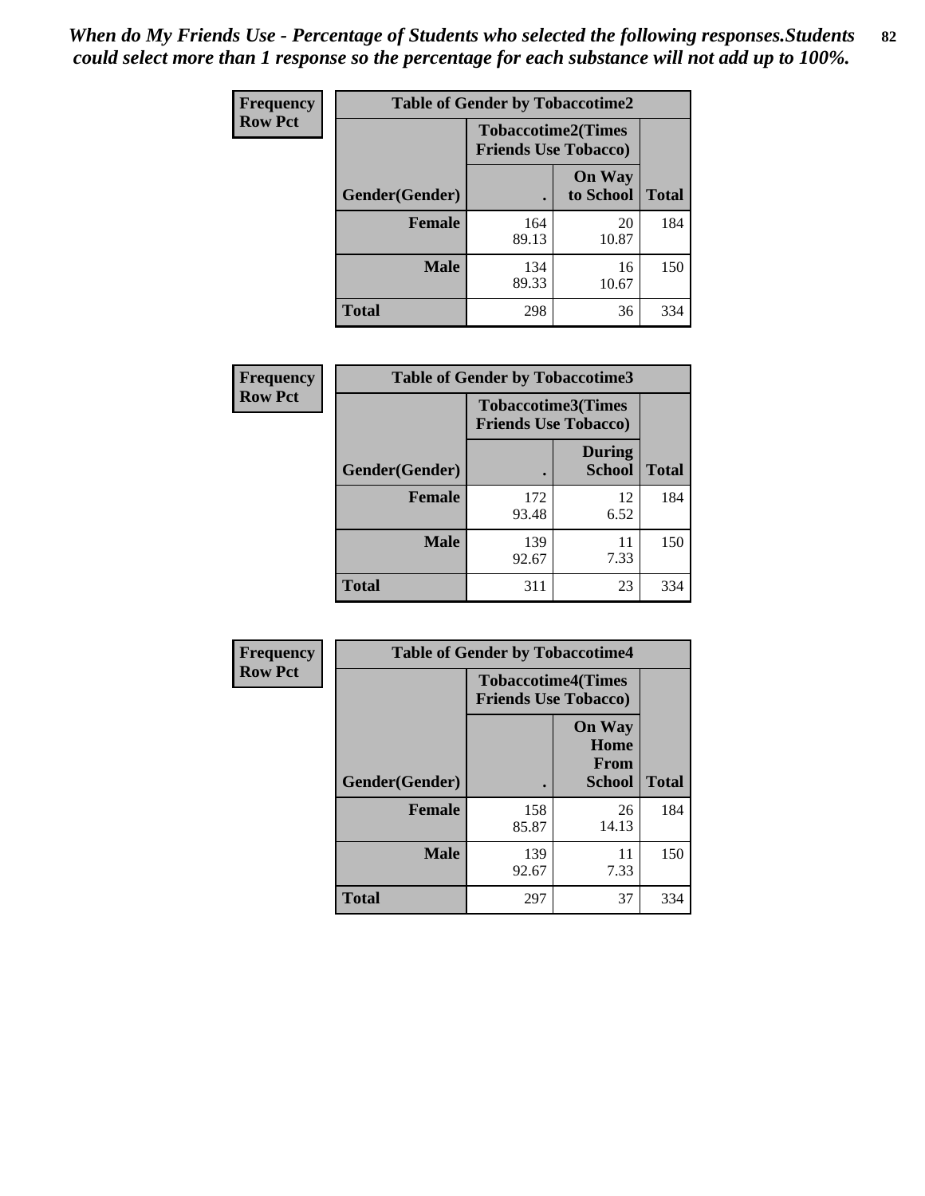*When do My Friends Use - Percentage of Students who selected the following responses.Students could select more than 1 response so the percentage for each substance will not add up to 100%.*

**Frequency**
**Row Pct**

| Table of Gender by Tobaccotime2 | | | |
|---|---|---|---|
| | Tobaccotime2(Times Friends Use Tobacco) | | |
| Gender(Gender) | . | On Way to School | Total |
| **Female** | 164<br>89.13 | 20<br>10.87 | 184 |
| **Male** | 134<br>89.33 | 16<br>10.67 | 150 |
| **Total** | 298 | 36 | 334 |

**Frequency**
**Row Pct**

| Table of Gender by Tobaccotime3 | | | |
|---|---|---|---|
| | Tobaccotime3(Times Friends Use Tobacco) | | |
| Gender(Gender) | . | During School | Total |
| **Female** | 172<br>93.48 | 12<br>6.52 | 184 |
| **Male** | 139<br>92.67 | 11<br>7.33 | 150 |
| **Total** | 311 | 23 | 334 |

**Frequency**
**Row Pct**

| Table of Gender by Tobaccotime4 | | | |
|---|---|---|---|
| | Tobaccotime4(Times Friends Use Tobacco) | | |
| Gender(Gender) | . | On Way Home From School | Total |
| **Female** | 158<br>85.87 | 26<br>14.13 | 184 |
| **Male** | 139<br>92.67 | 11<br>7.33 | 150 |
| **Total** | 297 | 37 | 334 |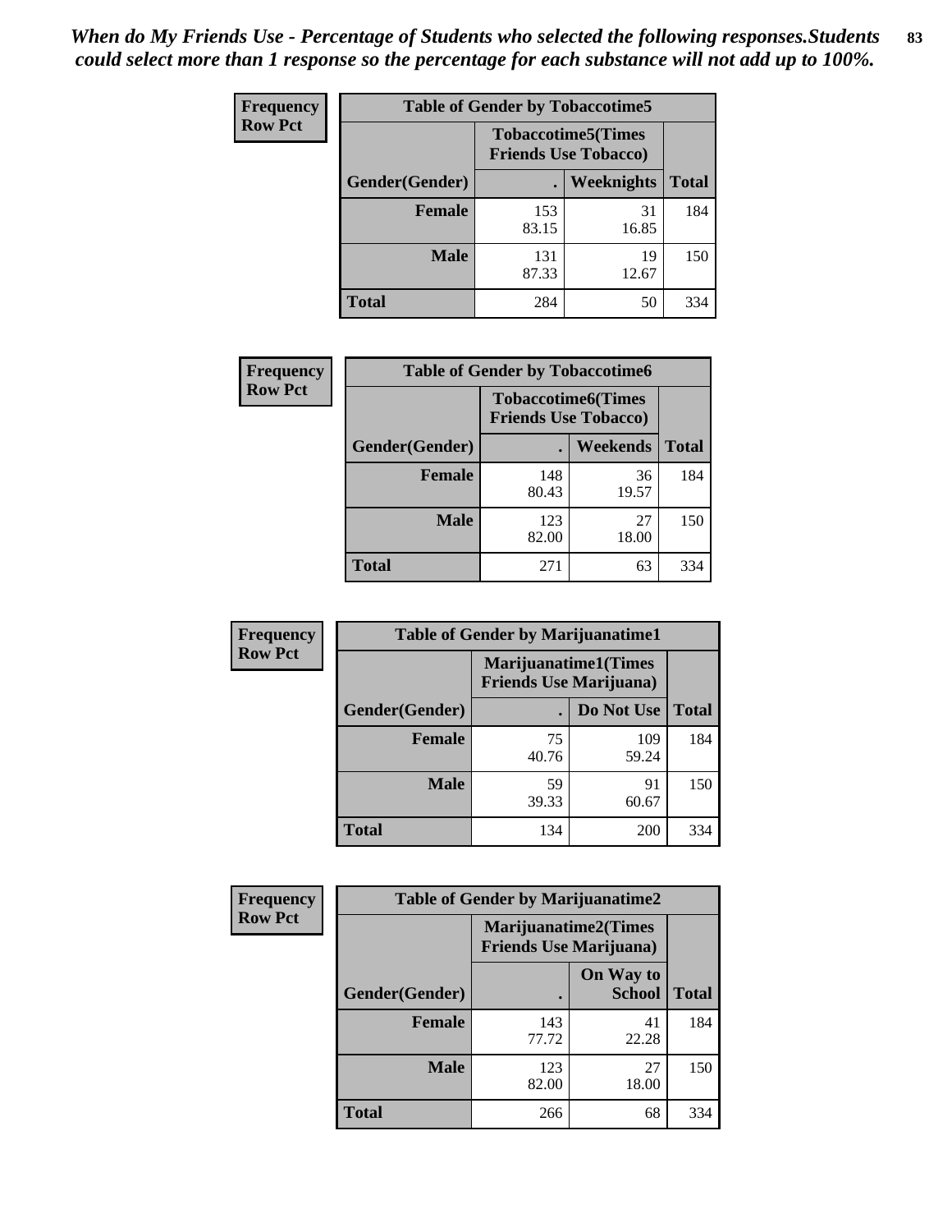*When do My Friends Use - Percentage of Students who selected the following responses.Students could select more than 1 response so the percentage for each substance will not add up to 100%.*

**Frequency**
**Row Pct**

| Table of Gender by Tobaccotime5 | | | |
|---|---|---|---|
| | Tobaccotime5(Times Friends Use Tobacco) | | |
| Gender(Gender) | . | Weeknights | Total |
| Female | 153<br>83.15 | 31<br>16.85 | 184 |
| Male | 131<br>87.33 | 19<br>12.67 | 150 |
| Total | 284 | 50 | 334 |

**Frequency**
**Row Pct**

| Table of Gender by Tobaccotime6 | | | |
|---|---|---|---|
| | Tobaccotime6(Times Friends Use Tobacco) | | |
| Gender(Gender) | . | Weekends | Total |
| Female | 148<br>80.43 | 36<br>19.57 | 184 |
| Male | 123<br>82.00 | 27<br>18.00 | 150 |
| Total | 271 | 63 | 334 |

**Frequency**
**Row Pct**

| Table of Gender by Marijuanatime1 | | | |
|---|---|---|---|
| | Marijuanatime1(Times Friends Use Marijuana) | | |
| Gender(Gender) | . | Do Not Use | Total |
| Female | 75<br>40.76 | 109<br>59.24 | 184 |
| Male | 59<br>39.33 | 91<br>60.67 | 150 |
| Total | 134 | 200 | 334 |

**Frequency**
**Row Pct**

| Table of Gender by Marijuanatime2 | | | |
|---|---|---|---|
| | Marijuanatime2(Times Friends Use Marijuana) | | |
| Gender(Gender) | . | On Way to School | Total |
| Female | 143<br>77.72 | 41<br>22.28 | 184 |
| Male | 123<br>82.00 | 27<br>18.00 | 150 |
| Total | 266 | 68 | 334 |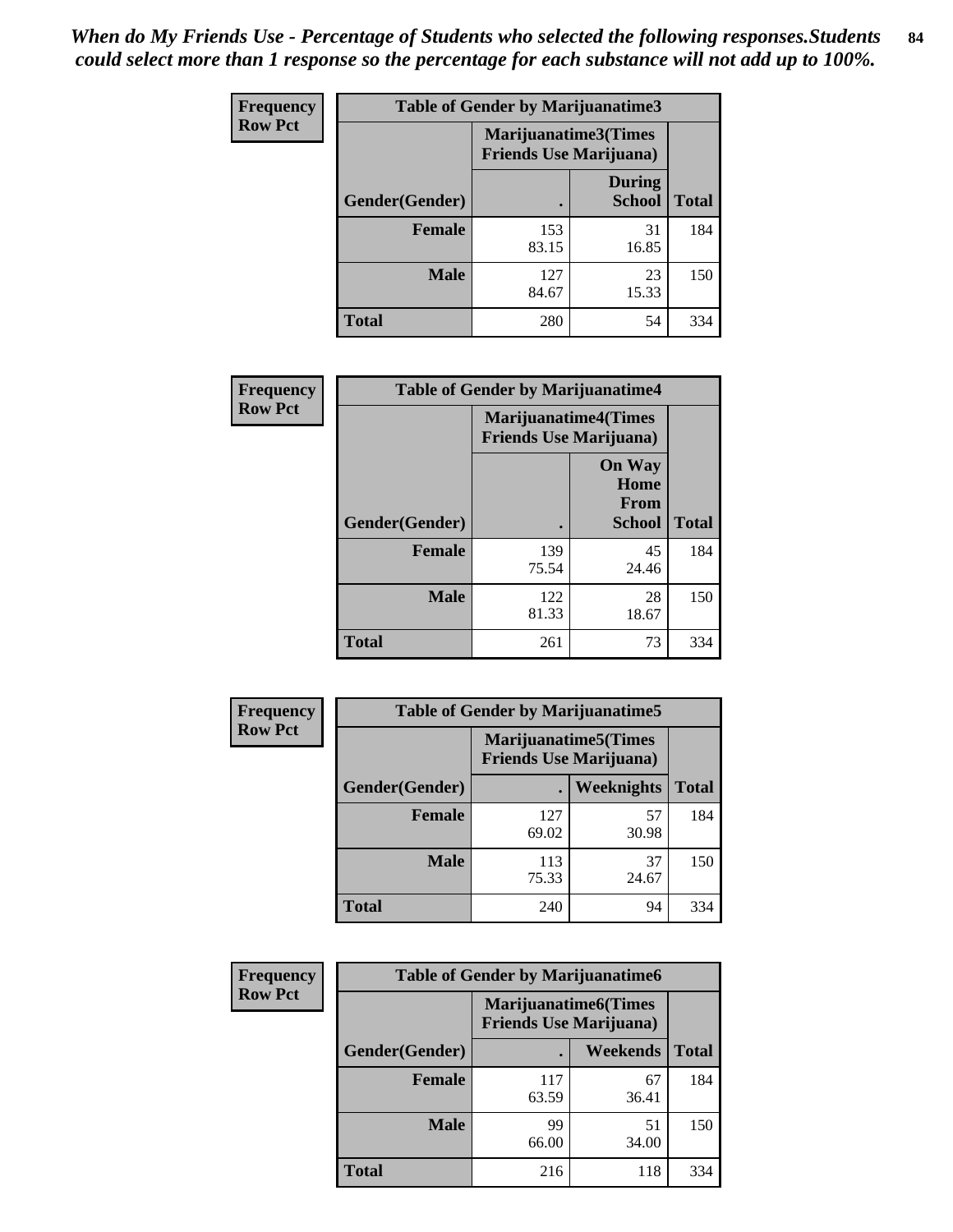*When do My Friends Use - Percentage of Students who selected the following responses.Students could select more than 1 response so the percentage for each substance will not add up to 100%.*

**Frequency**
**Row Pct**

| Table of Gender by Marijuanatime3 | | | |
|---|---|---|---|
| | Marijuanatime3(Times Friends Use Marijuana) | | |
| Gender(Gender) | . | During School | Total |
| Female | 153<br>83.15 | 31<br>16.85 | 184 |
| Male | 127<br>84.67 | 23<br>15.33 | 150 |
| Total | 280 | 54 | 334 |

**Frequency**
**Row Pct**

| Table of Gender by Marijuanatime4 | | | |
|---|---|---|---|
| | Marijuanatime4(Times Friends Use Marijuana) | | |
| Gender(Gender) | . | On Way Home From School | Total |
| Female | 139<br>75.54 | 45<br>24.46 | 184 |
| Male | 122<br>81.33 | 28<br>18.67 | 150 |
| Total | 261 | 73 | 334 |

**Frequency**
**Row Pct**

| Table of Gender by Marijuanatime5 | | | |
|---|---|---|---|
| | Marijuanatime5(Times Friends Use Marijuana) | | |
| Gender(Gender) | . | Weeknights | Total |
| Female | 127<br>69.02 | 57<br>30.98 | 184 |
| Male | 113<br>75.33 | 37<br>24.67 | 150 |
| Total | 240 | 94 | 334 |

**Frequency**
**Row Pct**

| Table of Gender by Marijuanatime6 | | | |
|---|---|---|---|
| | Marijuanatime6(Times Friends Use Marijuana) | | |
| Gender(Gender) | . | Weekends | Total |
| Female | 117<br>63.59 | 67<br>36.41 | 184 |
| Male | 99<br>66.00 | 51<br>34.00 | 150 |
| Total | 216 | 118 | 334 |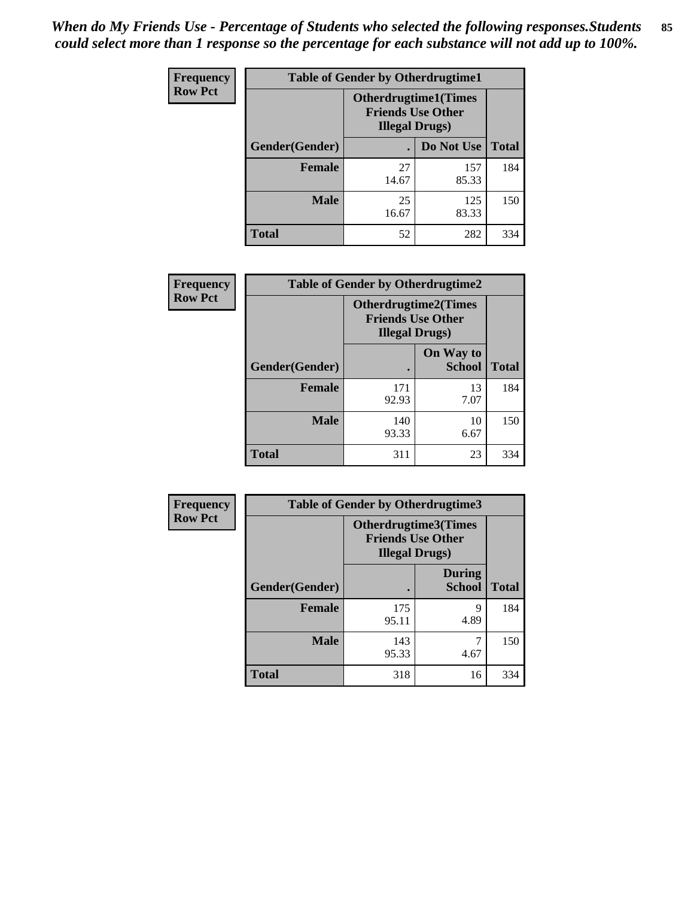*When do My Friends Use - Percentage of Students who selected the following responses.Students could select more than 1 response so the percentage for each substance will not add up to 100%.*

**Frequency**
**Row Pct**

| Table of Gender by Otherdrugtime1 | | | |
|---|---|---|---|
| | Otherdrugtime1(Times Friends Use Other Illegal Drugs) | | |
| Gender(Gender) | . | Do Not Use | Total |
| **Female** | 27<br>14.67 | 157<br>85.33 | 184 |
| **Male** | 25<br>16.67 | 125<br>83.33 | 150 |
| **Total** | 52 | 282 | 334 |

**Frequency**
**Row Pct**

| Table of Gender by Otherdrugtime2 | | | |
|---|---|---|---|
| | Otherdrugtime2(Times Friends Use Other Illegal Drugs) | | |
| Gender(Gender) | . | On Way to School | Total |
| **Female** | 171<br>92.93 | 13<br>7.07 | 184 |
| **Male** | 140<br>93.33 | 10<br>6.67 | 150 |
| **Total** | 311 | 23 | 334 |

**Frequency**
**Row Pct**

| Table of Gender by Otherdrugtime3 | | | |
|---|---|---|---|
| | Otherdrugtime3(Times Friends Use Other Illegal Drugs) | | |
| Gender(Gender) | . | During School | Total |
| **Female** | 175<br>95.11 | 9<br>4.89 | 184 |
| **Male** | 143<br>95.33 | 7<br>4.67 | 150 |
| **Total** | 318 | 16 | 334 |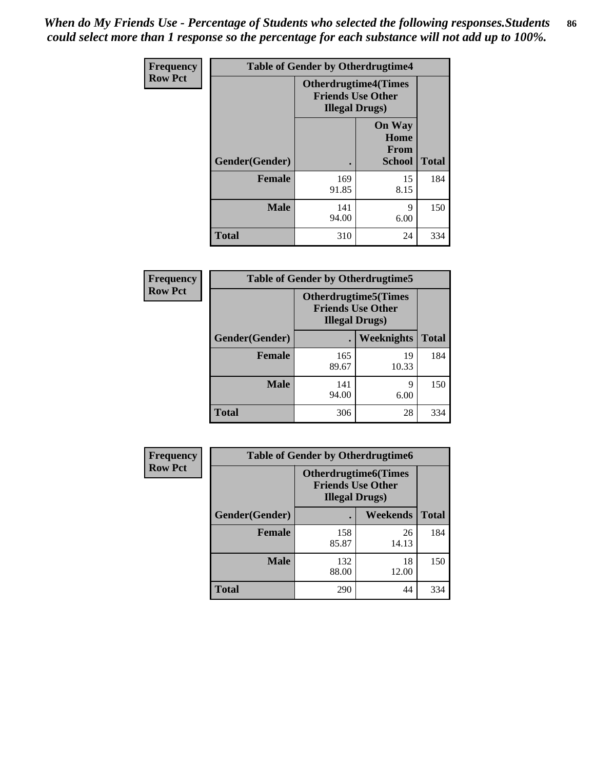*When do My Friends Use - Percentage of Students who selected the following responses.Students could select more than 1 response so the percentage for each substance will not add up to 100%.*

| Frequency Row Pct | Table of Gender by Otherdrugtime4 | | |
|---|---|---|---|
| | Otherdrugtime4(Times Friends Use Other Illegal Drugs) | | |
| Gender(Gender) | . | On Way Home From School | Total |
| Female | 169<br>91.85 | 15<br>8.15 | 184 |
| Male | 141<br>94.00 | 9<br>6.00 | 150 |
| Total | 310 | 24 | 334 |

| Frequency Row Pct | Table of Gender by Otherdrugtime5 | | |
|---|---|---|---|
| | Otherdrugtime5(Times Friends Use Other Illegal Drugs) | | |
| Gender(Gender) | . | Weeknights | Total |
| Female | 165<br>89.67 | 19<br>10.33 | 184 |
| Male | 141<br>94.00 | 9<br>6.00 | 150 |
| Total | 306 | 28 | 334 |

| Frequency Row Pct | Table of Gender by Otherdrugtime6 | | |
|---|---|---|---|
| | Otherdrugtime6(Times Friends Use Other Illegal Drugs) | | |
| Gender(Gender) | . | Weekends | Total |
| Female | 158<br>85.87 | 26<br>14.13 | 184 |
| Male | 132<br>88.00 | 18<br>12.00 | 150 |
| Total | 290 | 44 | 334 |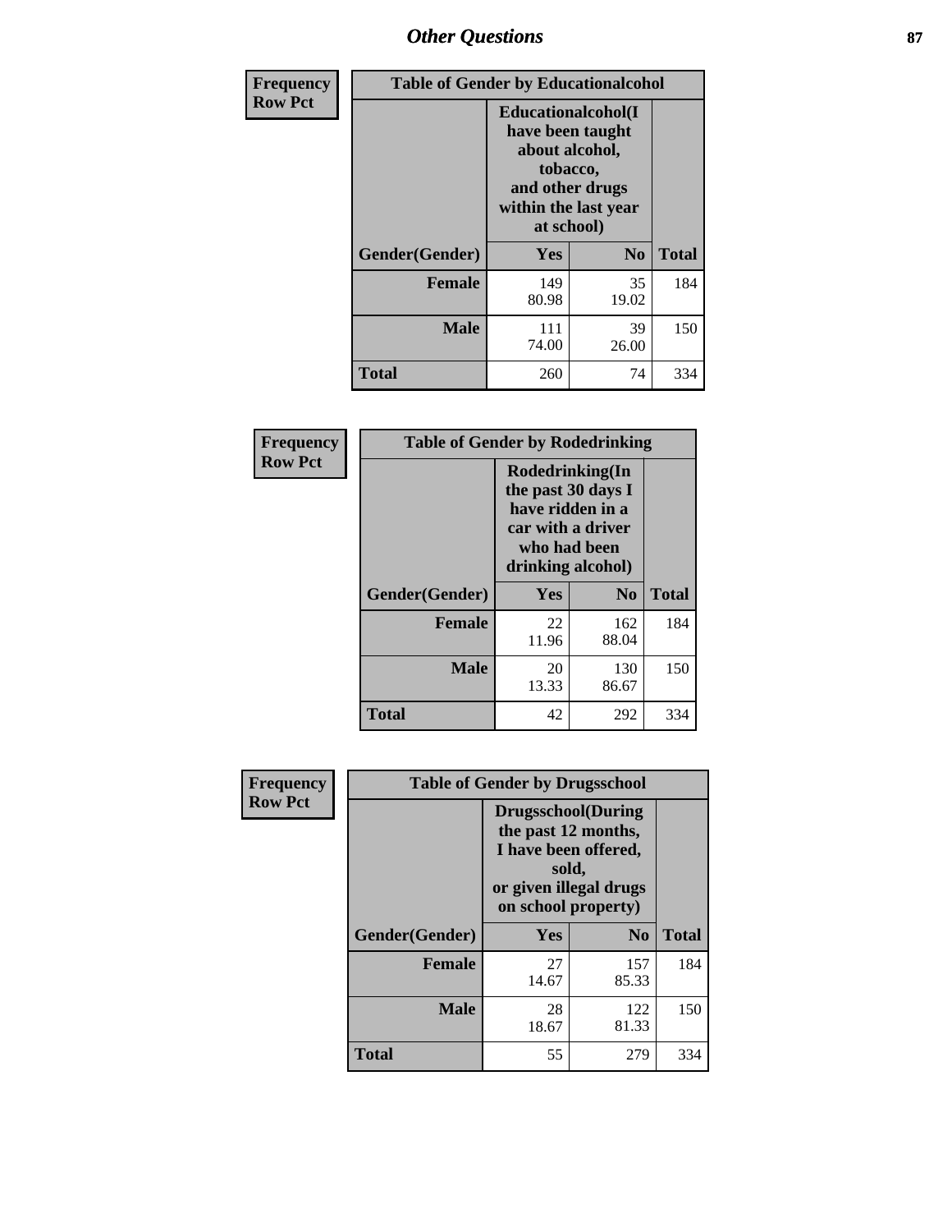## Other Questions

**Frequency**
**Row Pct**

| Table of Gender by Educationalcohol | | | |
|---|---|---|---|
| | Educationalcohol(I have been taught about alcohol, tobacco, and other drugs within the last year at school) | | |
| Gender(Gender) | Yes | No | Total |
| Female | 149<br>80.98 | 35<br>19.02 | 184 |
| Male | 111<br>74.00 | 39<br>26.00 | 150 |
| Total | 260 | 74 | 334 |

**Frequency**
**Row Pct**

| Table of Gender by Rodedrinking | | | |
|---|---|---|---|
| | Rodedrinking(In the past 30 days I have ridden in a car with a driver who had been drinking alcohol) | | |
| Gender(Gender) | Yes | No | Total |
| Female | 22<br>11.96 | 162<br>88.04 | 184 |
| Male | 20<br>13.33 | 130<br>86.67 | 150 |
| Total | 42 | 292 | 334 |

**Frequency**
**Row Pct**

| Table of Gender by Drugsschool | | | |
|---|---|---|---|
| | Drugsschool(During the past 12 months, I have been offered, sold, or given illegal drugs on school property) | | |
| Gender(Gender) | Yes | No | Total |
| Female | 27<br>14.67 | 157<br>85.33 | 184 |
| Male | 28<br>18.67 | 122<br>81.33 | 150 |
| Total | 55 | 279 | 334 |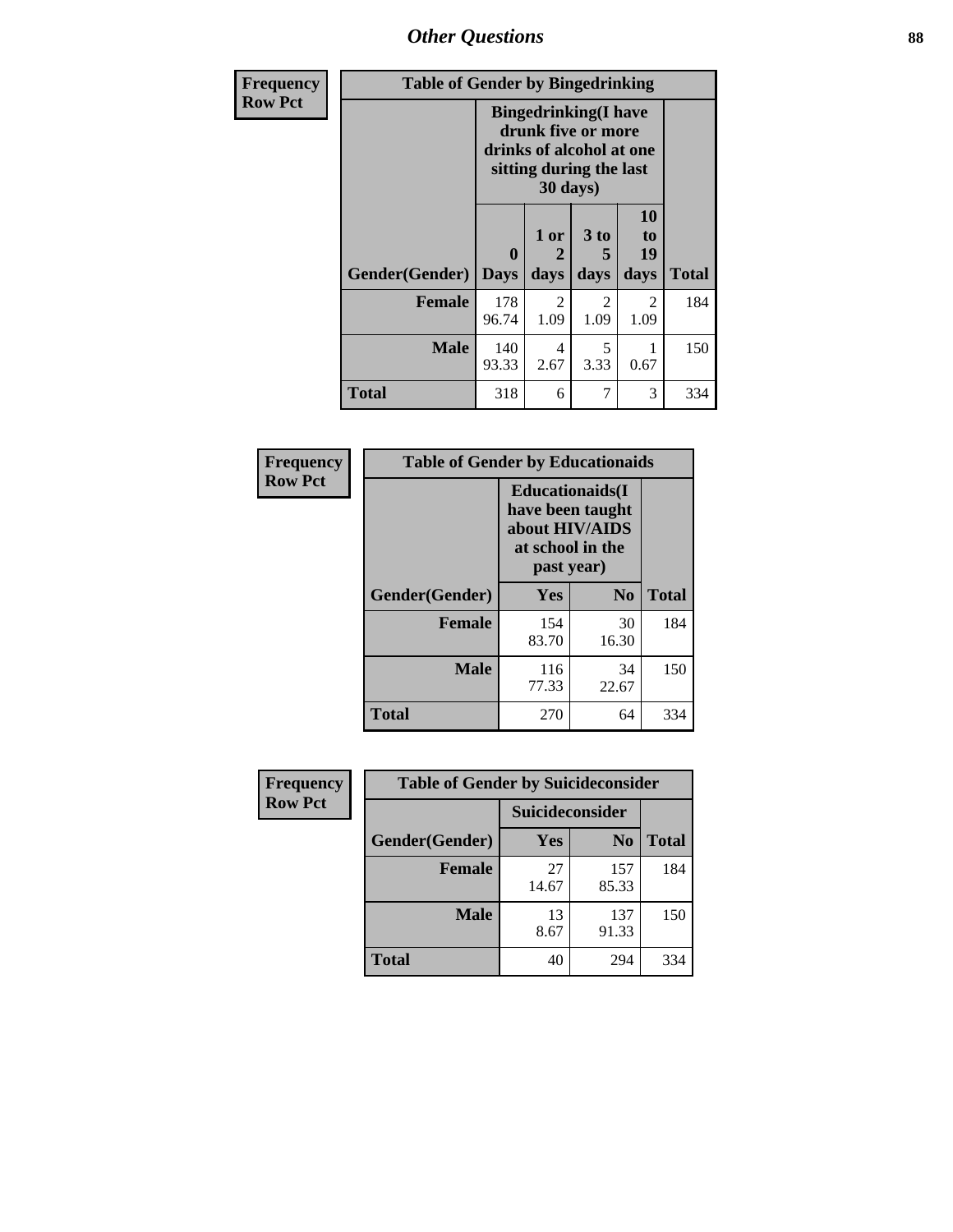## Other Questions

**Frequency**
**Row Pct**

| Table of Gender by Bingedrinking | | | | | |
|---|---|---|---|---|---|
| | Bingedrinking(I have drunk five or more drinks of alcohol at one sitting during the last 30 days) | | | | |
| Gender(Gender) | 0 Days | 1 or 2 days | 3 to 5 days | 10 to 19 days | Total |
| **Female** | 178<br>96.74 | 2<br>1.09 | 2<br>1.09 | 2<br>1.09 | 184 |
| **Male** | 140<br>93.33 | 4<br>2.67 | 5<br>3.33 | 1<br>0.67 | 150 |
| **Total** | 318 | 6 | 7 | 3 | 334 |

**Frequency**
**Row Pct**

| Table of Gender by Educationaids | | | |
|---|---|---|---|
| | Educationaids(I have been taught about HIV/AIDS at school in the past year) | | |
| Gender(Gender) | Yes | No | Total |
| **Female** | 154<br>83.70 | 30<br>16.30 | 184 |
| **Male** | 116<br>77.33 | 34<br>22.67 | 150 |
| **Total** | 270 | 64 | 334 |

**Frequency**
**Row Pct**

| Table of Gender by Suicideconsider | | | |
|---|---|---|---|
| | Suicideconsider | | |
| Gender(Gender) | Yes | No | Total |
| **Female** | 27<br>14.67 | 157<br>85.33 | 184 |
| **Male** | 13<br>8.67 | 137<br>91.33 | 150 |
| **Total** | 40 | 294 | 334 |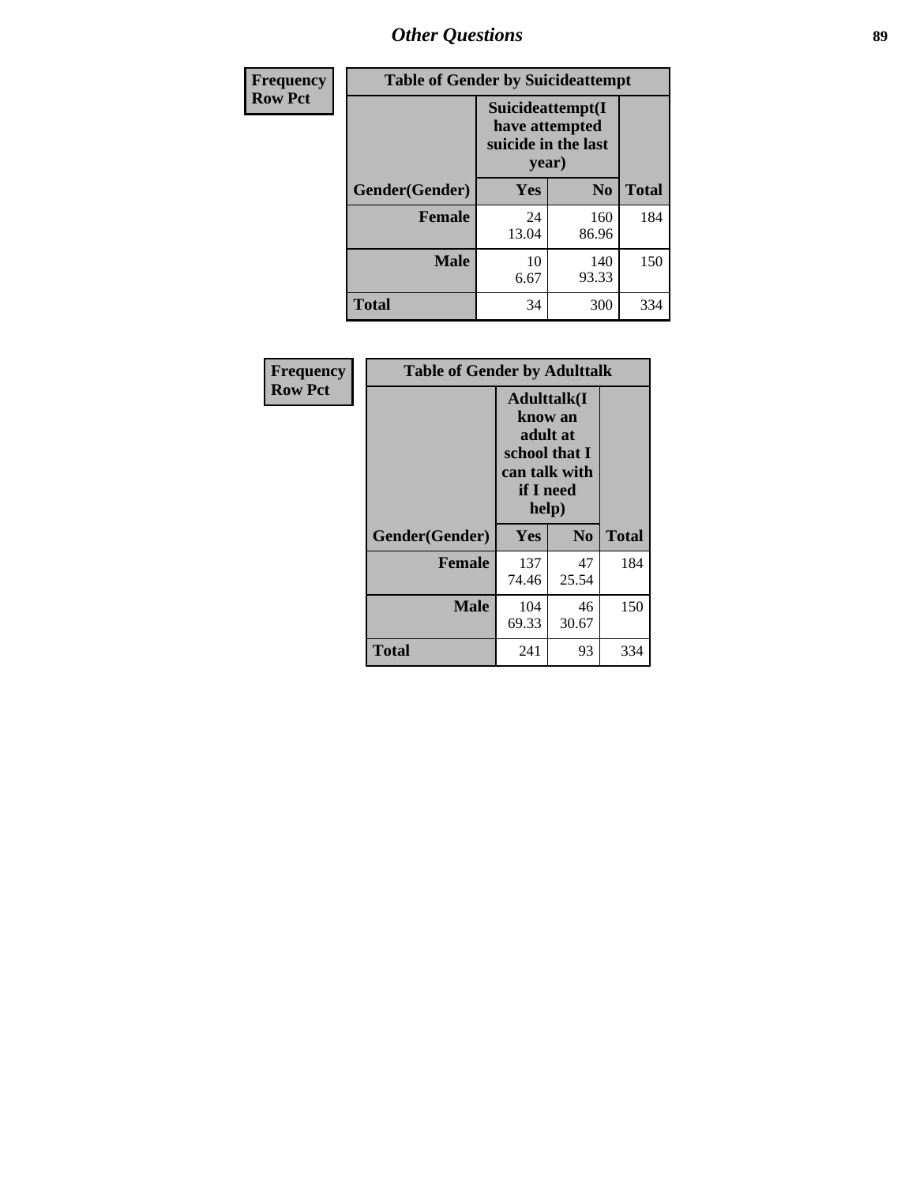| Frequency Row Pct | Table of Gender by Suicideattempt | | |
|---|---|---|---|
| | Suicideattempt(I have attempted suicide in the last year) | | |
| Gender(Gender) | Yes | No | Total |
| Female | 24<br>13.04 | 160<br>86.96 | 184 |
| Male | 10<br>6.67 | 140<br>93.33 | 150 |
| Total | 34 | 300 | 334 |

| Frequency Row Pct | Table of Gender by Adulttalk | | |
|---|---|---|---|
| | Adulttalk(I know an adult at school that I can talk with if I need help) | | |
| Gender(Gender) | Yes | No | Total |
| Female | 137<br>74.46 | 47<br>25.54 | 184 |
| Male | 104<br>69.33 | 46<br>30.67 | 150 |
| Total | 241 | 93 | 334 |